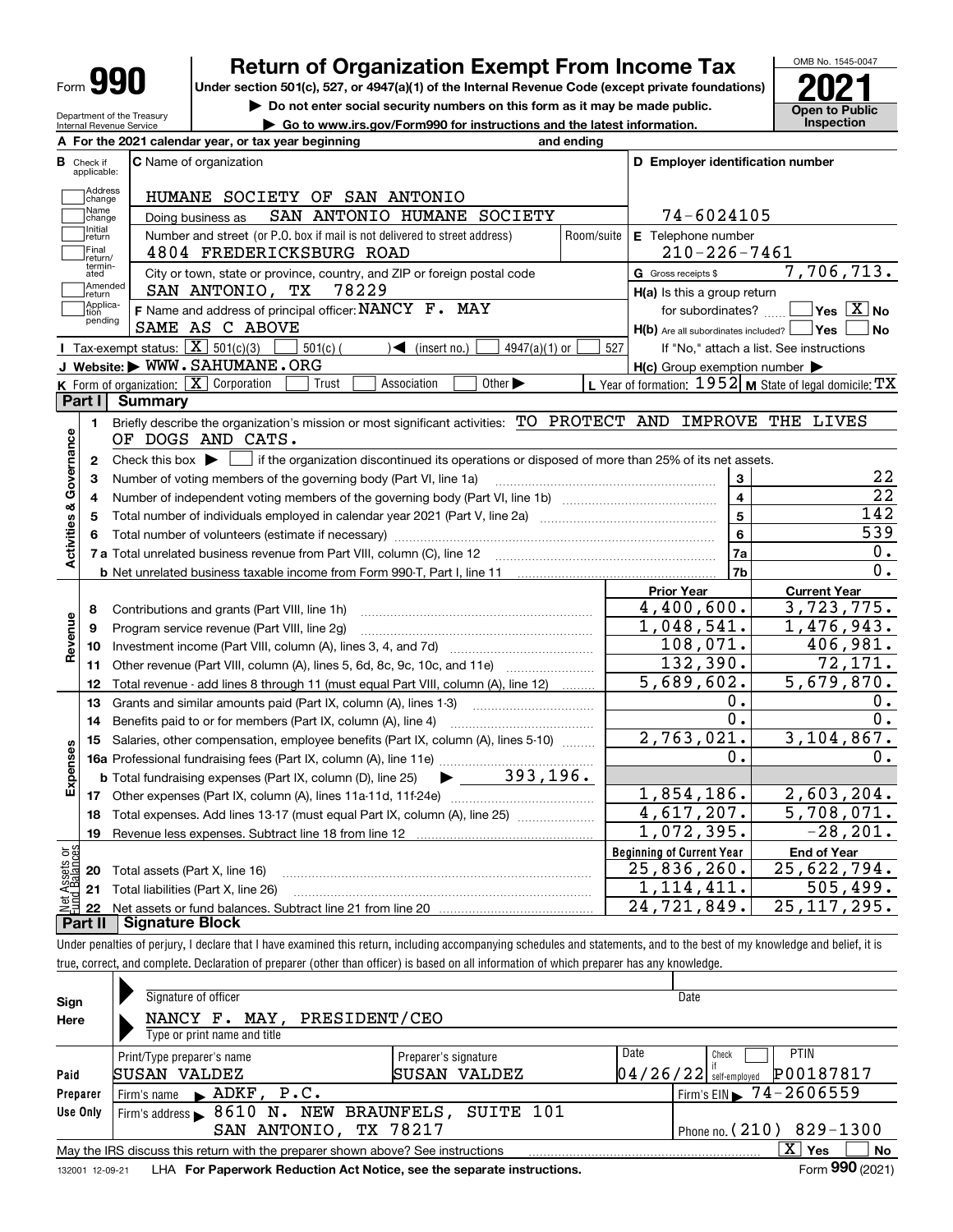Form **990**

# Return of Organization Exempt From Income Tax

**Under section 501(c), 527, or 4947(a)(1) of the Internal Revenue Code (except private foundations)**

▶ Do not enter social security numbers on this form as it may be made public.

▶ Go to www.irs.gov/Form990 for instructions and the latest information.

Department of the Treasury
Internal Revenue Service

OMB No. 1545-0047

**2021**

**Open to Public Inspection**

**A** For the 2021 calendar year, or tax year beginning and ending

**B** Check if applicable: Address change, Name change, Initial return, Final return/terminated, Amended return, Application pending

**C** Name of organization
HUMANE SOCIETY OF SAN ANTONIO
Doing business as SAN ANTONIO HUMANE SOCIETY

Number and street (or P.O. box if mail is not delivered to street address) Room/suite
4804 FREDERICKSBURG ROAD

City or town, state or province, country, and ZIP or foreign postal code
SAN ANTONIO, TX 78229

**F** Name and address of principal officer: NANCY F. MAY
SAME AS C ABOVE

**D** Employer identification number
74-6024105

**E** Telephone number
210-226-7461

**G** Gross receipts $ 7,706,713.

**H(a)** Is this a group return for subordinates? ☐ Yes ☒ No

**H(b)** Are all subordinates included? ☐ Yes ☐ No
If "No," attach a list. See instructions

**H(c)** Group exemption number ▶

**I** Tax-exempt status: ☒ 501(c)(3) ☐ 501(c) ( ) ◀ (insert no.) ☐ 4947(a)(1) or ☐ 527

**J** Website: ▶ WWW.SAHUMANE.ORG

**K** Form of organization: ☒ Corporation ☐ Trust ☐ Association ☐ Other ▶

**L** Year of formation: 1952 **M** State of legal domicile: TX

## Part I Summary

**Activities & Governance**

1. Briefly describe the organization's mission or most significant activities: TO PROTECT AND IMPROVE THE LIVES OF DOGS AND CATS.
2. Check this box ▶ ☐ if the organization discontinued its operations or disposed of more than 25% of its net assets.

| | | Line | Value |
|---|---|---|---|
| 3 | Number of voting members of the governing body (Part VI, line 1a) | 3 | 22 |
| 4 | Number of independent voting members of the governing body (Part VI, line 1b) | 4 | 22 |
| 5 | Total number of individuals employed in calendar year 2021 (Part V, line 2a) | 5 | 142 |
| 6 | Total number of volunteers (estimate if necessary) | 6 | 539 |
| 7a | Total unrelated business revenue from Part VIII, column (C), line 12 | 7a | 0. |
| b | Net unrelated business taxable income from Form 990-T, Part I, line 11 | 7b | 0. |

| | | Prior Year | Current Year |
|---|---|---|---|
| **Revenue** | | | |
| 8 | Contributions and grants (Part VIII, line 1h) | 4,400,600. | 3,723,775. |
| 9 | Program service revenue (Part VIII, line 2g) | 1,048,541. | 1,476,943. |
| 10 | Investment income (Part VIII, column (A), lines 3, 4, and 7d) | 108,071. | 406,981. |
| 11 | Other revenue (Part VIII, column (A), lines 5, 6d, 8c, 9c, 10c, and 11e) | 132,390. | 72,171. |
| 12 | Total revenue - add lines 8 through 11 (must equal Part VIII, column (A), line 12) | 5,689,602. | 5,679,870. |
| **Expenses** | | | |
| 13 | Grants and similar amounts paid (Part IX, column (A), lines 1-3) | 0. | 0. |
| 14 | Benefits paid to or for members (Part IX, column (A), line 4) | 0. | 0. |
| 15 | Salaries, other compensation, employee benefits (Part IX, column (A), lines 5-10) | 2,763,021. | 3,104,867. |
| 16a | Professional fundraising fees (Part IX, column (A), line 11e) | 0. | 0. |
| b | Total fundraising expenses (Part IX, column (D), line 25) ▶ 393,196. | | |
| 17 | Other expenses (Part IX, column (A), lines 11a-11d, 11f-24e) | 1,854,186. | 2,603,204. |
| 18 | Total expenses. Add lines 13-17 (must equal Part IX, column (A), line 25) | 4,617,207. | 5,708,071. |
| 19 | Revenue less expenses. Subtract line 18 from line 12 | 1,072,395. | -28,201. |

| **Net Assets or Fund Balances** | | Beginning of Current Year | End of Year |
|---|---|---|---|
| 20 | Total assets (Part X, line 16) | 25,836,260. | 25,622,794. |
| 21 | Total liabilities (Part X, line 26) | 1,114,411. | 505,499. |
| 22 | Net assets or fund balances. Subtract line 21 from line 20 | 24,721,849. | 25,117,295. |

## Part II Signature Block

Under penalties of perjury, I declare that I have examined this return, including accompanying schedules and statements, and to the best of my knowledge and belief, it is true, correct, and complete. Declaration of preparer (other than officer) is based on all information of which preparer has any knowledge.

**Sign Here**

Signature of officer | Date

NANCY F. MAY, PRESIDENT/CEO
Type or print name and title

**Paid Preparer Use Only**

| Print/Type preparer's name | Preparer's signature | Date | Check if self-employed | PTIN |
|---|---|---|---|---|
| SUSAN VALDEZ | SUSAN VALDEZ | 04/26/22 | ☐ | P00187817 |

Firm's name ▶ ADKF, P.C. Firm's EIN ▶ 74-2606559

Firm's address ▶ 8610 N. NEW BRAUNFELS, SUITE 101
SAN ANTONIO, TX 78217 Phone no. (210) 829-1300

May the IRS discuss this return with the preparer shown above? See instructions ☒ Yes ☐ No

132001 12-09-21 LHA **For Paperwork Reduction Act Notice, see the separate instructions.** Form **990** (2021)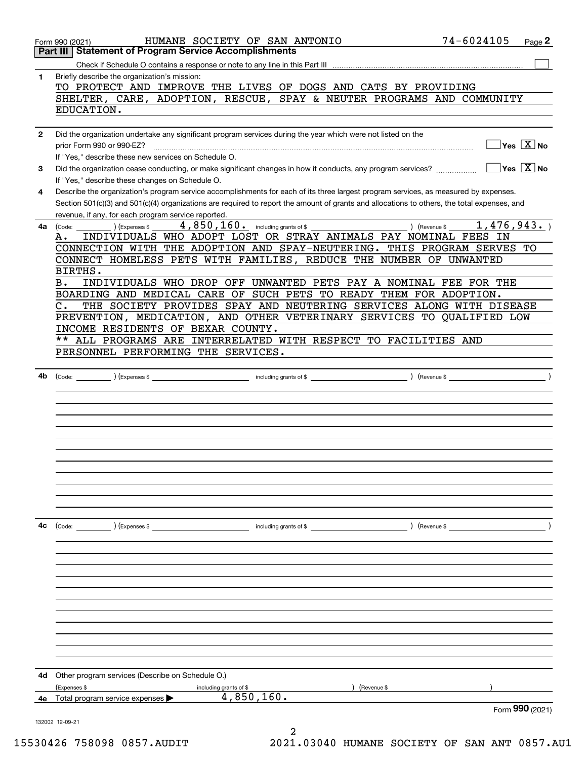Form 990 (2021) HUMANE SOCIETY OF SAN ANTONIO 74-6024105 Page 2

## Part III Statement of Program Service Accomplishments

Check if Schedule O contains a response or note to any line in this Part III

**1** Briefly describe the organization's mission:

TO PROTECT AND IMPROVE THE LIVES OF DOGS AND CATS BY PROVIDING SHELTER, CARE, ADOPTION, RESCUE, SPAY & NEUTER PROGRAMS AND COMMUNITY EDUCATION.

**2** Did the organization undertake any significant program services during the year which were not listed on the prior Form 990 or 990-EZ? Yes [X] No

If "Yes," describe these new services on Schedule O.

**3** Did the organization cease conducting, or make significant changes in how it conducts, any program services? Yes [X] No

If "Yes," describe these changes on Schedule O.

**4** Describe the organization's program service accomplishments for each of its three largest program services, as measured by expenses. Section 501(c)(3) and 501(c)(4) organizations are required to report the amount of grants and allocations to others, the total expenses, and revenue, if any, for each program service reported.

**4a** (Code: ) (Expenses $ 4,850,160. including grants of $ ) (Revenue $ 1,476,943. )

A. INDIVIDUALS WHO ADOPT LOST OR STRAY ANIMALS PAY NOMINAL FEES IN CONNECTION WITH THE ADOPTION AND SPAY-NEUTERING. THIS PROGRAM SERVES TO CONNECT HOMELESS PETS WITH FAMILIES, REDUCE THE NUMBER OF UNWANTED BIRTHS.

B. INDIVIDUALS WHO DROP OFF UNWANTED PETS PAY A NOMINAL FEE FOR THE BOARDING AND MEDICAL CARE OF SUCH PETS TO READY THEM FOR ADOPTION.

C. THE SOCIETY PROVIDES SPAY AND NEUTERING SERVICES ALONG WITH DISEASE PREVENTION, MEDICATION, AND OTHER VETERINARY SERVICES TO QUALIFIED LOW INCOME RESIDENTS OF BEXAR COUNTY.

** ALL PROGRAMS ARE INTERRELATED WITH RESPECT TO FACILITIES AND PERSONNEL PERFORMING THE SERVICES.

**4b** (Code: ) (Expenses $ including grants of $ ) (Revenue $ )

**4c** (Code: ) (Expenses $ including grants of $ ) (Revenue $ )

**4d** Other program services (Describe on Schedule O.)

(Expenses $ including grants of $ ) (Revenue $ )

**4e** Total program service expenses 4,850,160.

Form **990** (2021)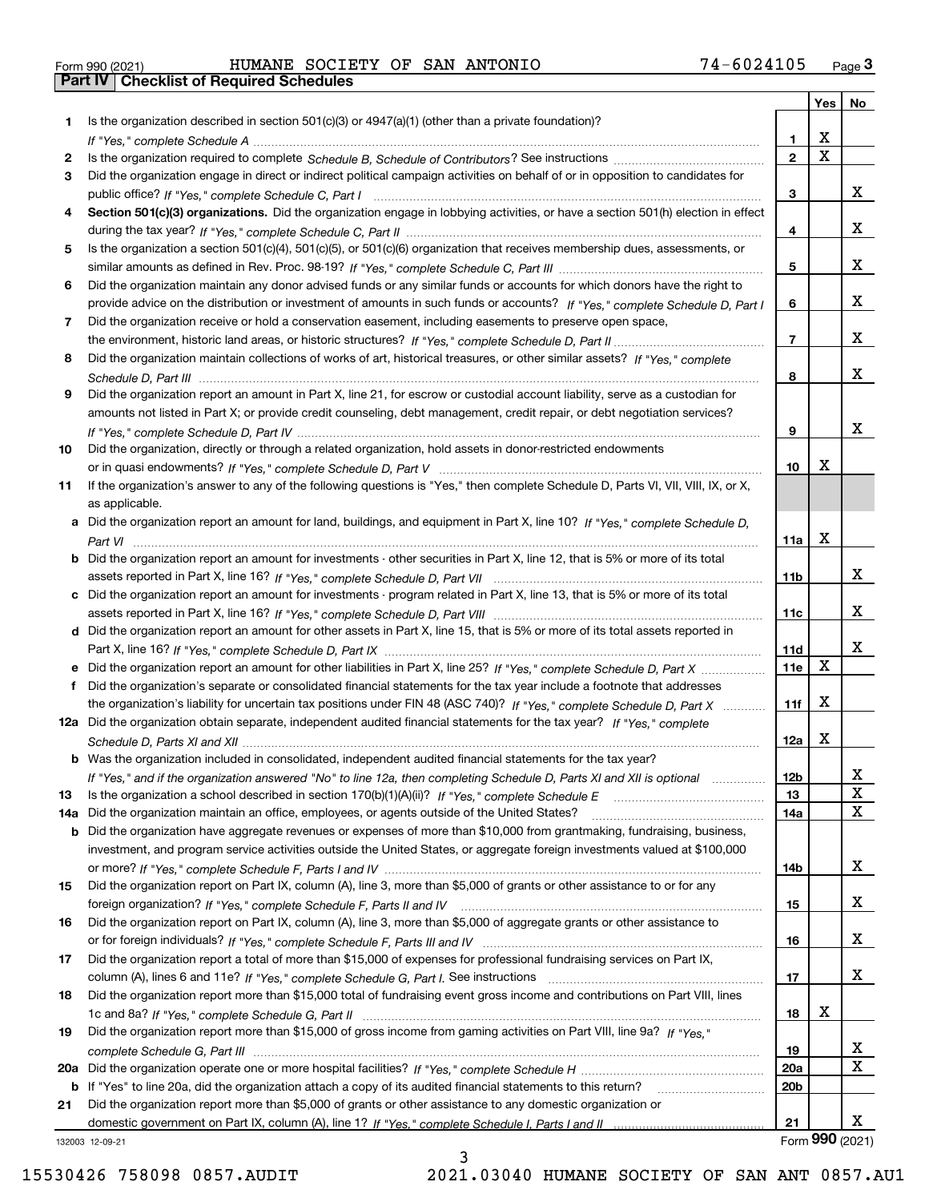Form 990 (2021) HUMANE SOCIETY OF SAN ANTONIO 74-6024105 Page 3

**Part IV | Checklist of Required Schedules**

| | | | Yes | No |
|---|---|---|---|---|
| 1 | Is the organization described in section 501(c)(3) or 4947(a)(1) (other than a private foundation)? *If "Yes," complete Schedule A* | 1 | X | |
| 2 | Is the organization required to complete *Schedule B, Schedule of Contributors*? See instructions | 2 | X | |
| 3 | Did the organization engage in direct or indirect political campaign activities on behalf of or in opposition to candidates for public office? *If "Yes," complete Schedule C, Part I* | 3 | | X |
| 4 | **Section 501(c)(3) organizations.** Did the organization engage in lobbying activities, or have a section 501(h) election in effect during the tax year? *If "Yes," complete Schedule C, Part II* | 4 | | X |
| 5 | Is the organization a section 501(c)(4), 501(c)(5), or 501(c)(6) organization that receives membership dues, assessments, or similar amounts as defined in Rev. Proc. 98-19? *If "Yes," complete Schedule C, Part III* | 5 | | X |
| 6 | Did the organization maintain any donor advised funds or any similar funds or accounts for which donors have the right to provide advice on the distribution or investment of amounts in such funds or accounts? *If "Yes," complete Schedule D, Part I* | 6 | | X |
| 7 | Did the organization receive or hold a conservation easement, including easements to preserve open space, the environment, historic land areas, or historic structures? *If "Yes," complete Schedule D, Part II* | 7 | | X |
| 8 | Did the organization maintain collections of works of art, historical treasures, or other similar assets? *If "Yes," complete Schedule D, Part III* | 8 | | X |
| 9 | Did the organization report an amount in Part X, line 21, for escrow or custodial account liability, serve as a custodian for amounts not listed in Part X; or provide credit counseling, debt management, credit repair, or debt negotiation services? *If "Yes," complete Schedule D, Part IV* | 9 | | X |
| 10 | Did the organization, directly or through a related organization, hold assets in donor-restricted endowments or in quasi endowments? *If "Yes," complete Schedule D, Part V* | 10 | X | |
| 11 | If the organization's answer to any of the following questions is "Yes," then complete Schedule D, Parts VI, VII, VIII, IX, or X, as applicable. | | | |
| a | Did the organization report an amount for land, buildings, and equipment in Part X, line 10? *If "Yes," complete Schedule D, Part VI* | 11a | X | |
| b | Did the organization report an amount for investments - other securities in Part X, line 12, that is 5% or more of its total assets reported in Part X, line 16? *If "Yes," complete Schedule D, Part VII* | 11b | | X |
| c | Did the organization report an amount for investments - program related in Part X, line 13, that is 5% or more of its total assets reported in Part X, line 16? *If "Yes," complete Schedule D, Part VIII* | 11c | | X |
| d | Did the organization report an amount for other assets in Part X, line 15, that is 5% or more of its total assets reported in Part X, line 16? *If "Yes," complete Schedule D, Part IX* | 11d | | X |
| e | Did the organization report an amount for other liabilities in Part X, line 25? *If "Yes," complete Schedule D, Part X* | 11e | X | |
| f | Did the organization's separate or consolidated financial statements for the tax year include a footnote that addresses the organization's liability for uncertain tax positions under FIN 48 (ASC 740)? *If "Yes," complete Schedule D, Part X* | 11f | X | |
| 12a | Did the organization obtain separate, independent audited financial statements for the tax year? *If "Yes," complete Schedule D, Parts XI and XII* | 12a | X | |
| b | Was the organization included in consolidated, independent audited financial statements for the tax year? *If "Yes," and if the organization answered "No" to line 12a, then completing Schedule D, Parts XI and XII is optional* | 12b | | X |
| 13 | Is the organization a school described in section 170(b)(1)(A)(ii)? *If "Yes," complete Schedule E* | 13 | | X |
| 14a | Did the organization maintain an office, employees, or agents outside of the United States? | 14a | | X |
| b | Did the organization have aggregate revenues or expenses of more than $10,000 from grantmaking, fundraising, business, investment, and program service activities outside the United States, or aggregate foreign investments valued at $100,000 or more? *If "Yes," complete Schedule F, Parts I and IV* | 14b | | X |
| 15 | Did the organization report on Part IX, column (A), line 3, more than $5,000 of grants or other assistance to or for any foreign organization? *If "Yes," complete Schedule F, Parts II and IV* | 15 | | X |
| 16 | Did the organization report on Part IX, column (A), line 3, more than $5,000 of aggregate grants or other assistance to or for foreign individuals? *If "Yes," complete Schedule F, Parts III and IV* | 16 | | X |
| 17 | Did the organization report a total of more than $15,000 of expenses for professional fundraising services on Part IX, column (A), lines 6 and 11e? *If "Yes," complete Schedule G, Part I.* See instructions | 17 | | X |
| 18 | Did the organization report more than $15,000 total of fundraising event gross income and contributions on Part VIII, lines 1c and 8a? *If "Yes," complete Schedule G, Part II* | 18 | X | |
| 19 | Did the organization report more than $15,000 of gross income from gaming activities on Part VIII, line 9a? *If "Yes," complete Schedule G, Part III* | 19 | | X |
| 20a | Did the organization operate one or more hospital facilities? *If "Yes," complete Schedule H* | 20a | | X |
| b | If "Yes" to line 20a, did the organization attach a copy of its audited financial statements to this return? | 20b | | |
| 21 | Did the organization report more than $5,000 of grants or other assistance to any domestic organization or domestic government on Part IX, column (A), line 1? *If "Yes," complete Schedule I, Parts I and II* | 21 | | X |

132003 12-09-21 Form **990** (2021)

15530426 758098 0857.AUDIT 2021.03040 HUMANE SOCIETY OF SAN ANT 0857.AU1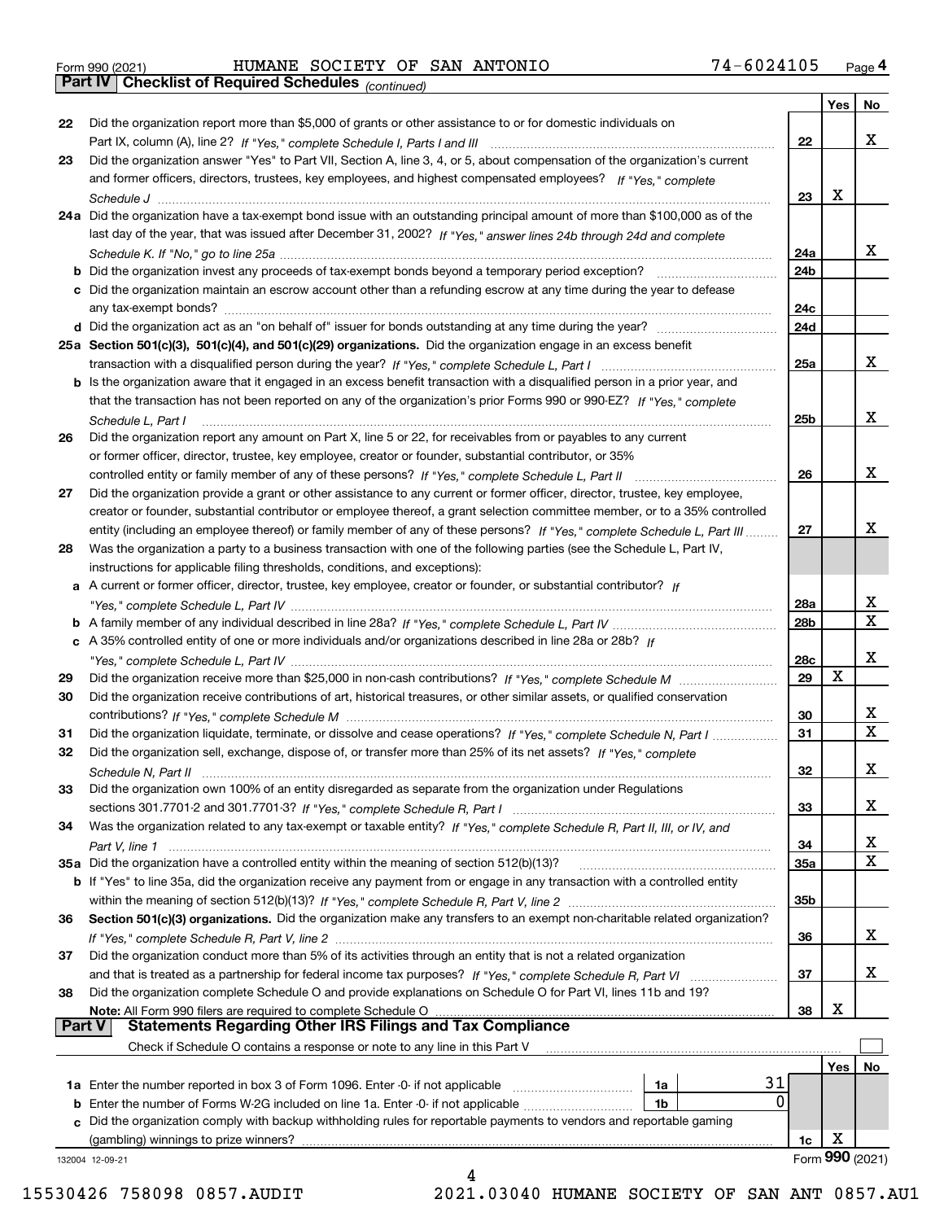Form 990 (2021) HUMANE SOCIETY OF SAN ANTONIO 74-6024105 Page 4

## Part IV Checklist of Required Schedules *(continued)*

| | | | Yes | No |
|---|---|---|---|---|
| 22 | Did the organization report more than $5,000 of grants or other assistance to or for domestic individuals on Part IX, column (A), line 2? *If "Yes," complete Schedule I, Parts I and III* | 22 | | X |
| 23 | Did the organization answer "Yes" to Part VII, Section A, line 3, 4, or 5, about compensation of the organization's current and former officers, directors, trustees, key employees, and highest compensated employees? *If "Yes," complete Schedule J* | 23 | X | |
| 24a | Did the organization have a tax-exempt bond issue with an outstanding principal amount of more than $100,000 as of the last day of the year, that was issued after December 31, 2002? *If "Yes," answer lines 24b through 24d and complete Schedule K. If "No," go to line 25a* | 24a | | X |
| b | Did the organization invest any proceeds of tax-exempt bonds beyond a temporary period exception? | 24b | | |
| c | Did the organization maintain an escrow account other than a refunding escrow at any time during the year to defease any tax-exempt bonds? | 24c | | |
| d | Did the organization act as an "on behalf of" issuer for bonds outstanding at any time during the year? | 24d | | |
| 25a | **Section 501(c)(3), 501(c)(4), and 501(c)(29) organizations.** Did the organization engage in an excess benefit transaction with a disqualified person during the year? *If "Yes," complete Schedule L, Part I* | 25a | | X |
| b | Is the organization aware that it engaged in an excess benefit transaction with a disqualified person in a prior year, and that the transaction has not been reported on any of the organization's prior Forms 990 or 990-EZ? *If "Yes," complete Schedule L, Part I* | 25b | | X |
| 26 | Did the organization report any amount on Part X, line 5 or 22, for receivables from or payables to any current or former officer, director, trustee, key employee, creator or founder, substantial contributor, or 35% controlled entity or family member of any of these persons? *If "Yes," complete Schedule L, Part II* | 26 | | X |
| 27 | Did the organization provide a grant or other assistance to any current or former officer, director, trustee, key employee, creator or founder, substantial contributor or employee thereof, a grant selection committee member, or to a 35% controlled entity (including an employee thereof) or family member of any of these persons? *If "Yes," complete Schedule L, Part III* | 27 | | X |
| 28 | Was the organization a party to a business transaction with one of the following parties (see the Schedule L, Part IV, instructions for applicable filing thresholds, conditions, and exceptions): | | | |
| a | A current or former officer, director, trustee, key employee, creator or founder, or substantial contributor? *If "Yes," complete Schedule L, Part IV* | 28a | | X |
| b | A family member of any individual described in line 28a? *If "Yes," complete Schedule L, Part IV* | 28b | | X |
| c | A 35% controlled entity of one or more individuals and/or organizations described in line 28a or 28b? *If "Yes," complete Schedule L, Part IV* | 28c | | X |
| 29 | Did the organization receive more than $25,000 in non-cash contributions? *If "Yes," complete Schedule M* | 29 | X | |
| 30 | Did the organization receive contributions of art, historical treasures, or other similar assets, or qualified conservation contributions? *If "Yes," complete Schedule M* | 30 | | X |
| 31 | Did the organization liquidate, terminate, or dissolve and cease operations? *If "Yes," complete Schedule N, Part I* | 31 | | X |
| 32 | Did the organization sell, exchange, dispose of, or transfer more than 25% of its net assets? *If "Yes," complete Schedule N, Part II* | 32 | | X |
| 33 | Did the organization own 100% of an entity disregarded as separate from the organization under Regulations sections 301.7701-2 and 301.7701-3? *If "Yes," complete Schedule R, Part I* | 33 | | X |
| 34 | Was the organization related to any tax-exempt or taxable entity? *If "Yes," complete Schedule R, Part II, III, or IV, and Part V, line 1* | 34 | | X |
| 35a | Did the organization have a controlled entity within the meaning of section 512(b)(13)? | 35a | | X |
| b | If "Yes" to line 35a, did the organization receive any payment from or engage in any transaction with a controlled entity within the meaning of section 512(b)(13)? *If "Yes," complete Schedule R, Part V, line 2* | 35b | | |
| 36 | **Section 501(c)(3) organizations.** Did the organization make any transfers to an exempt non-charitable related organization? *If "Yes," complete Schedule R, Part V, line 2* | 36 | | X |
| 37 | Did the organization conduct more than 5% of its activities through an entity that is not a related organization and that is treated as a partnership for federal income tax purposes? *If "Yes," complete Schedule R, Part VI* | 37 | | X |
| 38 | Did the organization complete Schedule O and provide explanations on Schedule O for Part VI, lines 11b and 19? **Note:** All Form 990 filers are required to complete Schedule O | 38 | X | |

## Part V Statements Regarding Other IRS Filings and Tax Compliance

Check if Schedule O contains a response or note to any line in this Part V ☐

| | | | | | Yes | No |
|---|---|---|---|---|---|---|
| 1a | Enter the number reported in box 3 of Form 1096. Enter -0- if not applicable | 1a | 31 | | | |
| b | Enter the number of Forms W-2G included on line 1a. Enter -0- if not applicable | 1b | 0 | | | |
| c | Did the organization comply with backup withholding rules for reportable payments to vendors and reportable gaming (gambling) winnings to prize winners? | | | 1c | X | |

Form **990** (2021)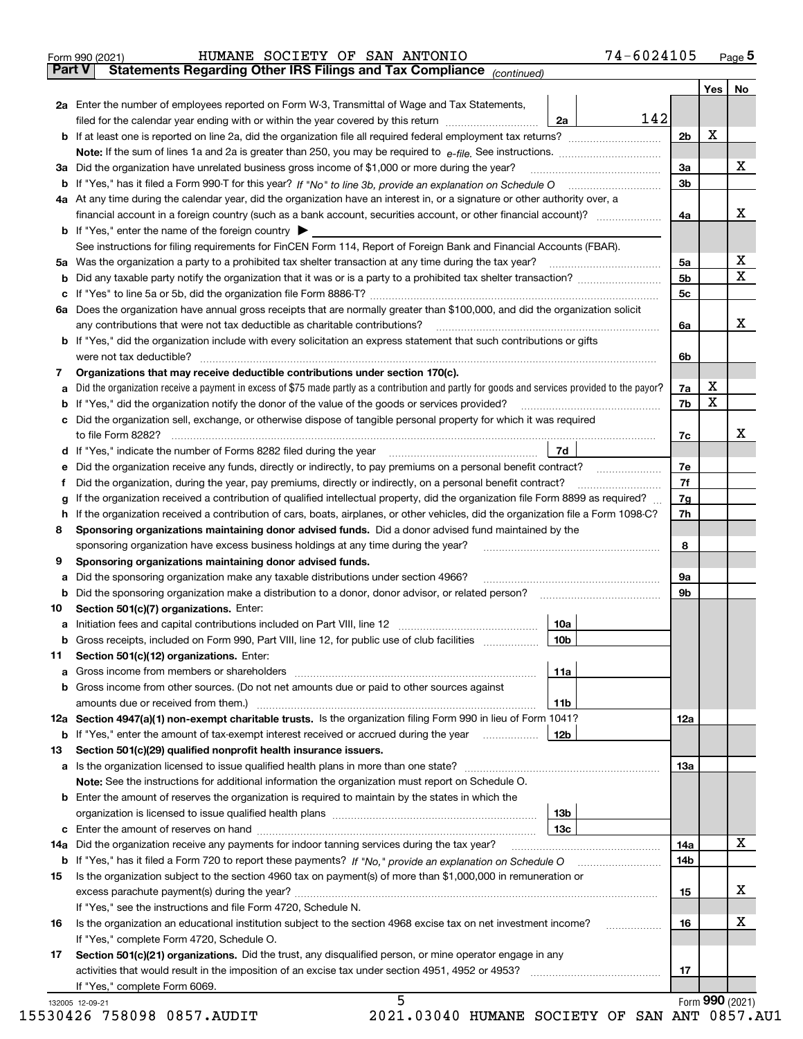Form 990 (2021) HUMANE SOCIETY OF SAN ANTONIO 74-6024105

## Part V Statements Regarding Other IRS Filings and Tax Compliance *(continued)*

| | | | | Yes | No |
|---|---|---|---|---|---|
| **2a** | Enter the number of employees reported on Form W-3, Transmittal of Wage and Tax Statements, filed for the calendar year ending with or within the year covered by this return | 2a | 142 | | |
| **b** | If at least one is reported on line 2a, did the organization file all required federal employment tax returns? | | 2b | X | |
| | **Note:** If the sum of lines 1a and 2a is greater than 250, you may be required to *e-file.* See instructions. | | | | |
| **3a** | Did the organization have unrelated business gross income of $1,000 or more during the year? | | 3a | | X |
| **b** | If "Yes," has it filed a Form 990-T for this year? *If "No" to line 3b, provide an explanation on Schedule O* | | 3b | | |
| **4a** | At any time during the calendar year, did the organization have an interest in, or a signature or other authority over, a financial account in a foreign country (such as a bank account, securities account, or other financial account)? | | 4a | | X |
| **b** | If "Yes," enter the name of the foreign country ▶ | | | | |
| | See instructions for filing requirements for FinCEN Form 114, Report of Foreign Bank and Financial Accounts (FBAR). | | | | |
| **5a** | Was the organization a party to a prohibited tax shelter transaction at any time during the tax year? | | 5a | | X |
| **b** | Did any taxable party notify the organization that it was or is a party to a prohibited tax shelter transaction? | | 5b | | X |
| **c** | If "Yes" to line 5a or 5b, did the organization file Form 8886-T? | | 5c | | |
| **6a** | Does the organization have annual gross receipts that are normally greater than $100,000, and did the organization solicit any contributions that were not tax deductible as charitable contributions? | | 6a | | X |
| **b** | If "Yes," did the organization include with every solicitation an express statement that such contributions or gifts were not tax deductible? | | 6b | | |
| **7** | **Organizations that may receive deductible contributions under section 170(c).** | | | | |
| **a** | Did the organization receive a payment in excess of $75 made partly as a contribution and partly for goods and services provided to the payor? | | 7a | X | |
| **b** | If "Yes," did the organization notify the donor of the value of the goods or services provided? | | 7b | X | |
| **c** | Did the organization sell, exchange, or otherwise dispose of tangible personal property for which it was required to file Form 8282? | | 7c | | X |
| **d** | If "Yes," indicate the number of Forms 8282 filed during the year | 7d | | | |
| **e** | Did the organization receive any funds, directly or indirectly, to pay premiums on a personal benefit contract? | | 7e | | |
| **f** | Did the organization, during the year, pay premiums, directly or indirectly, on a personal benefit contract? | | 7f | | |
| **g** | If the organization received a contribution of qualified intellectual property, did the organization file Form 8899 as required? | | 7g | | |
| **h** | If the organization received a contribution of cars, boats, airplanes, or other vehicles, did the organization file a Form 1098-C? | | 7h | | |
| **8** | **Sponsoring organizations maintaining donor advised funds.** Did a donor advised fund maintained by the sponsoring organization have excess business holdings at any time during the year? | | 8 | | |
| **9** | **Sponsoring organizations maintaining donor advised funds.** | | | | |
| **a** | Did the sponsoring organization make any taxable distributions under section 4966? | | 9a | | |
| **b** | Did the sponsoring organization make a distribution to a donor, donor advisor, or related person? | | 9b | | |
| **10** | **Section 501(c)(7) organizations.** Enter: | | | | |
| **a** | Initiation fees and capital contributions included on Part VIII, line 12 | 10a | | | |
| **b** | Gross receipts, included on Form 990, Part VIII, line 12, for public use of club facilities | 10b | | | |
| **11** | **Section 501(c)(12) organizations.** Enter: | | | | |
| **a** | Gross income from members or shareholders | 11a | | | |
| **b** | Gross income from other sources. (Do not net amounts due or paid to other sources against amounts due or received from them.) | 11b | | | |
| **12a** | **Section 4947(a)(1) non-exempt charitable trusts.** Is the organization filing Form 990 in lieu of Form 1041? | | 12a | | |
| **b** | If "Yes," enter the amount of tax-exempt interest received or accrued during the year | 12b | | | |
| **13** | **Section 501(c)(29) qualified nonprofit health insurance issuers.** | | | | |
| **a** | Is the organization licensed to issue qualified health plans in more than one state? | | 13a | | |
| | **Note:** See the instructions for additional information the organization must report on Schedule O. | | | | |
| **b** | Enter the amount of reserves the organization is required to maintain by the states in which the organization is licensed to issue qualified health plans | 13b | | | |
| **c** | Enter the amount of reserves on hand | 13c | | | |
| **14a** | Did the organization receive any payments for indoor tanning services during the tax year? | | 14a | | X |
| **b** | If "Yes," has it filed a Form 720 to report these payments? *If "No," provide an explanation on Schedule O* | | 14b | | |
| **15** | Is the organization subject to the section 4960 tax on payment(s) of more than $1,000,000 in remuneration or excess parachute payment(s) during the year? | | 15 | | X |
| | If "Yes," see the instructions and file Form 4720, Schedule N. | | | | |
| **16** | Is the organization an educational institution subject to the section 4968 excise tax on net investment income? | | 16 | | X |
| | If "Yes," complete Form 4720, Schedule O. | | | | |
| **17** | **Section 501(c)(21) organizations.** Did the trust, any disqualified person, or mine operator engage in any activities that would result in the imposition of an excise tax under section 4951, 4952 or 4953? | | 17 | | |
| | If "Yes," complete Form 6069. | | | | |

Form **990** (2021)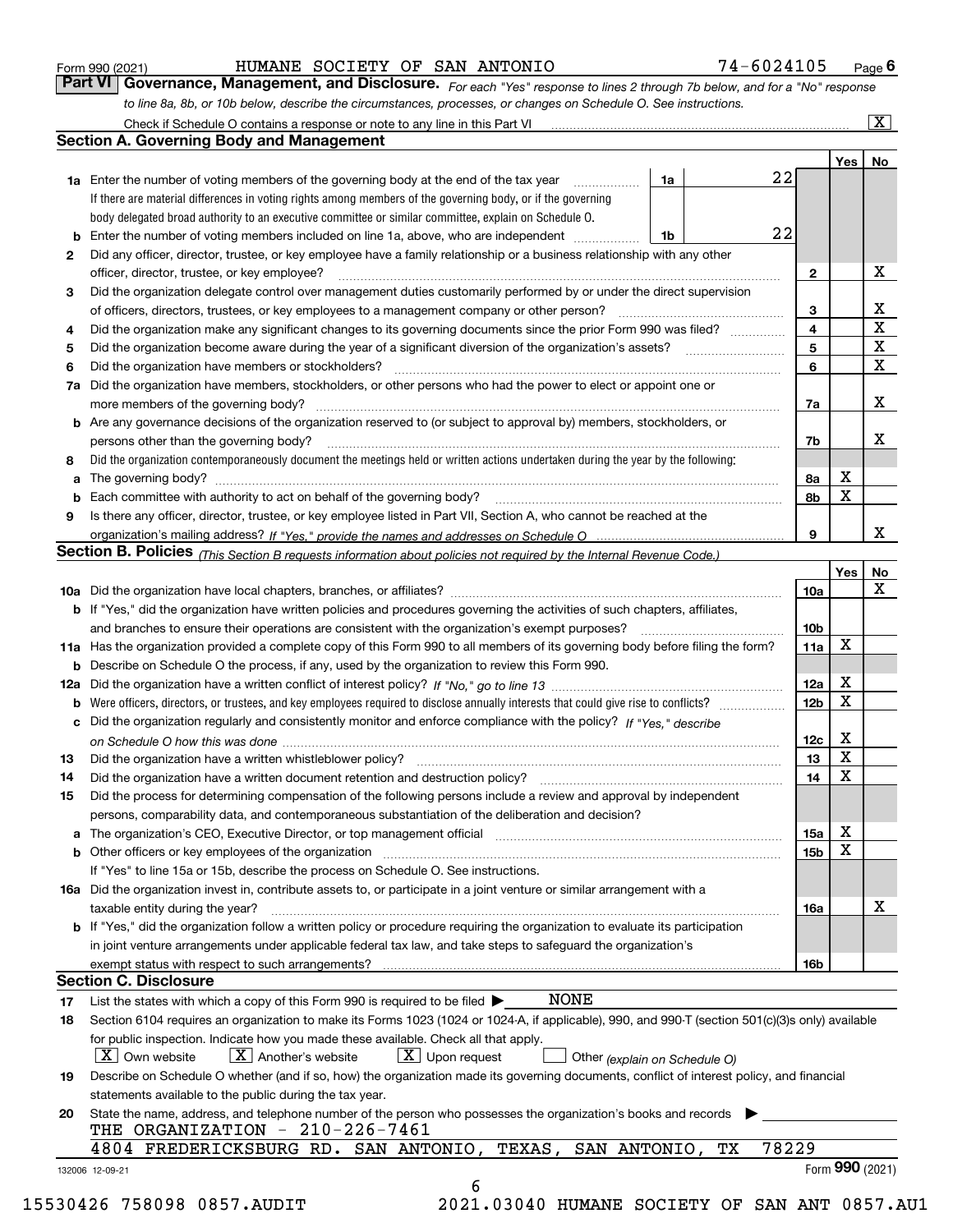Form 990 (2021) HUMANE SOCIETY OF SAN ANTONIO 74-6024105

## Part VI Governance, Management, and Disclosure.

*For each "Yes" response to lines 2 through 7b below, and for a "No" response to line 8a, 8b, or 10b below, describe the circumstances, processes, or changes on Schedule O. See instructions.*

Check if Schedule O contains a response or note to any line in this Part VI .......... [X]

### Section A. Governing Body and Management

| | | | | | Yes | No |
|---|---|---|---|---|---|---|
| **1a** | Enter the number of voting members of the governing body at the end of the tax year. If there are material differences in voting rights among members of the governing body, or if the governing body delegated broad authority to an executive committee or similar committee, explain on Schedule O. | 1a | 22 | | | |
| **b** | Enter the number of voting members included on line 1a, above, who are independent | 1b | 22 | | | |
| **2** | Did any officer, director, trustee, or key employee have a family relationship or a business relationship with any other officer, director, trustee, or key employee? | | | 2 | | X |
| **3** | Did the organization delegate control over management duties customarily performed by or under the direct supervision of officers, directors, trustees, or key employees to a management company or other person? | | | 3 | | X |
| **4** | Did the organization make any significant changes to its governing documents since the prior Form 990 was filed? | | | 4 | | X |
| **5** | Did the organization become aware during the year of a significant diversion of the organization's assets? | | | 5 | | X |
| **6** | Did the organization have members or stockholders? | | | 6 | | X |
| **7a** | Did the organization have members, stockholders, or other persons who had the power to elect or appoint one or more members of the governing body? | | | 7a | | X |
| **b** | Are any governance decisions of the organization reserved to (or subject to approval by) members, stockholders, or persons other than the governing body? | | | 7b | | X |
| **8** | Did the organization contemporaneously document the meetings held or written actions undertaken during the year by the following: | | | | | |
| **a** | The governing body? | | | 8a | X | |
| **b** | Each committee with authority to act on behalf of the governing body? | | | 8b | X | |
| **9** | Is there any officer, director, trustee, or key employee listed in Part VII, Section A, who cannot be reached at the organization's mailing address? *If "Yes," provide the names and addresses on Schedule O* | | | 9 | | X |

### Section B. Policies *(This Section B requests information about policies not required by the Internal Revenue Code.)*

| | | | Yes | No |
|---|---|---|---|---|
| **10a** | Did the organization have local chapters, branches, or affiliates? | 10a | | X |
| **b** | If "Yes," did the organization have written policies and procedures governing the activities of such chapters, affiliates, and branches to ensure their operations are consistent with the organization's exempt purposes? | 10b | | |
| **11a** | Has the organization provided a complete copy of this Form 990 to all members of its governing body before filing the form? | 11a | X | |
| **b** | Describe on Schedule O the process, if any, used by the organization to review this Form 990. | | | |
| **12a** | Did the organization have a written conflict of interest policy? *If "No," go to line 13* | 12a | X | |
| **b** | Were officers, directors, or trustees, and key employees required to disclose annually interests that could give rise to conflicts? | 12b | X | |
| **c** | Did the organization regularly and consistently monitor and enforce compliance with the policy? *If "Yes," describe on Schedule O how this was done* | 12c | X | |
| **13** | Did the organization have a written whistleblower policy? | 13 | X | |
| **14** | Did the organization have a written document retention and destruction policy? | 14 | X | |
| **15** | Did the process for determining compensation of the following persons include a review and approval by independent persons, comparability data, and contemporaneous substantiation of the deliberation and decision? | | | |
| **a** | The organization's CEO, Executive Director, or top management official | 15a | X | |
| **b** | Other officers or key employees of the organization | 15b | X | |
| | If "Yes" to line 15a or 15b, describe the process on Schedule O. See instructions. | | | |
| **16a** | Did the organization invest in, contribute assets to, or participate in a joint venture or similar arrangement with a taxable entity during the year? | 16a | | X |
| **b** | If "Yes," did the organization follow a written policy or procedure requiring the organization to evaluate its participation in joint venture arrangements under applicable federal tax law, and take steps to safeguard the organization's exempt status with respect to such arrangements? | 16b | | |

### Section C. Disclosure

**17** List the states with which a copy of this Form 990 is required to be filed ▶ NONE

**18** Section 6104 requires an organization to make its Forms 1023 (1024 or 1024-A, if applicable), 990, and 990-T (section 501(c)(3)s only) available for public inspection. Indicate how you made these available. Check all that apply.

[X] Own website [X] Another's website [X] Upon request [ ] Other *(explain on Schedule O)*

**19** Describe on Schedule O whether (and if so, how) the organization made its governing documents, conflict of interest policy, and financial statements available to the public during the tax year.

**20** State the name, address, and telephone number of the person who possesses the organization's books and records ▶

THE ORGANIZATION - 210-226-7461
4804 FREDERICKSBURG RD. SAN ANTONIO, TEXAS, SAN ANTONIO, TX 78229

132006 12-09-21 Form **990** (2021)

15530426 758098 0857.AUDIT 2021.03040 HUMANE SOCIETY OF SAN ANT 0857.AU1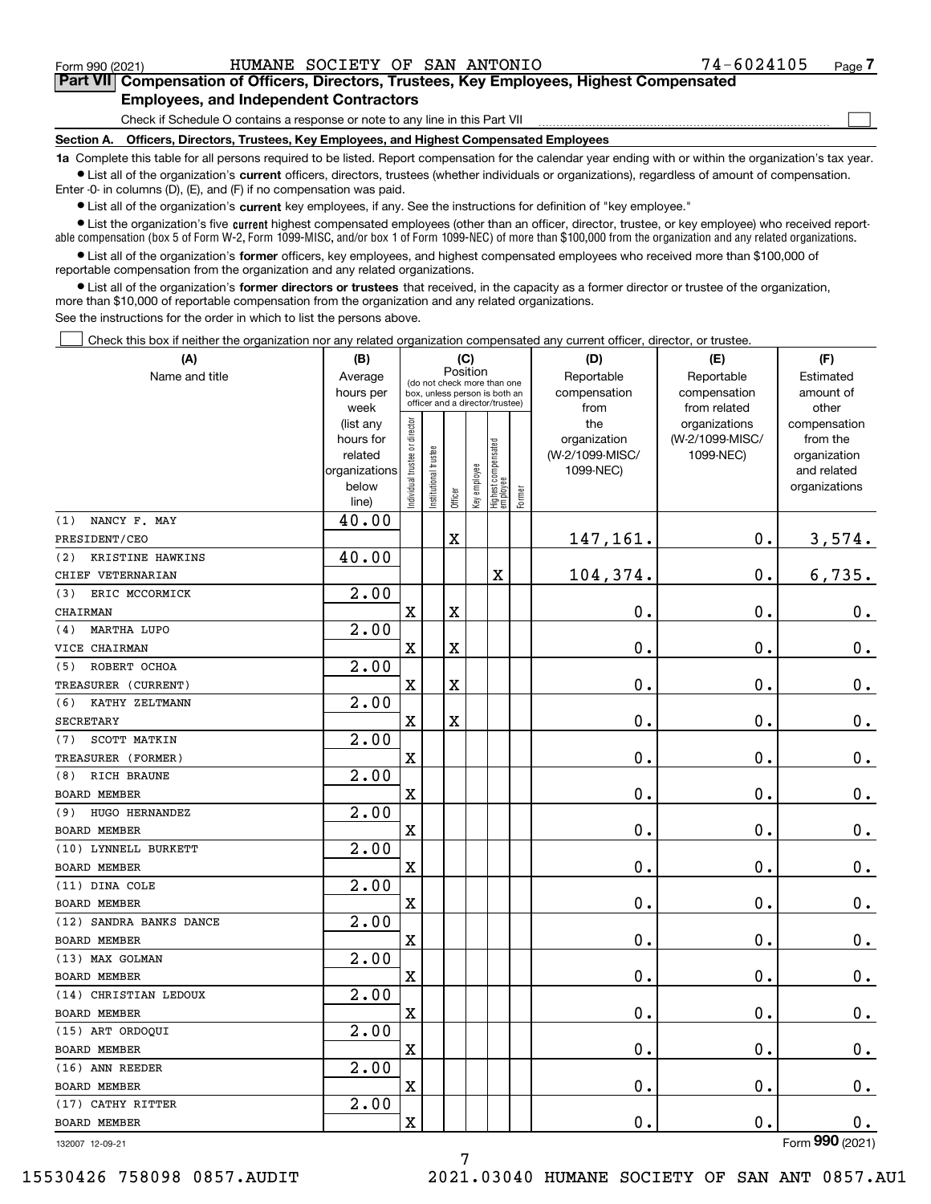Form 990 (2021) HUMANE SOCIETY OF SAN ANTONIO 74-6024105

## Part VII Compensation of Officers, Directors, Trustees, Key Employees, Highest Compensated Employees, and Independent Contractors

Check if Schedule O contains a response or note to any line in this Part VII ☐

**Section A. Officers, Directors, Trustees, Key Employees, and Highest Compensated Employees**

**1a** Complete this table for all persons required to be listed. Report compensation for the calendar year ending with or within the organization's tax year.

- List all of the organization's **current** officers, directors, trustees (whether individuals or organizations), regardless of amount of compensation. Enter -0- in columns (D), (E), and (F) if no compensation was paid.
- List all of the organization's **current** key employees, if any. See the instructions for definition of "key employee."
- List the organization's five **current** highest compensated employees (other than an officer, director, trustee, or key employee) who received reportable compensation (box 5 of Form W-2, Form 1099-MISC, and/or box 1 of Form 1099-NEC) of more than $100,000 from the organization and any related organizations.
- List all of the organization's **former** officers, key employees, and highest compensated employees who received more than $100,000 of reportable compensation from the organization and any related organizations.
- List all of the organization's **former directors or trustees** that received, in the capacity as a former director or trustee of the organization, more than $10,000 of reportable compensation from the organization and any related organizations.

See the instructions for the order in which to list the persons above.

☐ Check this box if neither the organization nor any related organization compensated any current officer, director, or trustee.

| (A) Name and title | (B) Average hours per week (list any hours for related organizations below line) | (C) Position: Individual trustee or director | Institutional trustee | Officer | Key employee | Highest compensated employee | Former | (D) Reportable compensation from the organization (W-2/1099-MISC/1099-NEC) | (E) Reportable compensation from related organizations (W-2/1099-MISC/1099-NEC) | (F) Estimated amount of other compensation from the organization and related organizations |
|---|---|---|---|---|---|---|---|---|---|---|
| (1) NANCY F. MAY<br>PRESIDENT/CEO | 40.00 | | | X | | | | 147,161. | 0. | 3,574. |
| (2) KRISTINE HAWKINS<br>CHIEF VETERNARIAN | 40.00 | | | | | X | | 104,374. | 0. | 6,735. |
| (3) ERIC MCCORMICK<br>CHAIRMAN | 2.00 | X | | X | | | | 0. | 0. | 0. |
| (4) MARTHA LUPO<br>VICE CHAIRMAN | 2.00 | X | | X | | | | 0. | 0. | 0. |
| (5) ROBERT OCHOA<br>TREASURER (CURRENT) | 2.00 | X | | X | | | | 0. | 0. | 0. |
| (6) KATHY ZELTMANN<br>SECRETARY | 2.00 | X | | X | | | | 0. | 0. | 0. |
| (7) SCOTT MATKIN<br>TREASURER (FORMER) | 2.00 | X | | | | | | 0. | 0. | 0. |
| (8) RICH BRAUNE<br>BOARD MEMBER | 2.00 | X | | | | | | 0. | 0. | 0. |
| (9) HUGO HERNANDEZ<br>BOARD MEMBER | 2.00 | X | | | | | | 0. | 0. | 0. |
| (10) LYNNELL BURKETT<br>BOARD MEMBER | 2.00 | X | | | | | | 0. | 0. | 0. |
| (11) DINA COLE<br>BOARD MEMBER | 2.00 | X | | | | | | 0. | 0. | 0. |
| (12) SANDRA BANKS DANCE<br>BOARD MEMBER | 2.00 | X | | | | | | 0. | 0. | 0. |
| (13) MAX GOLMAN<br>BOARD MEMBER | 2.00 | X | | | | | | 0. | 0. | 0. |
| (14) CHRISTIAN LEDOUX<br>BOARD MEMBER | 2.00 | X | | | | | | 0. | 0. | 0. |
| (15) ART ORDOQUI<br>BOARD MEMBER | 2.00 | X | | | | | | 0. | 0. | 0. |
| (16) ANN REEDER<br>BOARD MEMBER | 2.00 | X | | | | | | 0. | 0. | 0. |
| (17) CATHY RITTER<br>BOARD MEMBER | 2.00 | X | | | | | | 0. | 0. | 0. |

132007 12-09-21 Form 990 (2021)

15530426 758098 0857.AUDIT 2021.03040 HUMANE SOCIETY OF SAN ANT 0857.AU1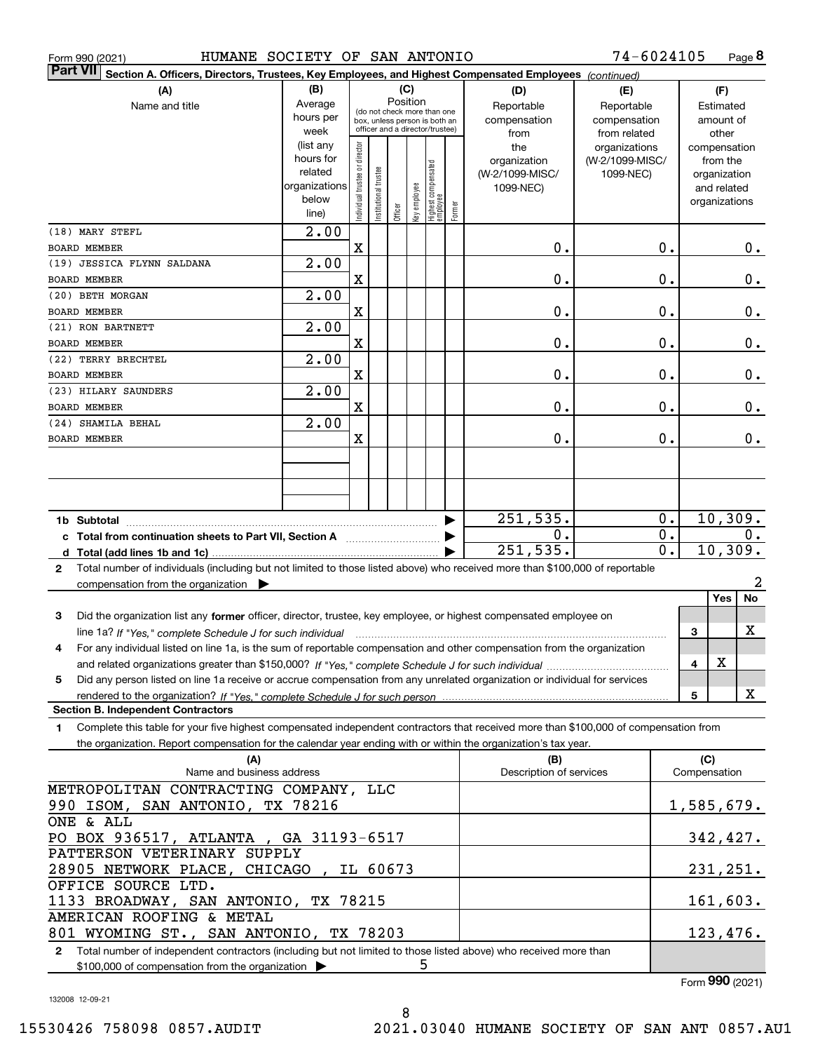Form 990 (2021) HUMANE SOCIETY OF SAN ANTONIO 74-6024105 Page 8

**Part VII Section A. Officers, Directors, Trustees, Key Employees, and Highest Compensated Employees** *(continued)*

| (A) Name and title | (B) Average hours per week (list any hours for related organizations below line) | (C) Position: Individual trustee or director | Institutional trustee | Officer | Key employee | Highest compensated employee | Former | (D) Reportable compensation from the organization (W-2/1099-MISC/1099-NEC) | (E) Reportable compensation from related organizations (W-2/1099-MISC/1099-NEC) | (F) Estimated amount of other compensation from the organization and related organizations |
|---|---|---|---|---|---|---|---|---|---|---|
| (18) MARY STEFL<br>BOARD MEMBER | 2.00 | X | | | | | | 0. | 0. | 0. |
| (19) JESSICA FLYNN SALDANA<br>BOARD MEMBER | 2.00 | X | | | | | | 0. | 0. | 0. |
| (20) BETH MORGAN<br>BOARD MEMBER | 2.00 | X | | | | | | 0. | 0. | 0. |
| (21) RON BARTNETT<br>BOARD MEMBER | 2.00 | X | | | | | | 0. | 0. | 0. |
| (22) TERRY BRECHTEL<br>BOARD MEMBER | 2.00 | X | | | | | | 0. | 0. | 0. |
| (23) HILARY SAUNDERS<br>BOARD MEMBER | 2.00 | X | | | | | | 0. | 0. | 0. |
| (24) SHAMILA BEHAL<br>BOARD MEMBER | 2.00 | X | | | | | | 0. | 0. | 0. |
| **1b Subtotal** | | | | | | | | 251,535. | 0. | 10,309. |
| **c Total from continuation sheets to Part VII, Section A** | | | | | | | | 0. | 0. | 0. |
| **d Total (add lines 1b and 1c)** | | | | | | | | 251,535. | 0. | 10,309. |

**2** Total number of individuals (including but not limited to those listed above) who received more than $100,000 of reportable compensation from the organization ▶ 2

| | | Yes | No |
|---|---|---|---|
| **3** Did the organization list any **former** officer, director, trustee, key employee, or highest compensated employee on line 1a? *If "Yes," complete Schedule J for such individual* | 3 | | X |
| **4** For any individual listed on line 1a, is the sum of reportable compensation and other compensation from the organization and related organizations greater than $150,000? *If "Yes," complete Schedule J for such individual* | 4 | X | |
| **5** Did any person listed on line 1a receive or accrue compensation from any unrelated organization or individual for services rendered to the organization? *If "Yes," complete Schedule J for such person* | 5 | | X |

**Section B. Independent Contractors**

**1** Complete this table for your five highest compensated independent contractors that received more than $100,000 of compensation from the organization. Report compensation for the calendar year ending with or within the organization's tax year.

| (A) Name and business address | (B) Description of services | (C) Compensation |
|---|---|---|
| METROPOLITAN CONTRACTING COMPANY, LLC<br>990 ISOM, SAN ANTONIO, TX 78216 | | 1,585,679. |
| ONE & ALL<br>PO BOX 936517, ATLANTA , GA 31193-6517 | | 342,427. |
| PATTERSON VETERINARY SUPPLY<br>28905 NETWORK PLACE, CHICAGO , IL 60673 | | 231,251. |
| OFFICE SOURCE LTD.<br>1133 BROADWAY, SAN ANTONIO, TX 78215 | | 161,603. |
| AMERICAN ROOFING & METAL<br>801 WYOMING ST., SAN ANTONIO, TX 78203 | | 123,476. |

**2** Total number of independent contractors (including but not limited to those listed above) who received more than $100,000 of compensation from the organization ▶ 5

Form **990** (2021)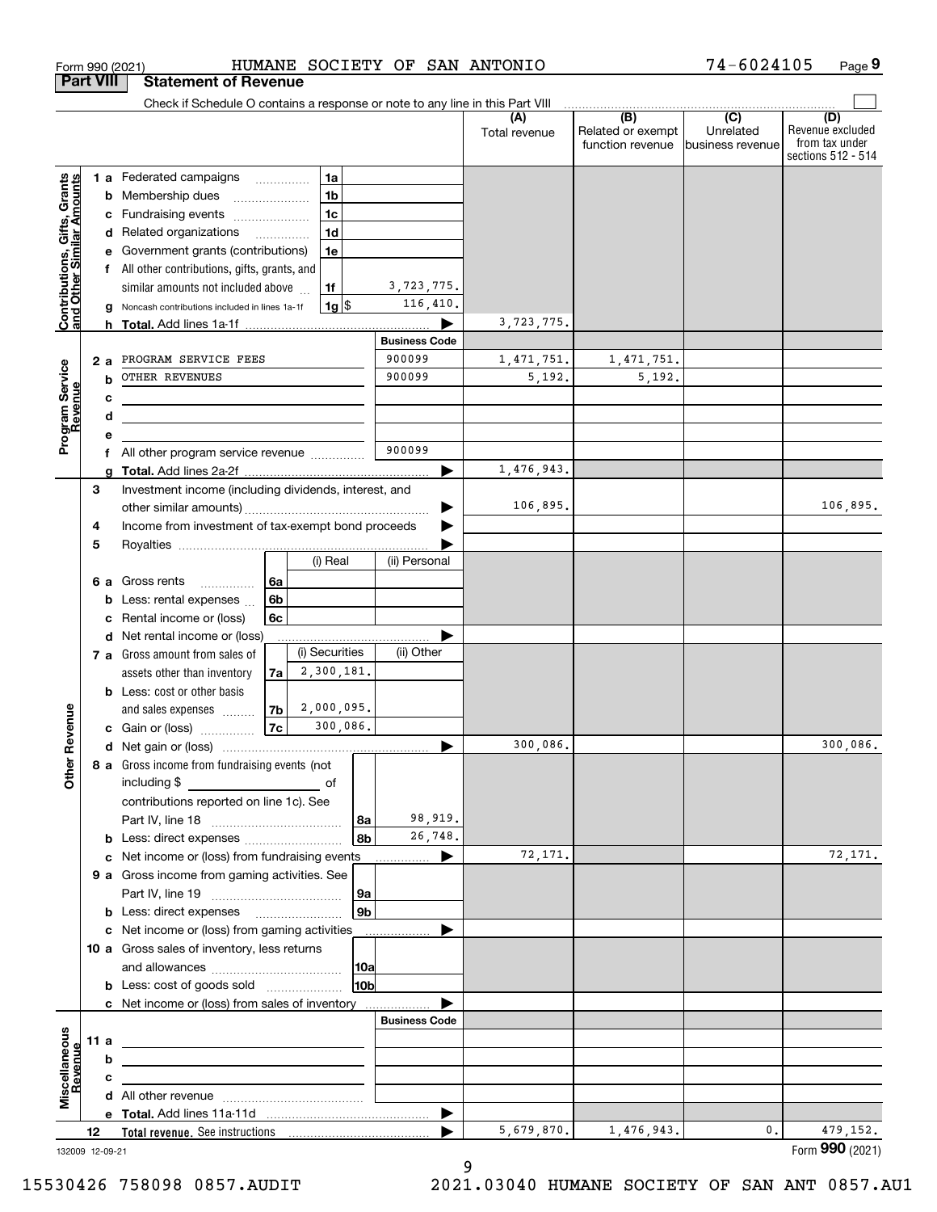Form 990 (2021) HUMANE SOCIETY OF SAN ANTONIO 74-6024105

## Part VIII Statement of Revenue

Check if Schedule O contains a response or note to any line in this Part VIII

| | | | | (A) Total revenue | (B) Related or exempt function revenue | (C) Unrelated business revenue | (D) Revenue excluded from tax under sections 512 - 514 |
|---|---|---|---|---|---|---|---|
| **Contributions, Gifts, Grants and Other Similar Amounts** | 1 a Federated campaigns | 1a | | | | | |
| | b Membership dues | 1b | | | | | |
| | c Fundraising events | 1c | | | | | |
| | d Related organizations | 1d | | | | | |
| | e Government grants (contributions) | 1e | | | | | |
| | f All other contributions, gifts, grants, and similar amounts not included above | 1f | 3,723,775. | | | | |
| | g Noncash contributions included in lines 1a-1f | 1g $ | 116,410. | | | | |
| | h **Total.** Add lines 1a-1f | | | 3,723,775. | | | |
| | | | **Business Code** | | | | |
| **Program Service Revenue** | 2 a PROGRAM SERVICE FEES | | 900099 | 1,471,751. | 1,471,751. | | |
| | b OTHER REVENUES | | 900099 | 5,192. | 5,192. | | |
| | c | | | | | | |
| | d | | | | | | |
| | e | | | | | | |
| | f All other program service revenue | | 900099 | | | | |
| | g **Total.** Add lines 2a-2f | | | 1,476,943. | | | |
| **Other Revenue** | 3 Investment income (including dividends, interest, and other similar amounts) | | | 106,895. | | | 106,895. |
| | 4 Income from investment of tax-exempt bond proceeds | | | | | | |
| | 5 Royalties | | | | | | |
| | | (i) Real | (ii) Personal | | | | |
| | 6 a Gross rents 6a | | | | | | |
| | b Less: rental expenses 6b | | | | | | |
| | c Rental income or (loss) 6c | | | | | | |
| | d Net rental income or (loss) | | | | | | |
| | | (i) Securities | (ii) Other | | | | |
| | 7 a Gross amount from sales of assets other than inventory 7a | 2,300,181. | | | | | |
| | b Less: cost or other basis and sales expenses 7b | 2,000,095. | | | | | |
| | c Gain or (loss) 7c | 300,086. | | | | | |
| | d Net gain or (loss) | | | 300,086. | | | 300,086. |
| | 8 a Gross income from fundraising events (not including $ of contributions reported on line 1c). See Part IV, line 18 | 8a | 98,919. | | | | |
| | b Less: direct expenses | 8b | 26,748. | | | | |
| | c Net income or (loss) from fundraising events | | | 72,171. | | | 72,171. |
| | 9 a Gross income from gaming activities. See Part IV, line 19 | 9a | | | | | |
| | b Less: direct expenses | 9b | | | | | |
| | c Net income or (loss) from gaming activities | | | | | | |
| | 10 a Gross sales of inventory, less returns and allowances | 10a | | | | | |
| | b Less: cost of goods sold | 10b | | | | | |
| | c Net income or (loss) from sales of inventory | | | | | | |
| | | | **Business Code** | | | | |
| **Miscellaneous Revenue** | 11 a | | | | | | |
| | b | | | | | | |
| | c | | | | | | |
| | d All other revenue | | | | | | |
| | e **Total.** Add lines 11a-11d | | | | | | |
| | 12 **Total revenue.** See instructions | | | 5,679,870. | 1,476,943. | 0. | 479,152. |

132009 12-09-21

Form **990** (2021)

15530426 758098 0857.AUDIT 2021.03040 HUMANE SOCIETY OF SAN ANT 0857.AU1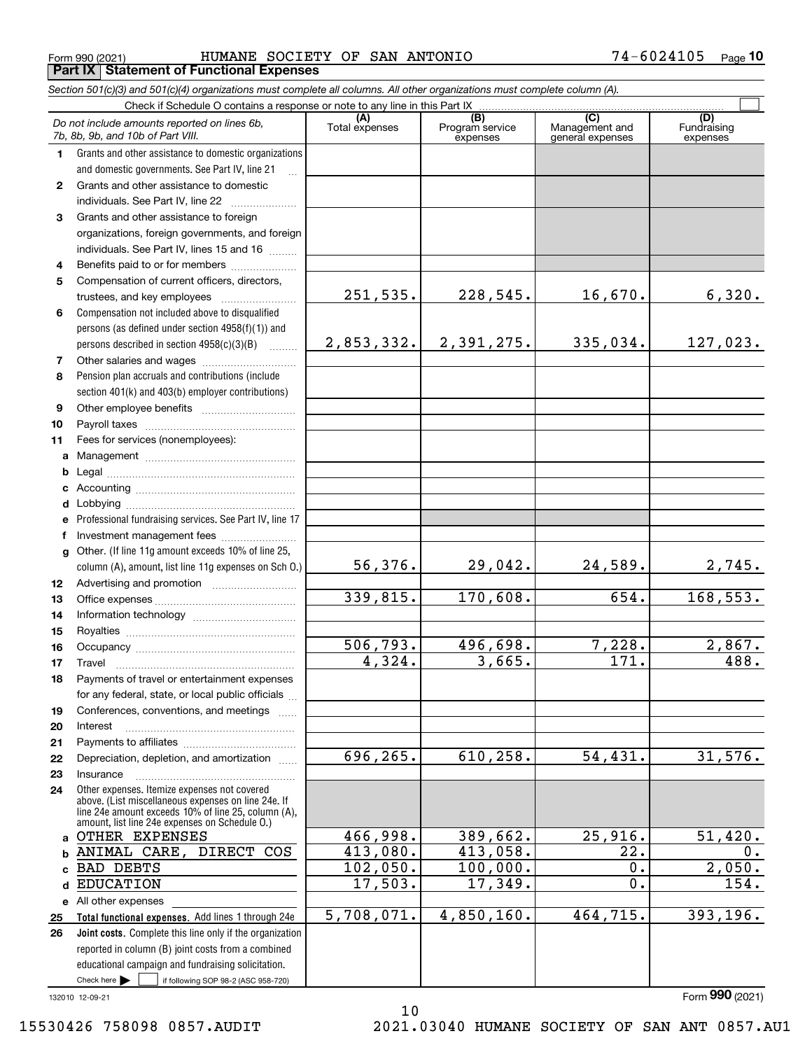Form 990 (2021) HUMANE SOCIETY OF SAN ANTONIO 74-6024105 Page 10

**Part IX Statement of Functional Expenses**

*Section 501(c)(3) and 501(c)(4) organizations must complete all columns. All other organizations must complete column (A).*

Check if Schedule O contains a response or note to any line in this Part IX ☐

| | *Do not include amounts reported on lines 6b, 7b, 8b, 9b, and 10b of Part VIII.* | (A) Total expenses | (B) Program service expenses | (C) Management and general expenses | (D) Fundraising expenses |
|---|---|---|---|---|---|
| 1 | Grants and other assistance to domestic organizations and domestic governments. See Part IV, line 21 | | | | |
| 2 | Grants and other assistance to domestic individuals. See Part IV, line 22 | | | | |
| 3 | Grants and other assistance to foreign organizations, foreign governments, and foreign individuals. See Part IV, lines 15 and 16 | | | | |
| 4 | Benefits paid to or for members | | | | |
| 5 | Compensation of current officers, directors, trustees, and key employees | 251,535. | 228,545. | 16,670. | 6,320. |
| 6 | Compensation not included above to disqualified persons (as defined under section 4958(f)(1)) and persons described in section 4958(c)(3)(B) | 2,853,332. | 2,391,275. | 335,034. | 127,023. |
| 7 | Other salaries and wages | | | | |
| 8 | Pension plan accruals and contributions (include section 401(k) and 403(b) employer contributions) | | | | |
| 9 | Other employee benefits | | | | |
| 10 | Payroll taxes | | | | |
| 11 | Fees for services (nonemployees): | | | | |
| a | Management | | | | |
| b | Legal | | | | |
| c | Accounting | | | | |
| d | Lobbying | | | | |
| e | Professional fundraising services. See Part IV, line 17 | | | | |
| f | Investment management fees | | | | |
| g | Other. (If line 11g amount exceeds 10% of line 25, column (A), amount, list line 11g expenses on Sch O.) | 56,376. | 29,042. | 24,589. | 2,745. |
| 12 | Advertising and promotion | | | | |
| 13 | Office expenses | 339,815. | 170,608. | 654. | 168,553. |
| 14 | Information technology | | | | |
| 15 | Royalties | | | | |
| 16 | Occupancy | 506,793. | 496,698. | 7,228. | 2,867. |
| 17 | Travel | 4,324. | 3,665. | 171. | 488. |
| 18 | Payments of travel or entertainment expenses for any federal, state, or local public officials | | | | |
| 19 | Conferences, conventions, and meetings | | | | |
| 20 | Interest | | | | |
| 21 | Payments to affiliates | | | | |
| 22 | Depreciation, depletion, and amortization | 696,265. | 610,258. | 54,431. | 31,576. |
| 23 | Insurance | | | | |
| 24 | Other expenses. Itemize expenses not covered above. (List miscellaneous expenses on line 24e. If line 24e amount exceeds 10% of line 25, column (A), amount, list line 24e expenses on Schedule O.) | | | | |
| a | OTHER EXPENSES | 466,998. | 389,662. | 25,916. | 51,420. |
| b | ANIMAL CARE, DIRECT COS | 413,080. | 413,058. | 22. | 0. |
| c | BAD DEBTS | 102,050. | 100,000. | 0. | 2,050. |
| d | EDUCATION | 17,503. | 17,349. | 0. | 154. |
| e | All other expenses | | | | |
| 25 | **Total functional expenses.** Add lines 1 through 24e | 5,708,071. | 4,850,160. | 464,715. | 393,196. |
| 26 | **Joint costs.** Complete this line only if the organization reported in column (B) joint costs from a combined educational campaign and fundraising solicitation. Check here ☐ if following SOP 98-2 (ASC 958-720) | | | | |

132010 12-09-21 Form **990** (2021)

15530426 758098 0857.AUDIT 2021.03040 HUMANE SOCIETY OF SAN ANT 0857.AU1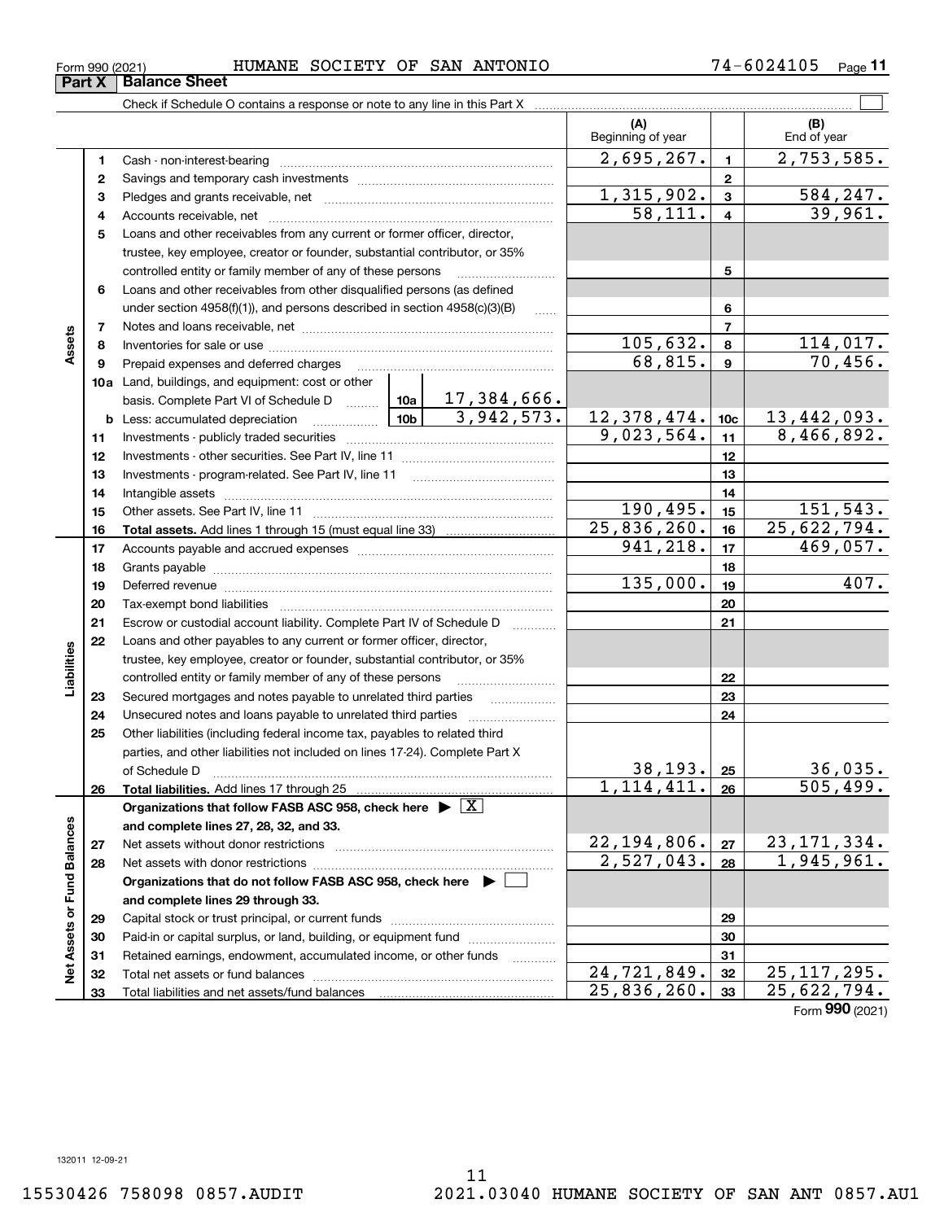Form 990 (2021) HUMANE SOCIETY OF SAN ANTONIO 74-6024105

## Part X Balance Sheet

Check if Schedule O contains a response or note to any line in this Part X

| | | | | (A) Beginning of year | | (B) End of year |
|---|---|---|---|---|---|---|
| Assets | 1 | Cash - non-interest-bearing | | 2,695,267. | 1 | 2,753,585. |
| | 2 | Savings and temporary cash investments | | | 2 | |
| | 3 | Pledges and grants receivable, net | | 1,315,902. | 3 | 584,247. |
| | 4 | Accounts receivable, net | | 58,111. | 4 | 39,961. |
| | 5 | Loans and other receivables from any current or former officer, director, trustee, key employee, creator or founder, substantial contributor, or 35% controlled entity or family member of any of these persons | | | 5 | |
| | 6 | Loans and other receivables from other disqualified persons (as defined under section 4958(f)(1)), and persons described in section 4958(c)(3)(B) | | | 6 | |
| | 7 | Notes and loans receivable, net | | | 7 | |
| | 8 | Inventories for sale or use | | 105,632. | 8 | 114,017. |
| | 9 | Prepaid expenses and deferred charges | | 68,815. | 9 | 70,456. |
| | 10a | Land, buildings, and equipment: cost or other basis. Complete Part VI of Schedule D | 10a 17,384,666. | | | |
| | b | Less: accumulated depreciation | 10b 3,942,573. | 12,378,474. | 10c | 13,442,093. |
| | 11 | Investments - publicly traded securities | | 9,023,564. | 11 | 8,466,892. |
| | 12 | Investments - other securities. See Part IV, line 11 | | | 12 | |
| | 13 | Investments - program-related. See Part IV, line 11 | | | 13 | |
| | 14 | Intangible assets | | | 14 | |
| | 15 | Other assets. See Part IV, line 11 | | 190,495. | 15 | 151,543. |
| | 16 | **Total assets.** Add lines 1 through 15 (must equal line 33) | | 25,836,260. | 16 | 25,622,794. |
| Liabilities | 17 | Accounts payable and accrued expenses | | 941,218. | 17 | 469,057. |
| | 18 | Grants payable | | | 18 | |
| | 19 | Deferred revenue | | 135,000. | 19 | 407. |
| | 20 | Tax-exempt bond liabilities | | | 20 | |
| | 21 | Escrow or custodial account liability. Complete Part IV of Schedule D | | | 21 | |
| | 22 | Loans and other payables to any current or former officer, director, trustee, key employee, creator or founder, substantial contributor, or 35% controlled entity or family member of any of these persons | | | 22 | |
| | 23 | Secured mortgages and notes payable to unrelated third parties | | | 23 | |
| | 24 | Unsecured notes and loans payable to unrelated third parties | | | 24 | |
| | 25 | Other liabilities (including federal income tax, payables to related third parties, and other liabilities not included on lines 17-24). Complete Part X of Schedule D | | 38,193. | 25 | 36,035. |
| | 26 | **Total liabilities.** Add lines 17 through 25 | | 1,114,411. | 26 | 505,499. |
| Net Assets or Fund Balances | | **Organizations that follow FASB ASC 958, check here ▶ [X] and complete lines 27, 28, 32, and 33.** | | | | |
| | 27 | Net assets without donor restrictions | | 22,194,806. | 27 | 23,171,334. |
| | 28 | Net assets with donor restrictions | | 2,527,043. | 28 | 1,945,961. |
| | | **Organizations that do not follow FASB ASC 958, check here ▶ [ ] and complete lines 29 through 33.** | | | | |
| | 29 | Capital stock or trust principal, or current funds | | | 29 | |
| | 30 | Paid-in or capital surplus, or land, building, or equipment fund | | | 30 | |
| | 31 | Retained earnings, endowment, accumulated income, or other funds | | | 31 | |
| | 32 | Total net assets or fund balances | | 24,721,849. | 32 | 25,117,295. |
| | 33 | Total liabilities and net assets/fund balances | | 25,836,260. | 33 | 25,622,794. |

Form **990** (2021)

132011 12-09-21

15530426 758098 0857.AUDIT 2021.03040 HUMANE SOCIETY OF SAN ANT 0857.AU1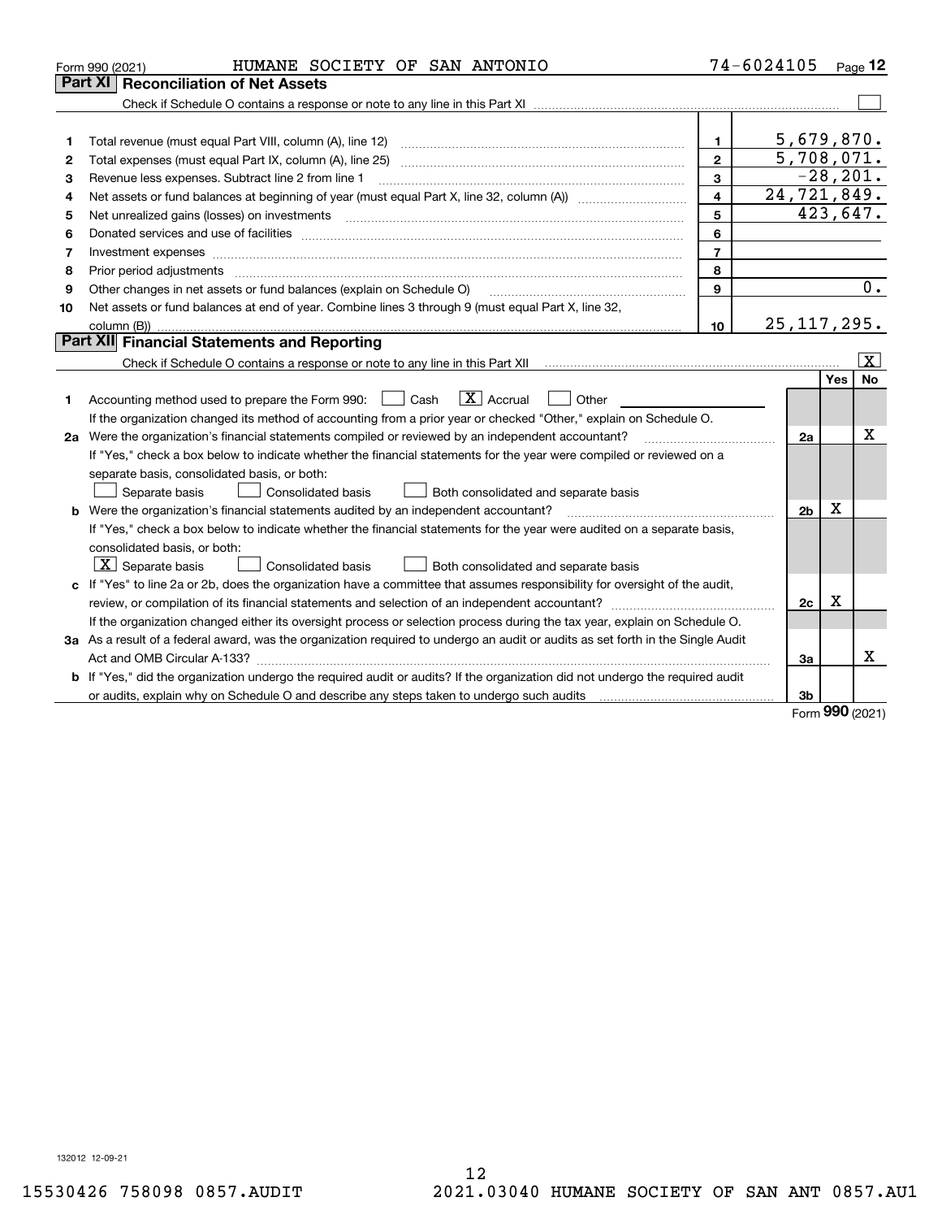Form 990 (2021) HUMANE SOCIETY OF SAN ANTONIO 74-6024105

## Part XI Reconciliation of Net Assets

Check if Schedule O contains a response or note to any line in this Part XI ☐

| | | | |
|---|---|---|---|
| 1 | Total revenue (must equal Part VIII, column (A), line 12) | 1 | 5,679,870. |
| 2 | Total expenses (must equal Part IX, column (A), line 25) | 2 | 5,708,071. |
| 3 | Revenue less expenses. Subtract line 2 from line 1 | 3 | -28,201. |
| 4 | Net assets or fund balances at beginning of year (must equal Part X, line 32, column (A)) | 4 | 24,721,849. |
| 5 | Net unrealized gains (losses) on investments | 5 | 423,647. |
| 6 | Donated services and use of facilities | 6 | |
| 7 | Investment expenses | 7 | |
| 8 | Prior period adjustments | 8 | |
| 9 | Other changes in net assets or fund balances (explain on Schedule O) | 9 | 0. |
| 10 | Net assets or fund balances at end of year. Combine lines 3 through 9 (must equal Part X, line 32, column (B)) | 10 | 25,117,295. |

## Part XII Financial Statements and Reporting

Check if Schedule O contains a response or note to any line in this Part XII ☒

| | | | Yes | No |
|---|---|---|---|---|
| 1 | Accounting method used to prepare the Form 990: ☐ Cash ☒ Accrual ☐ Other<br>If the organization changed its method of accounting from a prior year or checked "Other," explain on Schedule O. | | | |
| 2a | Were the organization's financial statements compiled or reviewed by an independent accountant?<br>If "Yes," check a box below to indicate whether the financial statements for the year were compiled or reviewed on a separate basis, consolidated basis, or both:<br>☐ Separate basis ☐ Consolidated basis ☐ Both consolidated and separate basis | 2a | | X |
| b | Were the organization's financial statements audited by an independent accountant?<br>If "Yes," check a box below to indicate whether the financial statements for the year were audited on a separate basis, consolidated basis, or both:<br>☒ Separate basis ☐ Consolidated basis ☐ Both consolidated and separate basis | 2b | X | |
| c | If "Yes" to line 2a or 2b, does the organization have a committee that assumes responsibility for oversight of the audit, review, or compilation of its financial statements and selection of an independent accountant?<br>If the organization changed either its oversight process or selection process during the tax year, explain on Schedule O. | 2c | X | |
| 3a | As a result of a federal award, was the organization required to undergo an audit or audits as set forth in the Single Audit Act and OMB Circular A-133? | 3a | | X |
| b | If "Yes," did the organization undergo the required audit or audits? If the organization did not undergo the required audit or audits, explain why on Schedule O and describe any steps taken to undergo such audits | 3b | | |

Form **990** (2021)

132012 12-09-21

15530426 758098 0857.AUDIT 2021.03040 HUMANE SOCIETY OF SAN ANT 0857.AU1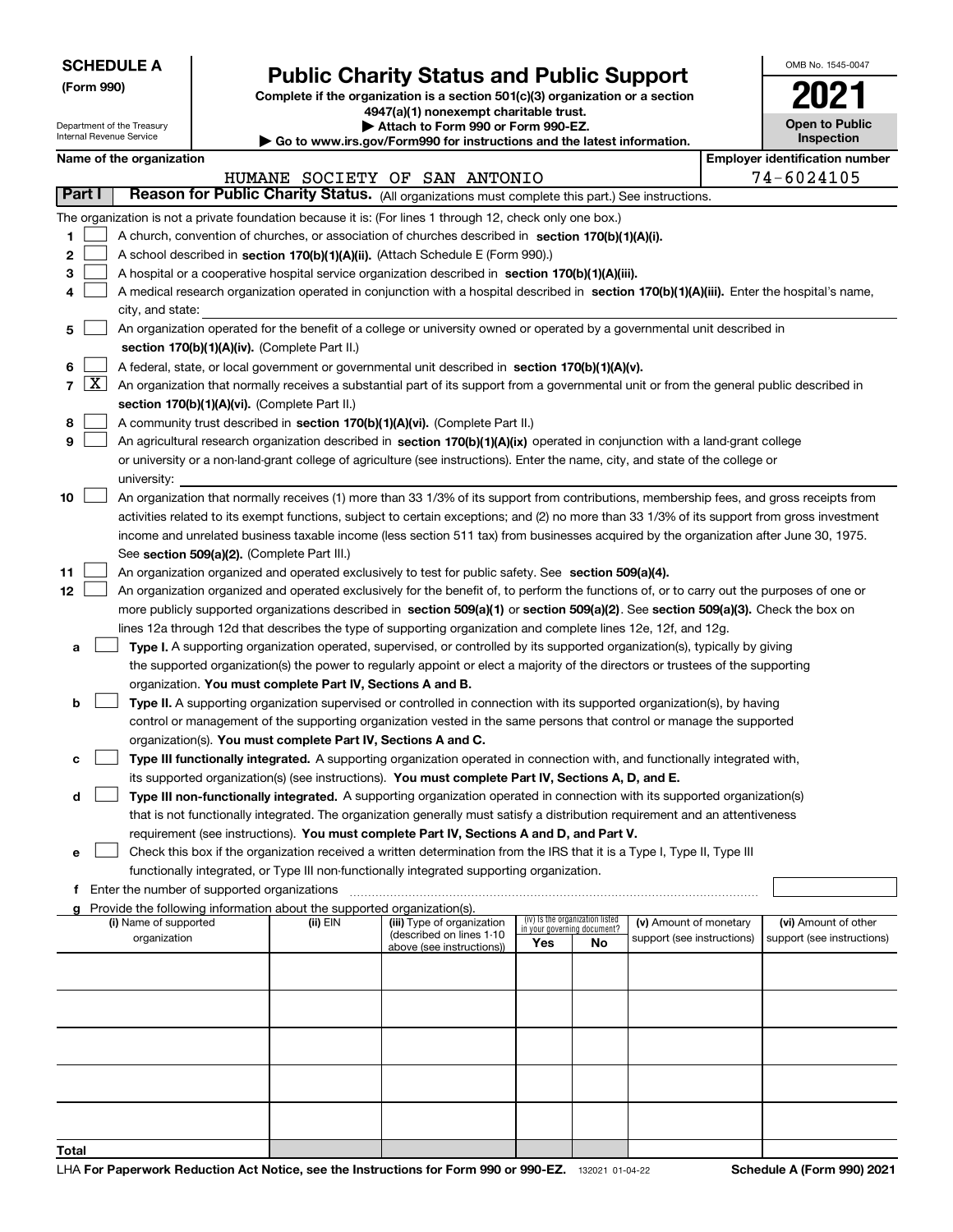**SCHEDULE A**
**(Form 990)**

Department of the Treasury
Internal Revenue Service

# Public Charity Status and Public Support

**Complete if the organization is a section 501(c)(3) organization or a section 4947(a)(1) nonexempt charitable trust.**
**▶ Attach to Form 990 or Form 990-EZ.**
**▶ Go to www.irs.gov/Form990 for instructions and the latest information.**

OMB No. 1545-0047

**2021**

**Open to Public Inspection**

**Name of the organization**
HUMANE SOCIETY OF SAN ANTONIO

**Employer identification number**
74-6024105

**Part I** **Reason for Public Charity Status.** (All organizations must complete this part.) See instructions.

The organization is not a private foundation because it is: (For lines 1 through 12, check only one box.)

1 [ ] A church, convention of churches, or association of churches described in **section 170(b)(1)(A)(i).**

2 [ ] A school described in **section 170(b)(1)(A)(ii).** (Attach Schedule E (Form 990).)

3 [ ] A hospital or a cooperative hospital service organization described in **section 170(b)(1)(A)(iii).**

4 [ ] A medical research organization operated in conjunction with a hospital described in **section 170(b)(1)(A)(iii).** Enter the hospital's name, city, and state:

5 [ ] An organization operated for the benefit of a college or university owned or operated by a governmental unit described in **section 170(b)(1)(A)(iv).** (Complete Part II.)

6 [ ] A federal, state, or local government or governmental unit described in **section 170(b)(1)(A)(v).**

7 [X] An organization that normally receives a substantial part of its support from a governmental unit or from the general public described in **section 170(b)(1)(A)(vi).** (Complete Part II.)

8 [ ] A community trust described in **section 170(b)(1)(A)(vi).** (Complete Part II.)

9 [ ] An agricultural research organization described in **section 170(b)(1)(A)(ix)** operated in conjunction with a land-grant college or university or a non-land-grant college of agriculture (see instructions). Enter the name, city, and state of the college or university:

10 [ ] An organization that normally receives (1) more than 33 1/3% of its support from contributions, membership fees, and gross receipts from activities related to its exempt functions, subject to certain exceptions; and (2) no more than 33 1/3% of its support from gross investment income and unrelated business taxable income (less section 511 tax) from businesses acquired by the organization after June 30, 1975. See **section 509(a)(2).** (Complete Part III.)

11 [ ] An organization organized and operated exclusively to test for public safety. See **section 509(a)(4).**

12 [ ] An organization organized and operated exclusively for the benefit of, to perform the functions of, or to carry out the purposes of one or more publicly supported organizations described in **section 509(a)(1)** or **section 509(a)(2)**. See **section 509(a)(3).** Check the box on lines 12a through 12d that describes the type of supporting organization and complete lines 12e, 12f, and 12g.

a [ ] **Type I.** A supporting organization operated, supervised, or controlled by its supported organization(s), typically by giving the supported organization(s) the power to regularly appoint or elect a majority of the directors or trustees of the supporting organization. **You must complete Part IV, Sections A and B.**

b [ ] **Type II.** A supporting organization supervised or controlled in connection with its supported organization(s), by having control or management of the supporting organization vested in the same persons that control or manage the supported organization(s). **You must complete Part IV, Sections A and C.**

c [ ] **Type III functionally integrated.** A supporting organization operated in connection with, and functionally integrated with, its supported organization(s) (see instructions). **You must complete Part IV, Sections A, D, and E.**

d [ ] **Type III non-functionally integrated.** A supporting organization operated in connection with its supported organization(s) that is not functionally integrated. The organization generally must satisfy a distribution requirement and an attentiveness requirement (see instructions). **You must complete Part IV, Sections A and D, and Part V.**

e [ ] Check this box if the organization received a written determination from the IRS that it is a Type I, Type II, Type III functionally integrated, or Type III non-functionally integrated supporting organization.

f Enter the number of supported organizations

g Provide the following information about the supported organization(s).

| (i) Name of supported organization | (ii) EIN | (iii) Type of organization (described on lines 1-10 above (see instructions)) | (iv) Is the organization listed in your governing document? Yes | No | (v) Amount of monetary support (see instructions) | (vi) Amount of other support (see instructions) |
|---|---|---|---|---|---|---|
| | | | | | | |
| | | | | | | |
| | | | | | | |
| | | | | | | |
| | | | | | | |
| **Total** | | | | | | |

LHA **For Paperwork Reduction Act Notice, see the Instructions for Form 990 or 990-EZ.** 132021 01-04-22 **Schedule A (Form 990) 2021**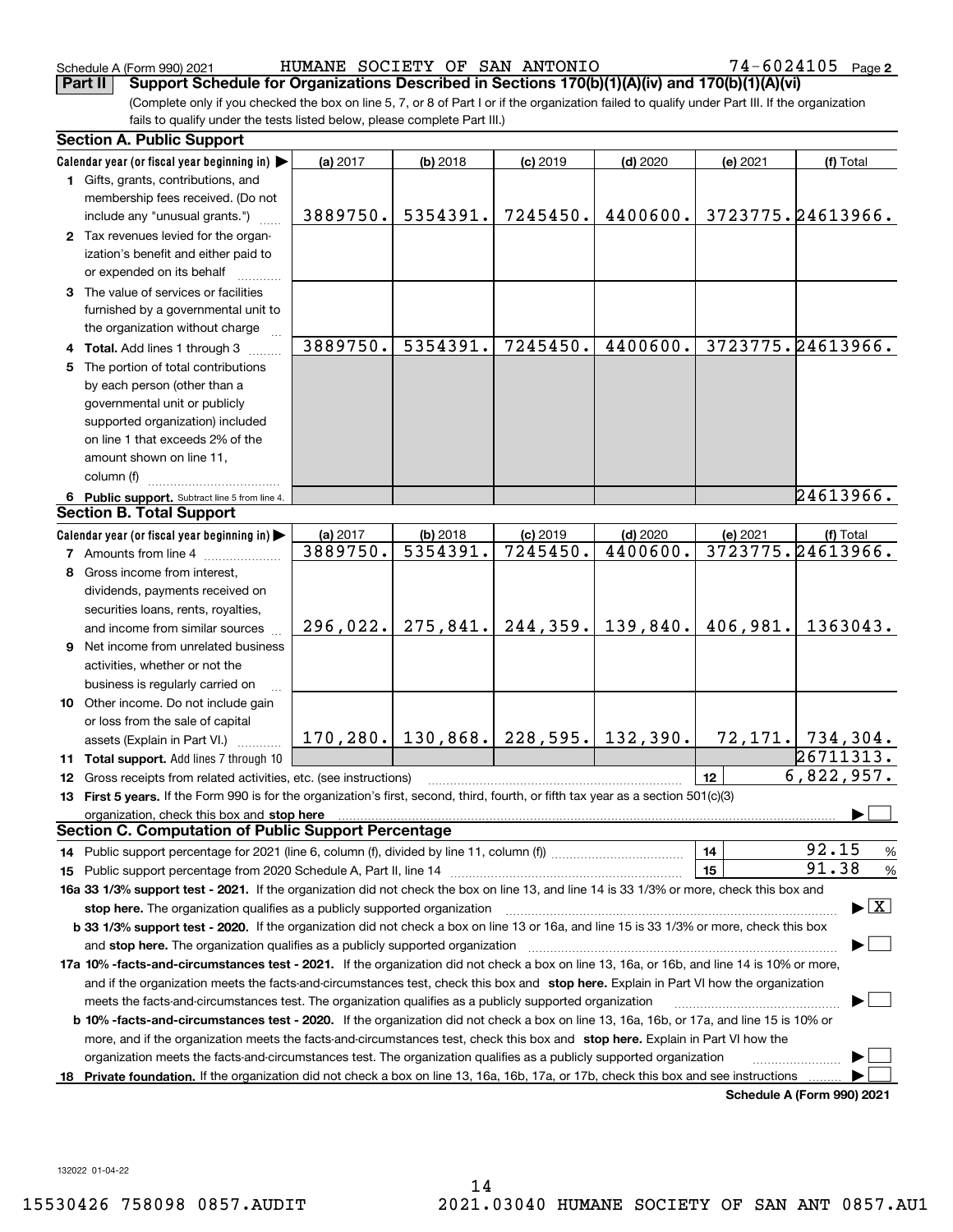Schedule A (Form 990) 2021 HUMANE SOCIETY OF SAN ANTONIO 74-6024105 Page 2

**Part II Support Schedule for Organizations Described in Sections 170(b)(1)(A)(iv) and 170(b)(1)(A)(vi)**

(Complete only if you checked the box on line 5, 7, or 8 of Part I or if the organization failed to qualify under Part III. If the organization fails to qualify under the tests listed below, please complete Part III.)

**Section A. Public Support**

| Calendar year (or fiscal year beginning in) ▶ | (a) 2017 | (b) 2018 | (c) 2019 | (d) 2020 | (e) 2021 | (f) Total |
|---|---|---|---|---|---|---|
| 1 Gifts, grants, contributions, and membership fees received. (Do not include any "unusual grants.") | 3889750. | 5354391. | 7245450. | 4400600. | 3723775. | 24613966. |
| 2 Tax revenues levied for the organization's benefit and either paid to or expended on its behalf | | | | | | |
| 3 The value of services or facilities furnished by a governmental unit to the organization without charge | | | | | | |
| 4 **Total.** Add lines 1 through 3 | 3889750. | 5354391. | 7245450. | 4400600. | 3723775. | 24613966. |
| 5 The portion of total contributions by each person (other than a governmental unit or publicly supported organization) included on line 1 that exceeds 2% of the amount shown on line 11, column (f) | | | | | | |
| 6 **Public support.** Subtract line 5 from line 4. | | | | | | 24613966. |

**Section B. Total Support**

| Calendar year (or fiscal year beginning in) ▶ | (a) 2017 | (b) 2018 | (c) 2019 | (d) 2020 | (e) 2021 | (f) Total |
|---|---|---|---|---|---|---|
| 7 Amounts from line 4 | 3889750. | 5354391. | 7245450. | 4400600. | 3723775. | 24613966. |
| 8 Gross income from interest, dividends, payments received on securities loans, rents, royalties, and income from similar sources | 296,022. | 275,841. | 244,359. | 139,840. | 406,981. | 1363043. |
| 9 Net income from unrelated business activities, whether or not the business is regularly carried on | | | | | | |
| 10 Other income. Do not include gain or loss from the sale of capital assets (Explain in Part VI.) | 170,280. | 130,868. | 228,595. | 132,390. | 72,171. | 734,304. |
| 11 **Total support.** Add lines 7 through 10 | | | | | | 26711313. |
| 12 Gross receipts from related activities, etc. (see instructions) | | | | | 12 | 6,822,957. |

13 **First 5 years.** If the Form 990 is for the organization's first, second, third, fourth, or fifth tax year as a section 501(c)(3) organization, check this box and **stop here** ▶ ☐

**Section C. Computation of Public Support Percentage**

14 Public support percentage for 2021 (line 6, column (f), divided by line 11, column (f)) — 14 — 92.15 %

15 Public support percentage from 2020 Schedule A, Part II, line 14 — 15 — 91.38 %

**16a 33 1/3% support test - 2021.** If the organization did not check the box on line 13, and line 14 is 33 1/3% or more, check this box and **stop here.** The organization qualifies as a publicly supported organization ▶ ☒

**b 33 1/3% support test - 2020.** If the organization did not check a box on line 13 or 16a, and line 15 is 33 1/3% or more, check this box and **stop here.** The organization qualifies as a publicly supported organization ▶ ☐

**17a 10% -facts-and-circumstances test - 2021.** If the organization did not check a box on line 13, 16a, or 16b, and line 14 is 10% or more, and if the organization meets the facts-and-circumstances test, check this box and **stop here.** Explain in Part VI how the organization meets the facts-and-circumstances test. The organization qualifies as a publicly supported organization ▶ ☐

**b 10% -facts-and-circumstances test - 2020.** If the organization did not check a box on line 13, 16a, 16b, or 17a, and line 15 is 10% or more, and if the organization meets the facts-and-circumstances test, check this box and **stop here.** Explain in Part VI how the organization meets the facts-and-circumstances test. The organization qualifies as a publicly supported organization ▶ ☐

18 **Private foundation.** If the organization did not check a box on line 13, 16a, 16b, 17a, or 17b, check this box and see instructions ▶ ☐

**Schedule A (Form 990) 2021**

132022 01-04-22

15530426 758098 0857.AUDIT 2021.03040 HUMANE SOCIETY OF SAN ANT 0857.AU1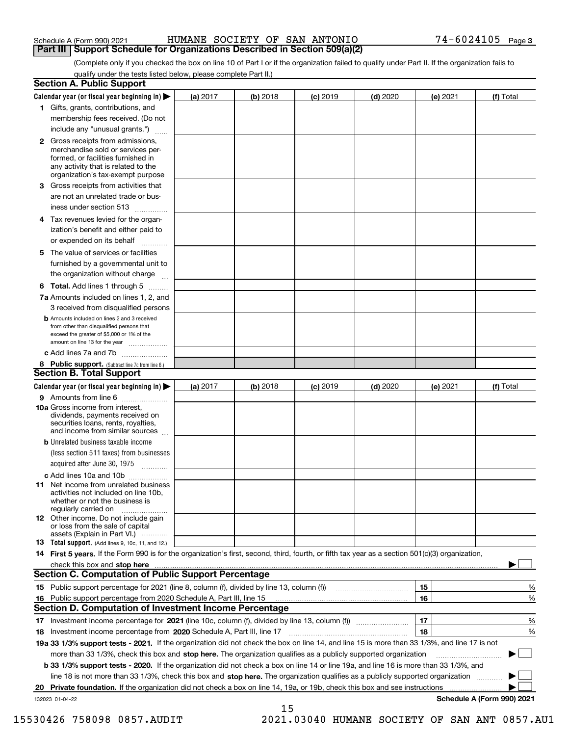Schedule A (Form 990) 2021 HUMANE SOCIETY OF SAN ANTONIO 74-6024105 Page 3

## Part III Support Schedule for Organizations Described in Section 509(a)(2)

(Complete only if you checked the box on line 10 of Part I or if the organization failed to qualify under Part II. If the organization fails to qualify under the tests listed below, please complete Part II.)

### Section A. Public Support

| Calendar year (or fiscal year beginning in) ▶ | (a) 2017 | (b) 2018 | (c) 2019 | (d) 2020 | (e) 2021 | (f) Total |
|---|---|---|---|---|---|---|
| 1 Gifts, grants, contributions, and membership fees received. (Do not include any "unusual grants.") | | | | | | |
| 2 Gross receipts from admissions, merchandise sold or services performed, or facilities furnished in any activity that is related to the organization's tax-exempt purpose | | | | | | |
| 3 Gross receipts from activities that are not an unrelated trade or business under section 513 | | | | | | |
| 4 Tax revenues levied for the organization's benefit and either paid to or expended on its behalf | | | | | | |
| 5 The value of services or facilities furnished by a governmental unit to the organization without charge | | | | | | |
| 6 Total. Add lines 1 through 5 | | | | | | |
| 7a Amounts included on lines 1, 2, and 3 received from disqualified persons | | | | | | |
| b Amounts included on lines 2 and 3 received from other than disqualified persons that exceed the greater of $5,000 or 1% of the amount on line 13 for the year | | | | | | |
| c Add lines 7a and 7b | | | | | | |
| 8 Public support. (Subtract line 7c from line 6.) | | | | | | |

### Section B. Total Support

| Calendar year (or fiscal year beginning in) ▶ | (a) 2017 | (b) 2018 | (c) 2019 | (d) 2020 | (e) 2021 | (f) Total |
|---|---|---|---|---|---|---|
| 9 Amounts from line 6 | | | | | | |
| 10a Gross income from interest, dividends, payments received on securities loans, rents, royalties, and income from similar sources | | | | | | |
| b Unrelated business taxable income (less section 511 taxes) from businesses acquired after June 30, 1975 | | | | | | |
| c Add lines 10a and 10b | | | | | | |
| 11 Net income from unrelated business activities not included on line 10b, whether or not the business is regularly carried on | | | | | | |
| 12 Other income. Do not include gain or loss from the sale of capital assets (Explain in Part VI.) | | | | | | |
| 13 Total support. (Add lines 9, 10c, 11, and 12.) | | | | | | |

14 **First 5 years.** If the Form 990 is for the organization's first, second, third, fourth, or fifth tax year as a section 501(c)(3) organization, check this box and **stop here** ▶ ☐

### Section C. Computation of Public Support Percentage

| | | | |
|---|---|---|---|
| 15 | Public support percentage for 2021 (line 8, column (f), divided by line 13, column (f)) | 15 | % |
| 16 | Public support percentage from 2020 Schedule A, Part III, line 15 | 16 | % |

### Section D. Computation of Investment Income Percentage

| | | | |
|---|---|---|---|
| 17 | Investment income percentage for **2021** (line 10c, column (f), divided by line 13, column (f)) | 17 | % |
| 18 | Investment income percentage from **2020** Schedule A, Part III, line 17 | 18 | % |

**19a 33 1/3% support tests - 2021.** If the organization did not check the box on line 14, and line 15 is more than 33 1/3%, and line 17 is not more than 33 1/3%, check this box and **stop here.** The organization qualifies as a publicly supported organization ▶ ☐

**b 33 1/3% support tests - 2020.** If the organization did not check a box on line 14 or line 19a, and line 16 is more than 33 1/3%, and line 18 is not more than 33 1/3%, check this box and **stop here.** The organization qualifies as a publicly supported organization ▶ ☐

**20 Private foundation.** If the organization did not check a box on line 14, 19a, or 19b, check this box and see instructions ▶ ☐

132023 01-04-22 **Schedule A (Form 990) 2021**

15530426 758098 0857.AUDIT 2021.03040 HUMANE SOCIETY OF SAN ANT 0857.AU1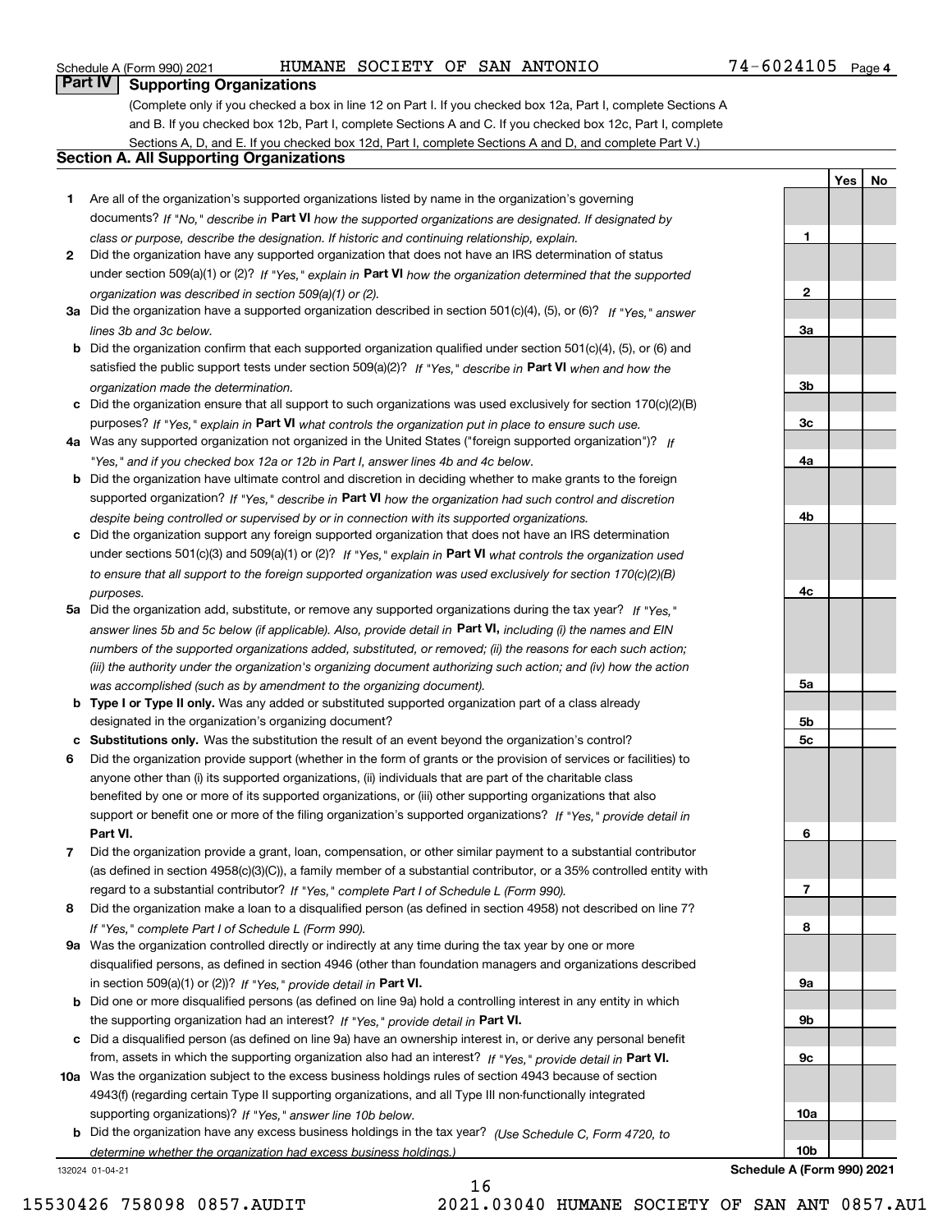Schedule A (Form 990) 2021 HUMANE SOCIETY OF SAN ANTONIO 74-6024105 Page 4

## Part IV Supporting Organizations

(Complete only if you checked a box in line 12 on Part I. If you checked box 12a, Part I, complete Sections A and B. If you checked box 12b, Part I, complete Sections A and C. If you checked box 12c, Part I, complete Sections A, D, and E. If you checked box 12d, Part I, complete Sections A and D, and complete Part V.)

### Section A. All Supporting Organizations

| | | | Yes | No |
|---|---|---|---|---|
| **1** | Are all of the organization's supported organizations listed by name in the organization's governing documents? *If "No," describe in* **Part VI** *how the supported organizations are designated. If designated by class or purpose, describe the designation. If historic and continuing relationship, explain.* | **1** | | |
| **2** | Did the organization have any supported organization that does not have an IRS determination of status under section 509(a)(1) or (2)? *If "Yes," explain in* **Part VI** *how the organization determined that the supported organization was described in section 509(a)(1) or (2).* | **2** | | |
| **3a** | Did the organization have a supported organization described in section 501(c)(4), (5), or (6)? *If "Yes," answer lines 3b and 3c below.* | **3a** | | |
| **b** | Did the organization confirm that each supported organization qualified under section 501(c)(4), (5), or (6) and satisfied the public support tests under section 509(a)(2)? *If "Yes," describe in* **Part VI** *when and how the organization made the determination.* | **3b** | | |
| **c** | Did the organization ensure that all support to such organizations was used exclusively for section 170(c)(2)(B) purposes? *If "Yes," explain in* **Part VI** *what controls the organization put in place to ensure such use.* | **3c** | | |
| **4a** | Was any supported organization not organized in the United States ("foreign supported organization")? *If "Yes," and if you checked box 12a or 12b in Part I, answer lines 4b and 4c below.* | **4a** | | |
| **b** | Did the organization have ultimate control and discretion in deciding whether to make grants to the foreign supported organization? *If "Yes," describe in* **Part VI** *how the organization had such control and discretion despite being controlled or supervised by or in connection with its supported organizations.* | **4b** | | |
| **c** | Did the organization support any foreign supported organization that does not have an IRS determination under sections 501(c)(3) and 509(a)(1) or (2)? *If "Yes," explain in* **Part VI** *what controls the organization used to ensure that all support to the foreign supported organization was used exclusively for section 170(c)(2)(B) purposes.* | **4c** | | |
| **5a** | Did the organization add, substitute, or remove any supported organizations during the tax year? *If "Yes," answer lines 5b and 5c below (if applicable). Also, provide detail in* **Part VI,** *including (i) the names and EIN numbers of the supported organizations added, substituted, or removed; (ii) the reasons for each such action; (iii) the authority under the organization's organizing document authorizing such action; and (iv) how the action was accomplished (such as by amendment to the organizing document).* | **5a** | | |
| **b** | **Type I or Type II only.** Was any added or substituted supported organization part of a class already designated in the organization's organizing document? | **5b** | | |
| **c** | **Substitutions only.** Was the substitution the result of an event beyond the organization's control? | **5c** | | |
| **6** | Did the organization provide support (whether in the form of grants or the provision of services or facilities) to anyone other than (i) its supported organizations, (ii) individuals that are part of the charitable class benefited by one or more of its supported organizations, or (iii) other supporting organizations that also support or benefit one or more of the filing organization's supported organizations? *If "Yes," provide detail in* **Part VI.** | **6** | | |
| **7** | Did the organization provide a grant, loan, compensation, or other similar payment to a substantial contributor (as defined in section 4958(c)(3)(C)), a family member of a substantial contributor, or a 35% controlled entity with regard to a substantial contributor? *If "Yes," complete Part I of Schedule L (Form 990).* | **7** | | |
| **8** | Did the organization make a loan to a disqualified person (as defined in section 4958) not described on line 7? *If "Yes," complete Part I of Schedule L (Form 990).* | **8** | | |
| **9a** | Was the organization controlled directly or indirectly at any time during the tax year by one or more disqualified persons, as defined in section 4946 (other than foundation managers and organizations described in section 509(a)(1) or (2))? *If "Yes," provide detail in* **Part VI.** | **9a** | | |
| **b** | Did one or more disqualified persons (as defined on line 9a) hold a controlling interest in any entity in which the supporting organization had an interest? *If "Yes," provide detail in* **Part VI.** | **9b** | | |
| **c** | Did a disqualified person (as defined on line 9a) have an ownership interest in, or derive any personal benefit from, assets in which the supporting organization also had an interest? *If "Yes," provide detail in* **Part VI.** | **9c** | | |
| **10a** | Was the organization subject to the excess business holdings rules of section 4943 because of section 4943(f) (regarding certain Type II supporting organizations, and all Type III non-functionally integrated supporting organizations)? *If "Yes," answer line 10b below.* | **10a** | | |
| **b** | Did the organization have any excess business holdings in the tax year? *(Use Schedule C, Form 4720, to determine whether the organization had excess business holdings.)* | **10b** | | |

132024 01-04-21 **Schedule A (Form 990) 2021**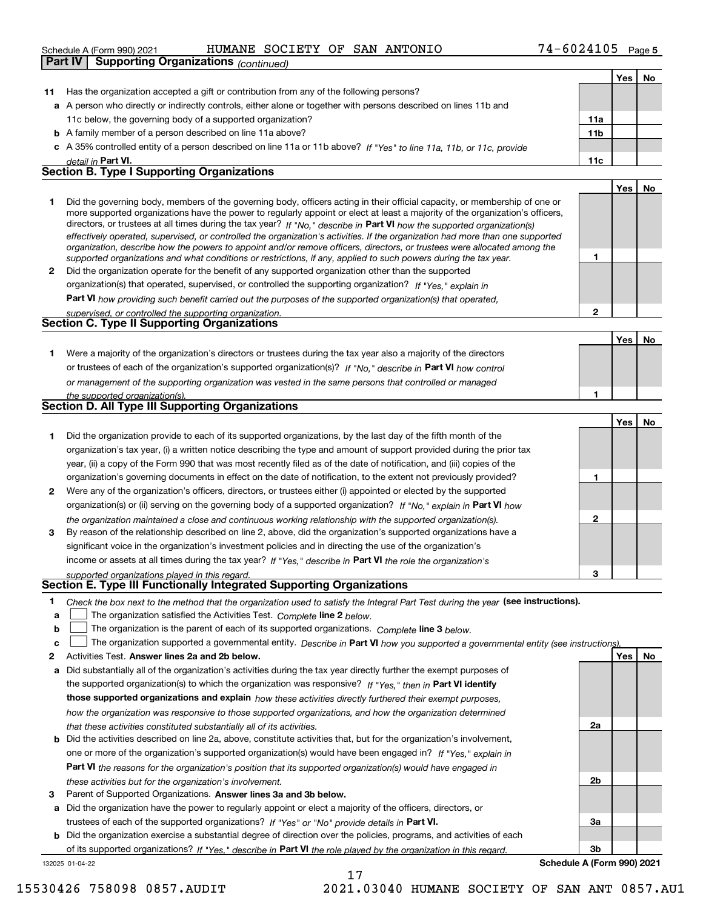Schedule A (Form 990) 2021 HUMANE SOCIETY OF SAN ANTONIO 74-6024105 Page 5

**Part IV | Supporting Organizations** *(continued)*

| | | | Yes | No |
|---|---|---|---|---|
| **11** | Has the organization accepted a gift or contribution from any of the following persons? | | | |
| **a** | A person who directly or indirectly controls, either alone or together with persons described on lines 11b and 11c below, the governing body of a supported organization? | **11a** | | |
| **b** | A family member of a person described on line 11a above? | **11b** | | |
| **c** | A 35% controlled entity of a person described on line 11a or 11b above? *If "Yes" to line 11a, 11b, or 11c, provide detail in* **Part VI.** | **11c** | | |

## Section B. Type I Supporting Organizations

| | | | Yes | No |
|---|---|---|---|---|
| **1** | Did the governing body, members of the governing body, officers acting in their official capacity, or membership of one or more supported organizations have the power to regularly appoint or elect at least a majority of the organization's officers, directors, or trustees at all times during the tax year? *If "No," describe in* **Part VI** *how the supported organization(s) effectively operated, supervised, or controlled the organization's activities. If the organization had more than one supported organization, describe how the powers to appoint and/or remove officers, directors, or trustees were allocated among the supported organizations and what conditions or restrictions, if any, applied to such powers during the tax year.* | **1** | | |
| **2** | Did the organization operate for the benefit of any supported organization other than the supported organization(s) that operated, supervised, or controlled the supporting organization? *If "Yes," explain in* **Part VI** *how providing such benefit carried out the purposes of the supported organization(s) that operated, supervised, or controlled the supporting organization.* | **2** | | |

## Section C. Type II Supporting Organizations

| | | | Yes | No |
|---|---|---|---|---|
| **1** | Were a majority of the organization's directors or trustees during the tax year also a majority of the directors or trustees of each of the organization's supported organization(s)? *If "No," describe in* **Part VI** *how control or management of the supporting organization was vested in the same persons that controlled or managed the supported organization(s).* | **1** | | |

## Section D. All Type III Supporting Organizations

| | | | Yes | No |
|---|---|---|---|---|
| **1** | Did the organization provide to each of its supported organizations, by the last day of the fifth month of the organization's tax year, (i) a written notice describing the type and amount of support provided during the prior tax year, (ii) a copy of the Form 990 that was most recently filed as of the date of notification, and (iii) copies of the organization's governing documents in effect on the date of notification, to the extent not previously provided? | **1** | | |
| **2** | Were any of the organization's officers, directors, or trustees either (i) appointed or elected by the supported organization(s) or (ii) serving on the governing body of a supported organization? *If "No," explain in* **Part VI** *how the organization maintained a close and continuous working relationship with the supported organization(s).* | **2** | | |
| **3** | By reason of the relationship described on line 2, above, did the organization's supported organizations have a significant voice in the organization's investment policies and in directing the use of the organization's income or assets at all times during the tax year? *If "Yes," describe in* **Part VI** *the role the organization's supported organizations played in this regard.* | **3** | | |

## Section E. Type III Functionally Integrated Supporting Organizations

**1** *Check the box next to the method that the organization used to satisfy the Integral Part Test during the year* **(see instructions).**

**a** ☐ The organization satisfied the Activities Test. *Complete* **line 2** *below.*

**b** ☐ The organization is the parent of each of its supported organizations. *Complete* **line 3** *below.*

**c** ☐ The organization supported a governmental entity. *Describe in* **Part VI** *how you supported a governmental entity (see instructions).*

| | | | Yes | No |
|---|---|---|---|---|
| **2** | Activities Test. **Answer lines 2a and 2b below.** | | | |
| **a** | Did substantially all of the organization's activities during the tax year directly further the exempt purposes of the supported organization(s) to which the organization was responsive? *If "Yes," then in* **Part VI identify those supported organizations and explain** *how these activities directly furthered their exempt purposes, how the organization was responsive to those supported organizations, and how the organization determined that these activities constituted substantially all of its activities.* | **2a** | | |
| **b** | Did the activities described on line 2a, above, constitute activities that, but for the organization's involvement, one or more of the organization's supported organization(s) would have been engaged in? *If "Yes," explain in* **Part VI** *the reasons for the organization's position that its supported organization(s) would have engaged in these activities but for the organization's involvement.* | **2b** | | |
| **3** | Parent of Supported Organizations. **Answer lines 3a and 3b below.** | | | |
| **a** | Did the organization have the power to regularly appoint or elect a majority of the officers, directors, or trustees of each of the supported organizations? *If "Yes" or "No" provide details in* **Part VI.** | **3a** | | |
| **b** | Did the organization exercise a substantial degree of direction over the policies, programs, and activities of each of its supported organizations? *If "Yes," describe in* **Part VI** *the role played by the organization in this regard.* | **3b** | | |

132025 01-04-22 **Schedule A (Form 990) 2021**

15530426 758098 0857.AUDIT 2021.03040 HUMANE SOCIETY OF SAN ANT 0857.AU1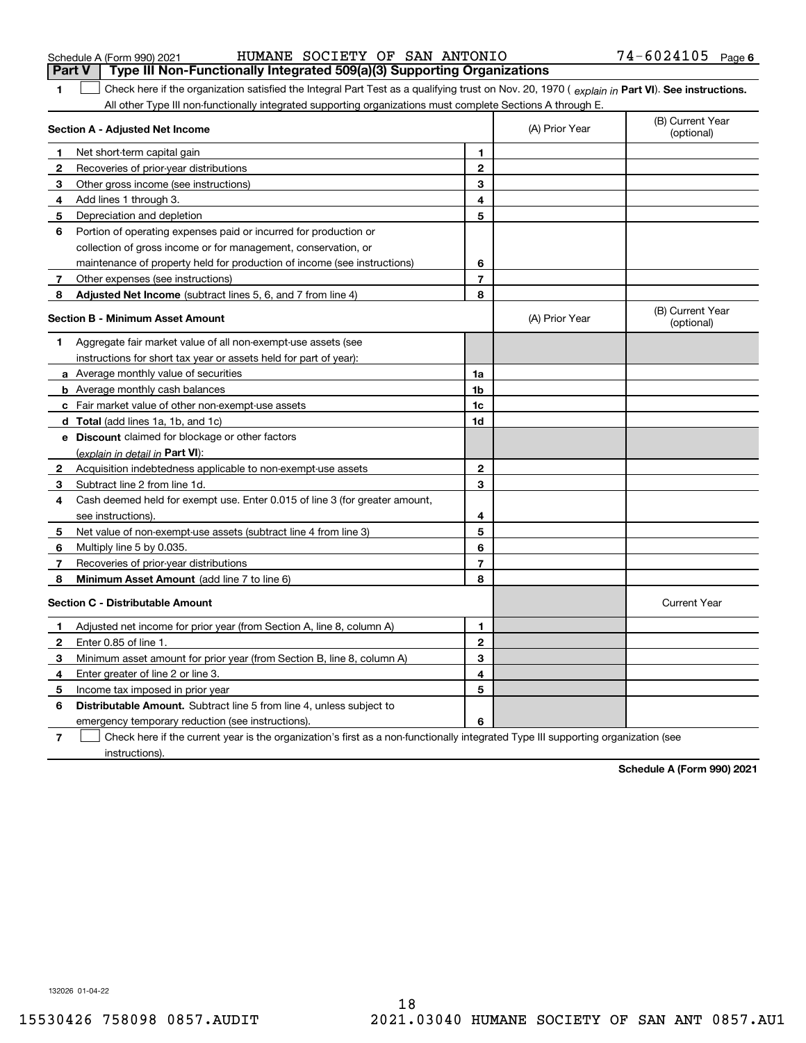Schedule A (Form 990) 2021 HUMANE SOCIETY OF SAN ANTONIO 74-6024105 Page 6

**Part V Type III Non-Functionally Integrated 509(a)(3) Supporting Organizations**

1 ☐ Check here if the organization satisfied the Integral Part Test as a qualifying trust on Nov. 20, 1970 ( *explain in* **Part VI**). **See instructions.** All other Type III non-functionally integrated supporting organizations must complete Sections A through E.

| **Section A - Adjusted Net Income** | | (A) Prior Year | (B) Current Year (optional) |
|---|---|---|---|
| **1** Net short-term capital gain | 1 | | |
| **2** Recoveries of prior-year distributions | 2 | | |
| **3** Other gross income (see instructions) | 3 | | |
| **4** Add lines 1 through 3. | 4 | | |
| **5** Depreciation and depletion | 5 | | |
| **6** Portion of operating expenses paid or incurred for production or collection of gross income or for management, conservation, or maintenance of property held for production of income (see instructions) | 6 | | |
| **7** Other expenses (see instructions) | 7 | | |
| **8** **Adjusted Net Income** (subtract lines 5, 6, and 7 from line 4) | 8 | | |

| **Section B - Minimum Asset Amount** | | (A) Prior Year | (B) Current Year (optional) |
|---|---|---|---|
| **1** Aggregate fair market value of all non-exempt-use assets (see instructions for short tax year or assets held for part of year): | | | |
| **a** Average monthly value of securities | 1a | | |
| **b** Average monthly cash balances | 1b | | |
| **c** Fair market value of other non-exempt-use assets | 1c | | |
| **d** **Total** (add lines 1a, 1b, and 1c) | 1d | | |
| **e** **Discount** claimed for blockage or other factors (*explain in detail in* **Part VI**): | | | |
| **2** Acquisition indebtedness applicable to non-exempt-use assets | 2 | | |
| **3** Subtract line 2 from line 1d. | 3 | | |
| **4** Cash deemed held for exempt use. Enter 0.015 of line 3 (for greater amount, see instructions). | 4 | | |
| **5** Net value of non-exempt-use assets (subtract line 4 from line 3) | 5 | | |
| **6** Multiply line 5 by 0.035. | 6 | | |
| **7** Recoveries of prior-year distributions | 7 | | |
| **8** **Minimum Asset Amount** (add line 7 to line 6) | 8 | | |

| **Section C - Distributable Amount** | | | Current Year |
|---|---|---|---|
| **1** Adjusted net income for prior year (from Section A, line 8, column A) | 1 | | |
| **2** Enter 0.85 of line 1. | 2 | | |
| **3** Minimum asset amount for prior year (from Section B, line 8, column A) | 3 | | |
| **4** Enter greater of line 2 or line 3. | 4 | | |
| **5** Income tax imposed in prior year | 5 | | |
| **6** **Distributable Amount.** Subtract line 5 from line 4, unless subject to emergency temporary reduction (see instructions). | 6 | | |

7 ☐ Check here if the current year is the organization's first as a non-functionally integrated Type III supporting organization (see instructions).

**Schedule A (Form 990) 2021**

132026 01-04-22

15530426 758098 0857.AUDIT 2021.03040 HUMANE SOCIETY OF SAN ANT 0857.AU1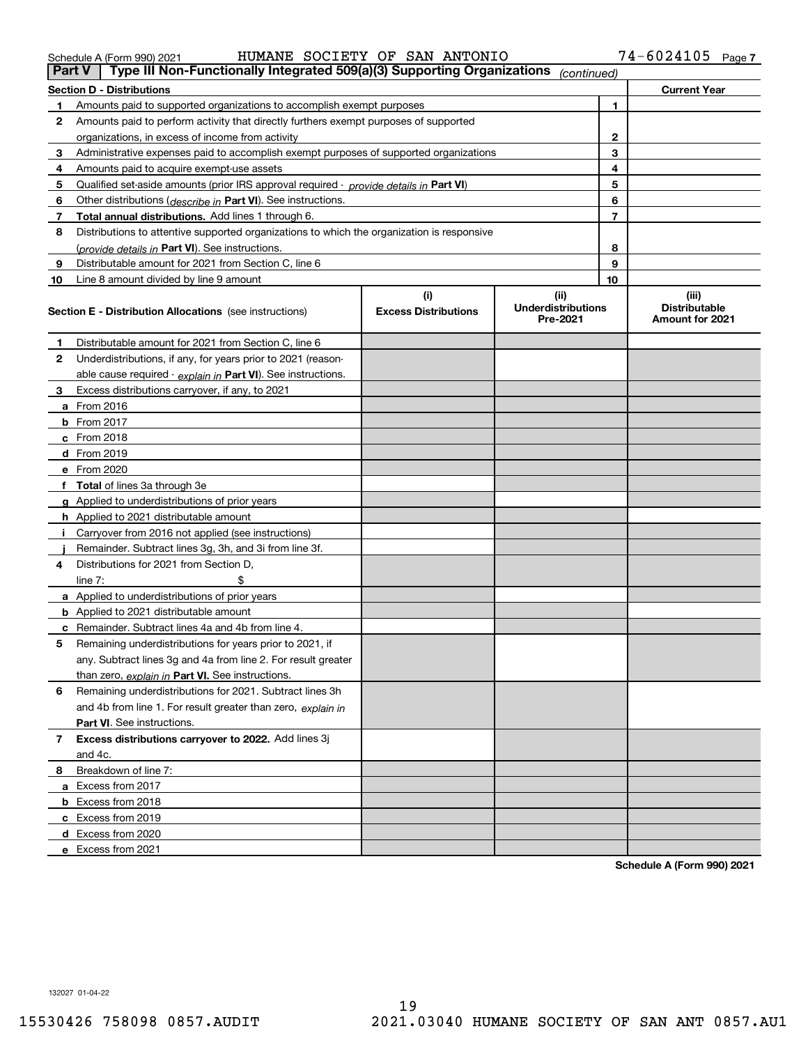Schedule A (Form 990) 2021 HUMANE SOCIETY OF SAN ANTONIO 74-6024105

## Part V | Type III Non-Functionally Integrated 509(a)(3) Supporting Organizations *(continued)*

| Section D - Distributions | | Current Year |
|---|---|---|
| **1** Amounts paid to supported organizations to accomplish exempt purposes | 1 | |
| **2** Amounts paid to perform activity that directly furthers exempt purposes of supported organizations, in excess of income from activity | 2 | |
| **3** Administrative expenses paid to accomplish exempt purposes of supported organizations | 3 | |
| **4** Amounts paid to acquire exempt-use assets | 4 | |
| **5** Qualified set-aside amounts (prior IRS approval required - *provide details in* **Part VI**) | 5 | |
| **6** Other distributions (*describe in* **Part VI**). See instructions. | 6 | |
| **7** **Total annual distributions.** Add lines 1 through 6. | 7 | |
| **8** Distributions to attentive supported organizations to which the organization is responsive (*provide details in* **Part VI**). See instructions. | 8 | |
| **9** Distributable amount for 2021 from Section C, line 6 | 9 | |
| **10** Line 8 amount divided by line 9 amount | 10 | |

| **Section E - Distribution Allocations** (see instructions) | (i) Excess Distributions | (ii) Underdistributions Pre-2021 | (iii) Distributable Amount for 2021 |
|---|---|---|---|
| **1** Distributable amount for 2021 from Section C, line 6 | | | |
| **2** Underdistributions, if any, for years prior to 2021 (reasonable cause required - *explain in* **Part VI**). See instructions. | | | |
| **3** Excess distributions carryover, if any, to 2021 | | | |
| **a** From 2016 | | | |
| **b** From 2017 | | | |
| **c** From 2018 | | | |
| **d** From 2019 | | | |
| **e** From 2020 | | | |
| **f** **Total** of lines 3a through 3e | | | |
| **g** Applied to underdistributions of prior years | | | |
| **h** Applied to 2021 distributable amount | | | |
| **i** Carryover from 2016 not applied (see instructions) | | | |
| **j** Remainder. Subtract lines 3g, 3h, and 3i from line 3f. | | | |
| **4** Distributions for 2021 from Section D, line 7: $ | | | |
| **a** Applied to underdistributions of prior years | | | |
| **b** Applied to 2021 distributable amount | | | |
| **c** Remainder. Subtract lines 4a and 4b from line 4. | | | |
| **5** Remaining underdistributions for years prior to 2021, if any. Subtract lines 3g and 4a from line 2. For result greater than zero, *explain in* **Part VI.** See instructions. | | | |
| **6** Remaining underdistributions for 2021. Subtract lines 3h and 4b from line 1. For result greater than zero, *explain in* **Part VI**. See instructions. | | | |
| **7** **Excess distributions carryover to 2022.** Add lines 3j and 4c. | | | |
| **8** Breakdown of line 7: | | | |
| **a** Excess from 2017 | | | |
| **b** Excess from 2018 | | | |
| **c** Excess from 2019 | | | |
| **d** Excess from 2020 | | | |
| **e** Excess from 2021 | | | |

**Schedule A (Form 990) 2021**

132027 01-04-22

15530426 758098 0857.AUDIT 2021.03040 HUMANE SOCIETY OF SAN ANT 0857.AU1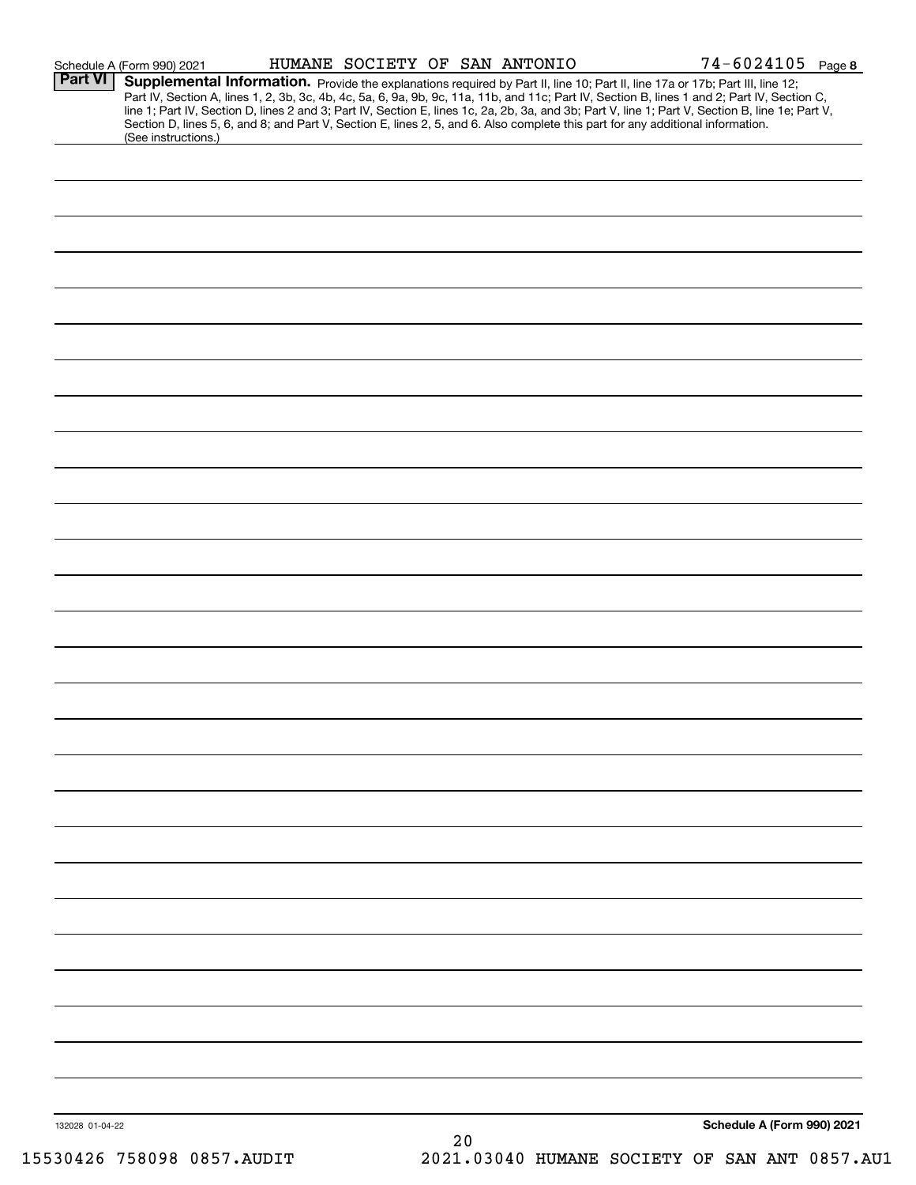Schedule A (Form 990) 2021 HUMANE SOCIETY OF SAN ANTONIO 74-6024105 Page 8

## Part VI Supplemental Information.

Provide the explanations required by Part II, line 10; Part II, line 17a or 17b; Part III, line 12; Part IV, Section A, lines 1, 2, 3b, 3c, 4b, 4c, 5a, 6, 9a, 9b, 9c, 11a, 11b, and 11c; Part IV, Section B, lines 1 and 2; Part IV, Section C, line 1; Part IV, Section D, lines 2 and 3; Part IV, Section E, lines 1c, 2a, 2b, 3a, and 3b; Part V, line 1; Part V, Section B, line 1e; Part V, Section D, lines 5, 6, and 8; and Part V, Section E, lines 2, 5, and 6. Also complete this part for any additional information. (See instructions.)

132028 01-04-22

**Schedule A (Form 990) 2021**

15530426 758098 0857.AUDIT 2021.03040 HUMANE SOCIETY OF SAN ANT 0857.AU1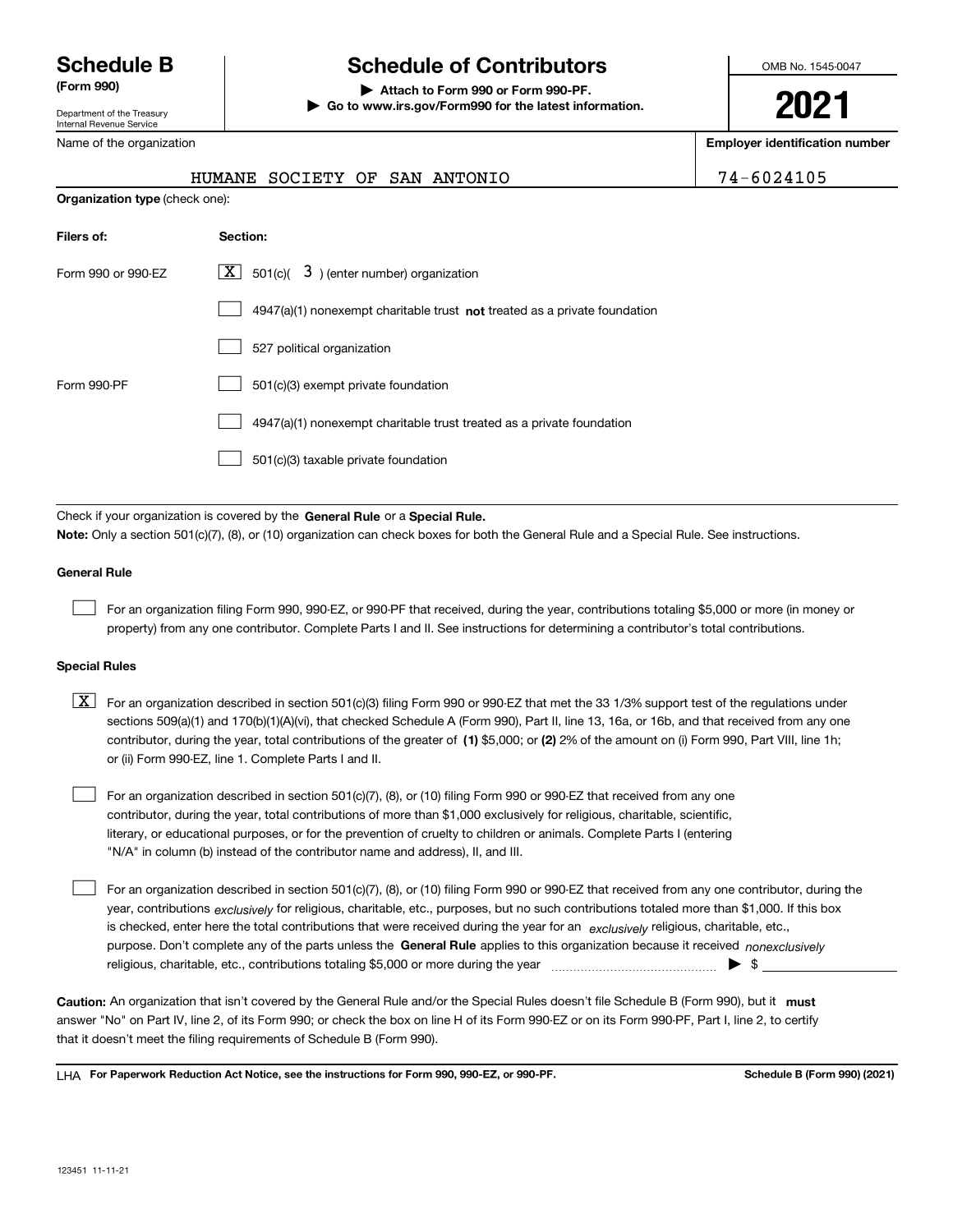# Schedule B (Form 990)

Department of the Treasury
Internal Revenue Service

# Schedule of Contributors

▶ Attach to Form 990 or Form 990-PF.
▶ Go to www.irs.gov/Form990 for the latest information.

OMB No. 1545-0047

**2021**

| Name of the organization | Employer identification number |
| --- | --- |
| HUMANE SOCIETY OF SAN ANTONIO | 74-6024105 |

**Organization type** (check one):

| Filers of: | Section: |
| --- | --- |
| Form 990 or 990-EZ | [X] 501(c)( 3 ) (enter number) organization |
| | [ ] 4947(a)(1) nonexempt charitable trust **not** treated as a private foundation |
| | [ ] 527 political organization |
| Form 990-PF | [ ] 501(c)(3) exempt private foundation |
| | [ ] 4947(a)(1) nonexempt charitable trust treated as a private foundation |
| | [ ] 501(c)(3) taxable private foundation |

Check if your organization is covered by the **General Rule** or a **Special Rule.**

**Note:** Only a section 501(c)(7), (8), or (10) organization can check boxes for both the General Rule and a Special Rule. See instructions.

### General Rule

[ ] For an organization filing Form 990, 990-EZ, or 990-PF that received, during the year, contributions totaling $5,000 or more (in money or property) from any one contributor. Complete Parts I and II. See instructions for determining a contributor's total contributions.

### Special Rules

[X] For an organization described in section 501(c)(3) filing Form 990 or 990-EZ that met the 33 1/3% support test of the regulations under sections 509(a)(1) and 170(b)(1)(A)(vi), that checked Schedule A (Form 990), Part II, line 13, 16a, or 16b, and that received from any one contributor, during the year, total contributions of the greater of **(1)** $5,000; or **(2)** 2% of the amount on (i) Form 990, Part VIII, line 1h; or (ii) Form 990-EZ, line 1. Complete Parts I and II.

[ ] For an organization described in section 501(c)(7), (8), or (10) filing Form 990 or 990-EZ that received from any one contributor, during the year, total contributions of more than $1,000 exclusively for religious, charitable, scientific, literary, or educational purposes, or for the prevention of cruelty to children or animals. Complete Parts I (entering "N/A" in column (b) instead of the contributor name and address), II, and III.

[ ] For an organization described in section 501(c)(7), (8), or (10) filing Form 990 or 990-EZ that received from any one contributor, during the year, contributions *exclusively* for religious, charitable, etc., purposes, but no such contributions totaled more than $1,000. If this box is checked, enter here the total contributions that were received during the year for an *exclusively* religious, charitable, etc., purpose. Don't complete any of the parts unless the **General Rule** applies to this organization because it received *nonexclusively* religious, charitable, etc., contributions totaling $5,000 or more during the year ▶ $

**Caution:** An organization that isn't covered by the General Rule and/or the Special Rules doesn't file Schedule B (Form 990), but it **must** answer "No" on Part IV, line 2, of its Form 990; or check the box on line H of its Form 990-EZ or on its Form 990-PF, Part I, line 2, to certify that it doesn't meet the filing requirements of Schedule B (Form 990).

LHA **For Paperwork Reduction Act Notice, see the instructions for Form 990, 990-EZ, or 990-PF.** **Schedule B (Form 990) (2021)**

123451 11-11-21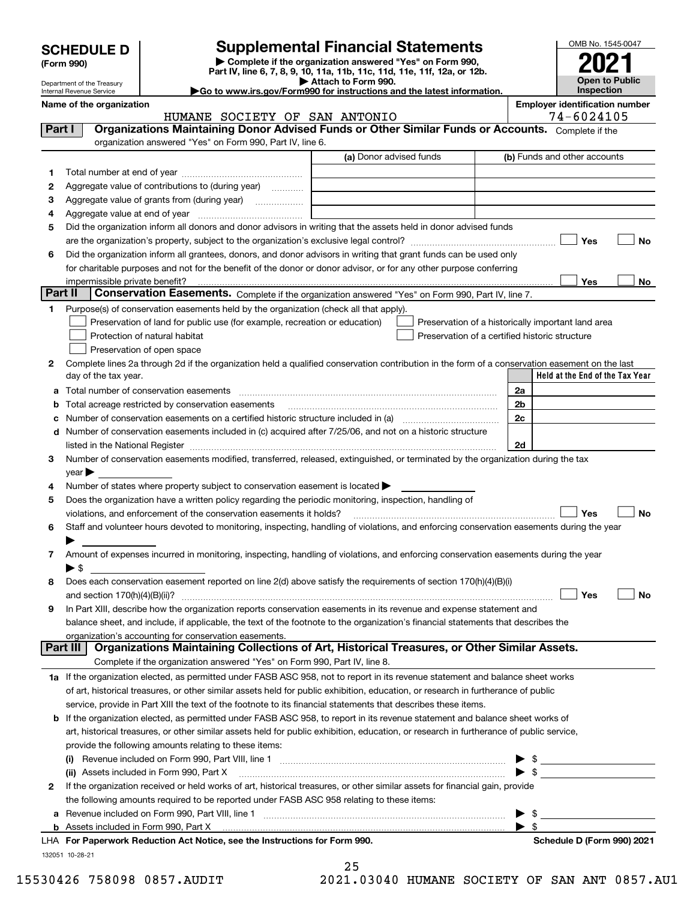# SCHEDULE D (Form 990)

Department of the Treasury
Internal Revenue Service

## Supplemental Financial Statements

▶ Complete if the organization answered "Yes" on Form 990, Part IV, line 6, 7, 8, 9, 10, 11a, 11b, 11c, 11d, 11e, 11f, 12a, or 12b.
▶ Attach to Form 990.
▶Go to www.irs.gov/Form990 for instructions and the latest information.

OMB No. 1545-0047
**2021**
**Open to Public Inspection**

**Name of the organization:** HUMANE SOCIETY OF SAN ANTONIO
**Employer identification number:** 74-6024105

### Part I — Organizations Maintaining Donor Advised Funds or Other Similar Funds or Accounts.
Complete if the organization answered "Yes" on Form 990, Part IV, line 6.

| | | (a) Donor advised funds | (b) Funds and other accounts |
|---|---|---|---|
| 1 | Total number at end of year | | |
| 2 | Aggregate value of contributions to (during year) | | |
| 3 | Aggregate value of grants from (during year) | | |
| 4 | Aggregate value at end of year | | |

5 Did the organization inform all donors and donor advisors in writing that the assets held in donor advised funds are the organization's property, subject to the organization's exclusive legal control? ☐ Yes ☐ No

6 Did the organization inform all grantees, donors, and donor advisors in writing that grant funds can be used only for charitable purposes and not for the benefit of the donor or donor advisor, or for any other purpose conferring impermissible private benefit? ☐ Yes ☐ No

### Part II — Conservation Easements.
Complete if the organization answered "Yes" on Form 990, Part IV, line 7.

1 Purpose(s) of conservation easements held by the organization (check all that apply).
- ☐ Preservation of land for public use (for example, recreation or education)
- ☐ Protection of natural habitat
- ☐ Preservation of open space
- ☐ Preservation of a historically important land area
- ☐ Preservation of a certified historic structure

2 Complete lines 2a through 2d if the organization held a qualified conservation contribution in the form of a conservation easement on the last day of the tax year.

| | | | Held at the End of the Tax Year |
|---|---|---|---|
| a | Total number of conservation easements | 2a | |
| b | Total acreage restricted by conservation easements | 2b | |
| c | Number of conservation easements on a certified historic structure included in (a) | 2c | |
| d | Number of conservation easements included in (c) acquired after 7/25/06, and not on a historic structure listed in the National Register | 2d | |

3 Number of conservation easements modified, transferred, released, extinguished, or terminated by the organization during the tax year ▶

4 Number of states where property subject to conservation easement is located ▶

5 Does the organization have a written policy regarding the periodic monitoring, inspection, handling of violations, and enforcement of the conservation easements it holds? ☐ Yes ☐ No

6 Staff and volunteer hours devoted to monitoring, inspecting, handling of violations, and enforcing conservation easements during the year ▶

7 Amount of expenses incurred in monitoring, inspecting, handling of violations, and enforcing conservation easements during the year ▶ $

8 Does each conservation easement reported on line 2(d) above satisfy the requirements of section 170(h)(4)(B)(i) and section 170(h)(4)(B)(ii)? ☐ Yes ☐ No

9 In Part XIII, describe how the organization reports conservation easements in its revenue and expense statement and balance sheet, and include, if applicable, the text of the footnote to the organization's financial statements that describes the organization's accounting for conservation easements.

### Part III — Organizations Maintaining Collections of Art, Historical Treasures, or Other Similar Assets.
Complete if the organization answered "Yes" on Form 990, Part IV, line 8.

1a If the organization elected, as permitted under FASB ASC 958, not to report in its revenue statement and balance sheet works of art, historical treasures, or other similar assets held for public exhibition, education, or research in furtherance of public service, provide in Part XIII the text of the footnote to its financial statements that describes these items.

b If the organization elected, as permitted under FASB ASC 958, to report in its revenue statement and balance sheet works of art, historical treasures, or other similar assets held for public exhibition, education, or research in furtherance of public service, provide the following amounts relating to these items:

(i) Revenue included on Form 990, Part VIII, line 1 ▶ $

(ii) Assets included in Form 990, Part X ▶ $

2 If the organization received or held works of art, historical treasures, or other similar assets for financial gain, provide the following amounts required to be reported under FASB ASC 958 relating to these items:

a Revenue included on Form 990, Part VIII, line 1 ▶ $

b Assets included in Form 990, Part X ▶ $

LHA For Paperwork Reduction Act Notice, see the Instructions for Form 990.

Schedule D (Form 990) 2021

132051 10-28-21

15530426 758098 0857.AUDIT 2021.03040 HUMANE SOCIETY OF SAN ANT 0857.AU1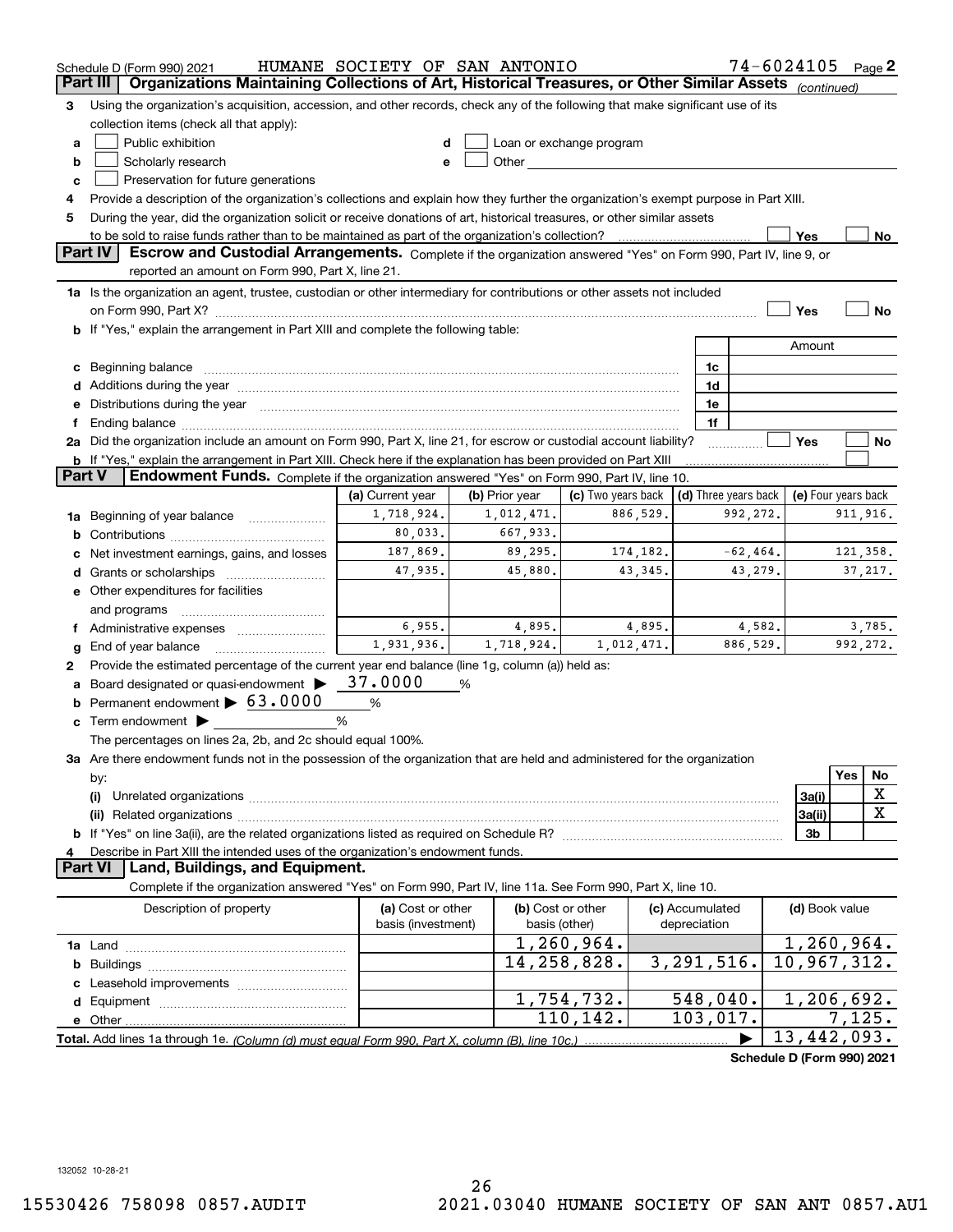Schedule D (Form 990) 2021 HUMANE SOCIETY OF SAN ANTONIO 74-6024105 Page 2

**Part III** **Organizations Maintaining Collections of Art, Historical Treasures, or Other Similar Assets** *(continued)*

3 Using the organization's acquisition, accession, and other records, check any of the following that make significant use of its collection items (check all that apply):

a ☐ Public exhibition
b ☐ Scholarly research
c ☐ Preservation for future generations
d ☐ Loan or exchange program
e ☐ Other

4 Provide a description of the organization's collections and explain how they further the organization's exempt purpose in Part XIII.

5 During the year, did the organization solicit or receive donations of art, historical treasures, or other similar assets to be sold to raise funds rather than to be maintained as part of the organization's collection? ☐ Yes ☐ No

**Part IV** **Escrow and Custodial Arrangements.** Complete if the organization answered "Yes" on Form 990, Part IV, line 9, or reported an amount on Form 990, Part X, line 21.

1a Is the organization an agent, trustee, custodian or other intermediary for contributions or other assets not included on Form 990, Part X? ☐ Yes ☐ No

b If "Yes," explain the arrangement in Part XIII and complete the following table:

| | | Amount |
|---|---|---|
| c Beginning balance | 1c | |
| d Additions during the year | 1d | |
| e Distributions during the year | 1e | |
| f Ending balance | 1f | |

2a Did the organization include an amount on Form 990, Part X, line 21, for escrow or custodial account liability? ☐ Yes ☐ No

b If "Yes," explain the arrangement in Part XIII. Check here if the explanation has been provided on Part XIII ☐

**Part V** **Endowment Funds.** Complete if the organization answered "Yes" on Form 990, Part IV, line 10.

| | (a) Current year | (b) Prior year | (c) Two years back | (d) Three years back | (e) Four years back |
|---|---|---|---|---|---|
| 1a Beginning of year balance | 1,718,924. | 1,012,471. | 886,529. | 992,272. | 911,916. |
| b Contributions | 80,033. | 667,933. | | | |
| c Net investment earnings, gains, and losses | 187,869. | 89,295. | 174,182. | -62,464. | 121,358. |
| d Grants or scholarships | 47,935. | 45,880. | 43,345. | 43,279. | 37,217. |
| e Other expenditures for facilities and programs | | | | | |
| f Administrative expenses | 6,955. | 4,895. | 4,895. | 4,582. | 3,785. |
| g End of year balance | 1,931,936. | 1,718,924. | 1,012,471. | 886,529. | 992,272. |

2 Provide the estimated percentage of the current year end balance (line 1g, column (a)) held as:

a Board designated or quasi-endowment ▶ 37.0000 %
b Permanent endowment ▶ 63.0000 %
c Term endowment ▶ %

The percentages on lines 2a, 2b, and 2c should equal 100%.

3a Are there endowment funds not in the possession of the organization that are held and administered for the organization by:

| | | Yes | No |
|---|---|---|---|
| (i) Unrelated organizations | 3a(i) | | X |
| (ii) Related organizations | 3a(ii) | | X |
| b If "Yes" on line 3a(ii), are the related organizations listed as required on Schedule R? | 3b | | |

4 Describe in Part XIII the intended uses of the organization's endowment funds.

**Part VI** **Land, Buildings, and Equipment.**

Complete if the organization answered "Yes" on Form 990, Part IV, line 11a. See Form 990, Part X, line 10.

| Description of property | (a) Cost or other basis (investment) | (b) Cost or other basis (other) | (c) Accumulated depreciation | (d) Book value |
|---|---|---|---|---|
| 1a Land | | 1,260,964. | | 1,260,964. |
| b Buildings | | 14,258,828. | 3,291,516. | 10,967,312. |
| c Leasehold improvements | | | | |
| d Equipment | | 1,754,732. | 548,040. | 1,206,692. |
| e Other | | 110,142. | 103,017. | 7,125. |
| **Total.** Add lines 1a through 1e. *(Column (d) must equal Form 990, Part X, column (B), line 10c.)* | | | ▶ | 13,442,093. |

**Schedule D (Form 990) 2021**

132052 10-28-21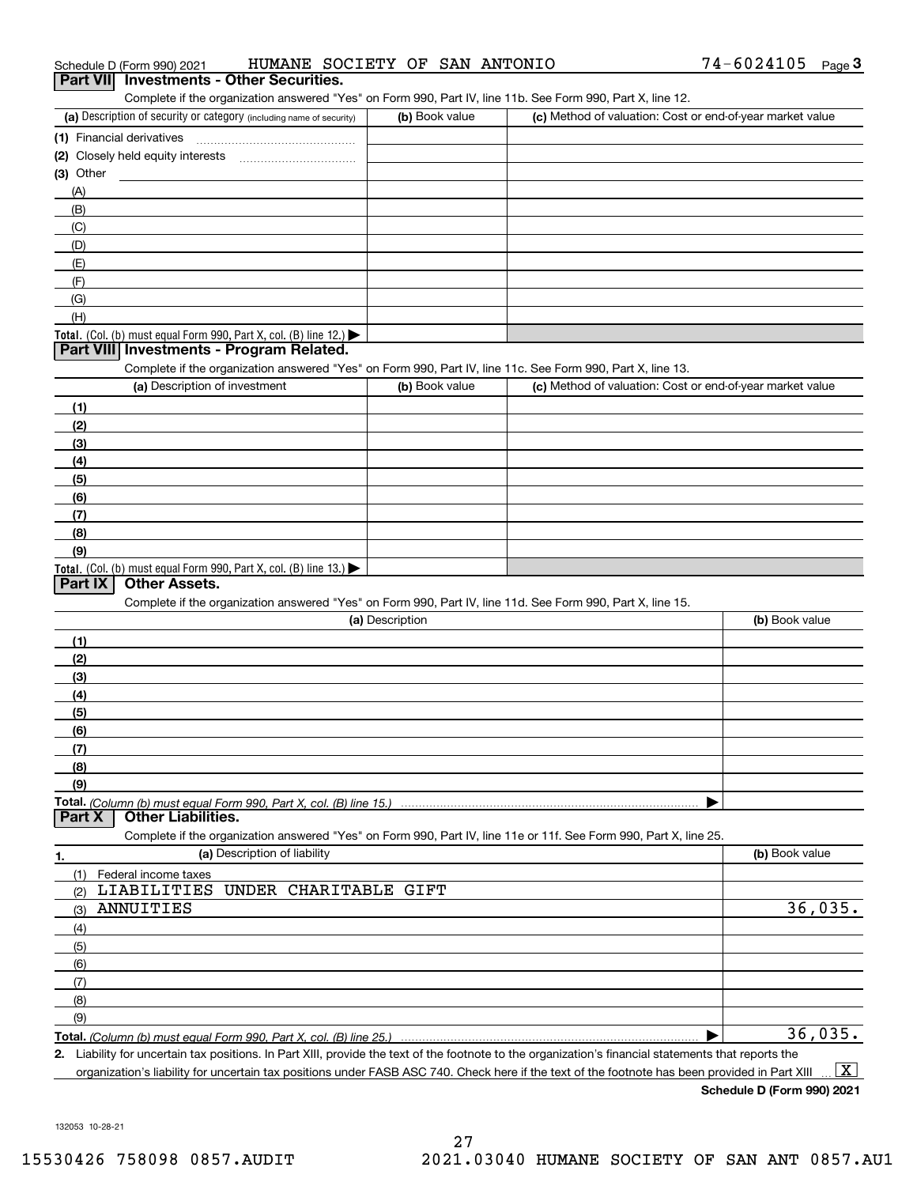Schedule D (Form 990) 2021 HUMANE SOCIETY OF SAN ANTONIO 74-6024105 Page 3

## Part VII Investments - Other Securities.

Complete if the organization answered "Yes" on Form 990, Part IV, line 11b. See Form 990, Part X, line 12.

| (a) Description of security or category (including name of security) | (b) Book value | (c) Method of valuation: Cost or end-of-year market value |
|---|---|---|
| (1) Financial derivatives | | |
| (2) Closely held equity interests | | |
| (3) Other | | |
| (A) | | |
| (B) | | |
| (C) | | |
| (D) | | |
| (E) | | |
| (F) | | |
| (G) | | |
| (H) | | |
| **Total.** (Col. (b) must equal Form 990, Part X, col. (B) line 12.) ▶ | | |

## Part VIII Investments - Program Related.

Complete if the organization answered "Yes" on Form 990, Part IV, line 11c. See Form 990, Part X, line 13.

| (a) Description of investment | (b) Book value | (c) Method of valuation: Cost or end-of-year market value |
|---|---|---|
| (1) | | |
| (2) | | |
| (3) | | |
| (4) | | |
| (5) | | |
| (6) | | |
| (7) | | |
| (8) | | |
| (9) | | |
| **Total.** (Col. (b) must equal Form 990, Part X, col. (B) line 13.) ▶ | | |

## Part IX Other Assets.

Complete if the organization answered "Yes" on Form 990, Part IV, line 11d. See Form 990, Part X, line 15.

| (a) Description | (b) Book value |
|---|---|
| (1) | |
| (2) | |
| (3) | |
| (4) | |
| (5) | |
| (6) | |
| (7) | |
| (8) | |
| (9) | |
| **Total.** *(Column (b) must equal Form 990, Part X, col. (B) line 15.)* ▶ | |

## Part X Other Liabilities.

Complete if the organization answered "Yes" on Form 990, Part IV, line 11e or 11f. See Form 990, Part X, line 25.

| 1. (a) Description of liability | (b) Book value |
|---|---|
| (1) Federal income taxes | |
| (2) LIABILITIES UNDER CHARITABLE GIFT | |
| (3) ANNUITIES | 36,035. |
| (4) | |
| (5) | |
| (6) | |
| (7) | |
| (8) | |
| (9) | |
| **Total.** *(Column (b) must equal Form 990, Part X, col. (B) line 25.)* ▶ | 36,035. |

**2.** Liability for uncertain tax positions. In Part XIII, provide the text of the footnote to the organization's financial statements that reports the organization's liability for uncertain tax positions under FASB ASC 740. Check here if the text of the footnote has been provided in Part XIII ... [X]

**Schedule D (Form 990) 2021**

132053 10-28-21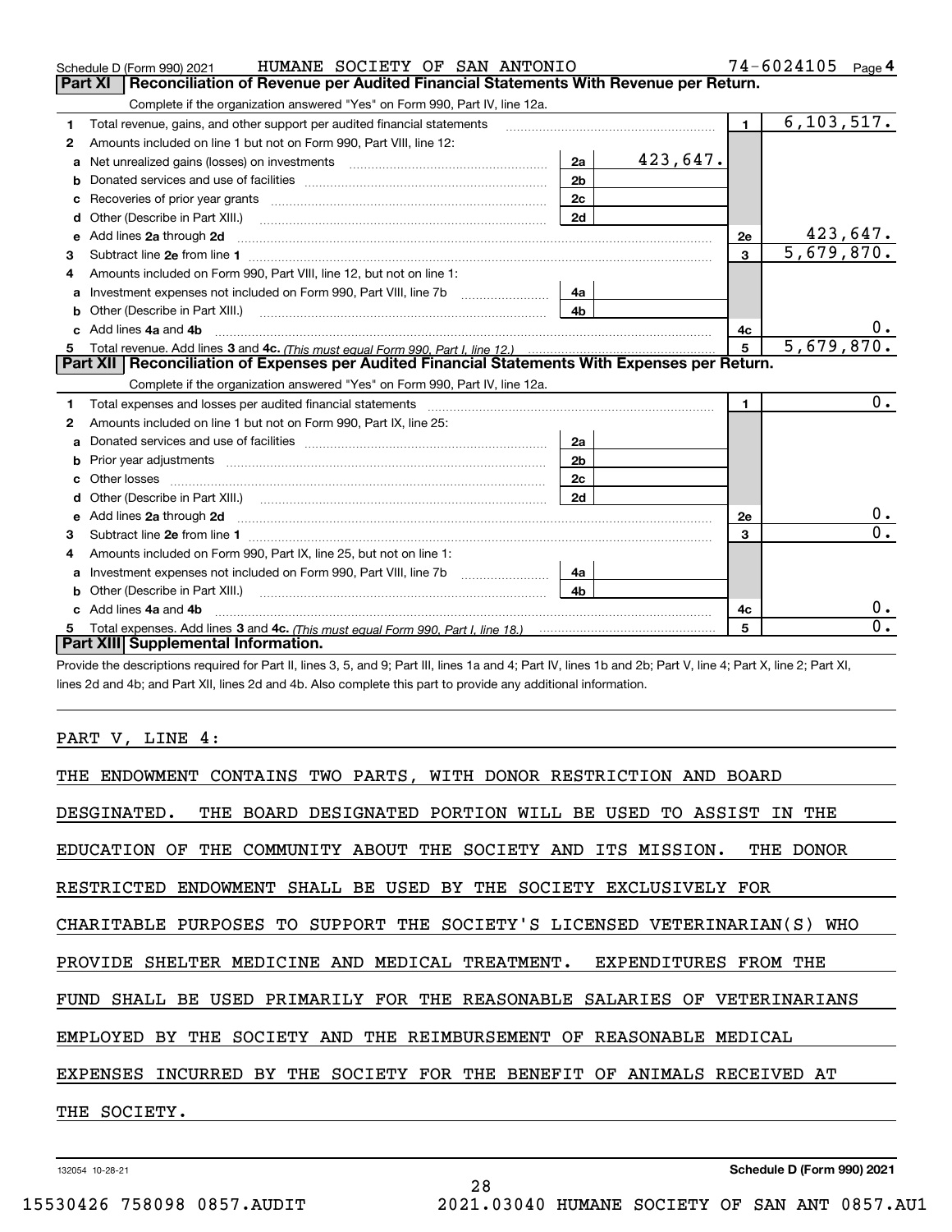Schedule D (Form 990) 2021 HUMANE SOCIETY OF SAN ANTONIO 74-6024105 Page 4

## Part XI Reconciliation of Revenue per Audited Financial Statements With Revenue per Return.

Complete if the organization answered "Yes" on Form 990, Part IV, line 12a.

| | | | | | |
|---|---|---|---|---|---|
| 1 | Total revenue, gains, and other support per audited financial statements | | | 1 | 6,103,517. |
| 2 | Amounts included on line 1 but not on Form 990, Part VIII, line 12: | | | | |
| a | Net unrealized gains (losses) on investments | 2a | 423,647. | | |
| b | Donated services and use of facilities | 2b | | | |
| c | Recoveries of prior year grants | 2c | | | |
| d | Other (Describe in Part XIII.) | 2d | | | |
| e | Add lines 2a through 2d | | | 2e | 423,647. |
| 3 | Subtract line 2e from line 1 | | | 3 | 5,679,870. |
| 4 | Amounts included on Form 990, Part VIII, line 12, but not on line 1: | | | | |
| a | Investment expenses not included on Form 990, Part VIII, line 7b | 4a | | | |
| b | Other (Describe in Part XIII.) | 4b | | | |
| c | Add lines 4a and 4b | | | 4c | 0. |
| 5 | Total revenue. Add lines 3 and 4c. *(This must equal Form 990, Part I, line 12.)* | | | 5 | 5,679,870. |

## Part XII Reconciliation of Expenses per Audited Financial Statements With Expenses per Return.

Complete if the organization answered "Yes" on Form 990, Part IV, line 12a.

| | | | | | |
|---|---|---|---|---|---|
| 1 | Total expenses and losses per audited financial statements | | | 1 | 0. |
| 2 | Amounts included on line 1 but not on Form 990, Part IX, line 25: | | | | |
| a | Donated services and use of facilities | 2a | | | |
| b | Prior year adjustments | 2b | | | |
| c | Other losses | 2c | | | |
| d | Other (Describe in Part XIII.) | 2d | | | |
| e | Add lines 2a through 2d | | | 2e | 0. |
| 3 | Subtract line 2e from line 1 | | | 3 | 0. |
| 4 | Amounts included on Form 990, Part IX, line 25, but not on line 1: | | | | |
| a | Investment expenses not included on Form 990, Part VIII, line 7b | 4a | | | |
| b | Other (Describe in Part XIII.) | 4b | | | |
| c | Add lines 4a and 4b | | | 4c | 0. |
| 5 | Total expenses. Add lines 3 and 4c. *(This must equal Form 990, Part I, line 18.)* | | | 5 | 0. |

## Part XIII Supplemental Information.

Provide the descriptions required for Part II, lines 3, 5, and 9; Part III, lines 1a and 4; Part IV, lines 1b and 2b; Part V, line 4; Part X, line 2; Part XI, lines 2d and 4b; and Part XII, lines 2d and 4b. Also complete this part to provide any additional information.

PART V, LINE 4:

THE ENDOWMENT CONTAINS TWO PARTS, WITH DONOR RESTRICTION AND BOARD DESGINATED. THE BOARD DESIGNATED PORTION WILL BE USED TO ASSIST IN THE EDUCATION OF THE COMMUNITY ABOUT THE SOCIETY AND ITS MISSION. THE DONOR RESTRICTED ENDOWMENT SHALL BE USED BY THE SOCIETY EXCLUSIVELY FOR CHARITABLE PURPOSES TO SUPPORT THE SOCIETY'S LICENSED VETERINARIAN(S) WHO PROVIDE SHELTER MEDICINE AND MEDICAL TREATMENT. EXPENDITURES FROM THE FUND SHALL BE USED PRIMARILY FOR THE REASONABLE SALARIES OF VETERINARIANS EMPLOYED BY THE SOCIETY AND THE REIMBURSEMENT OF REASONABLE MEDICAL EXPENSES INCURRED BY THE SOCIETY FOR THE BENEFIT OF ANIMALS RECEIVED AT THE SOCIETY.

132054 10-28-21 Schedule D (Form 990) 2021

15530426 758098 0857.AUDIT 2021.03040 HUMANE SOCIETY OF SAN ANT 0857.AU1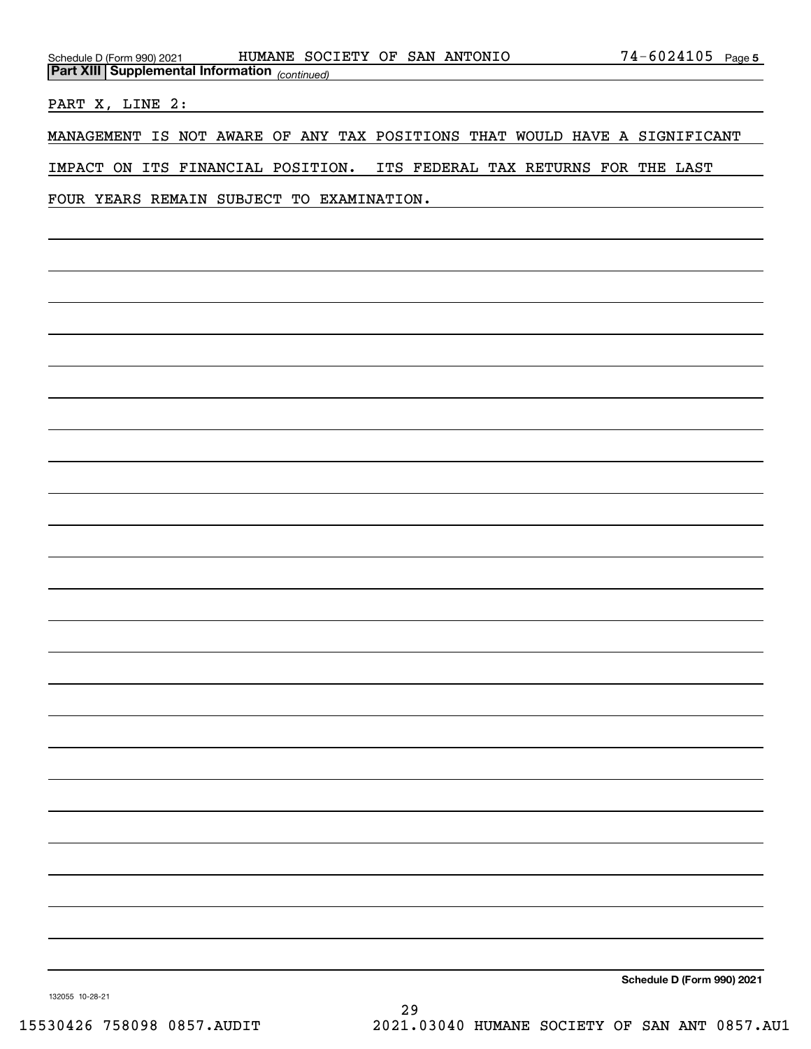Schedule D (Form 990) 2021 HUMANE SOCIETY OF SAN ANTONIO 74-6024105 Page 5

**Part XIII Supplemental Information** *(continued)*

PART X, LINE 2:

MANAGEMENT IS NOT AWARE OF ANY TAX POSITIONS THAT WOULD HAVE A SIGNIFICANT IMPACT ON ITS FINANCIAL POSITION. ITS FEDERAL TAX RETURNS FOR THE LAST FOUR YEARS REMAIN SUBJECT TO EXAMINATION.

**Schedule D (Form 990) 2021**

132055 10-28-21

15530426 758098 0857.AUDIT 2021.03040 HUMANE SOCIETY OF SAN ANT 0857.AU1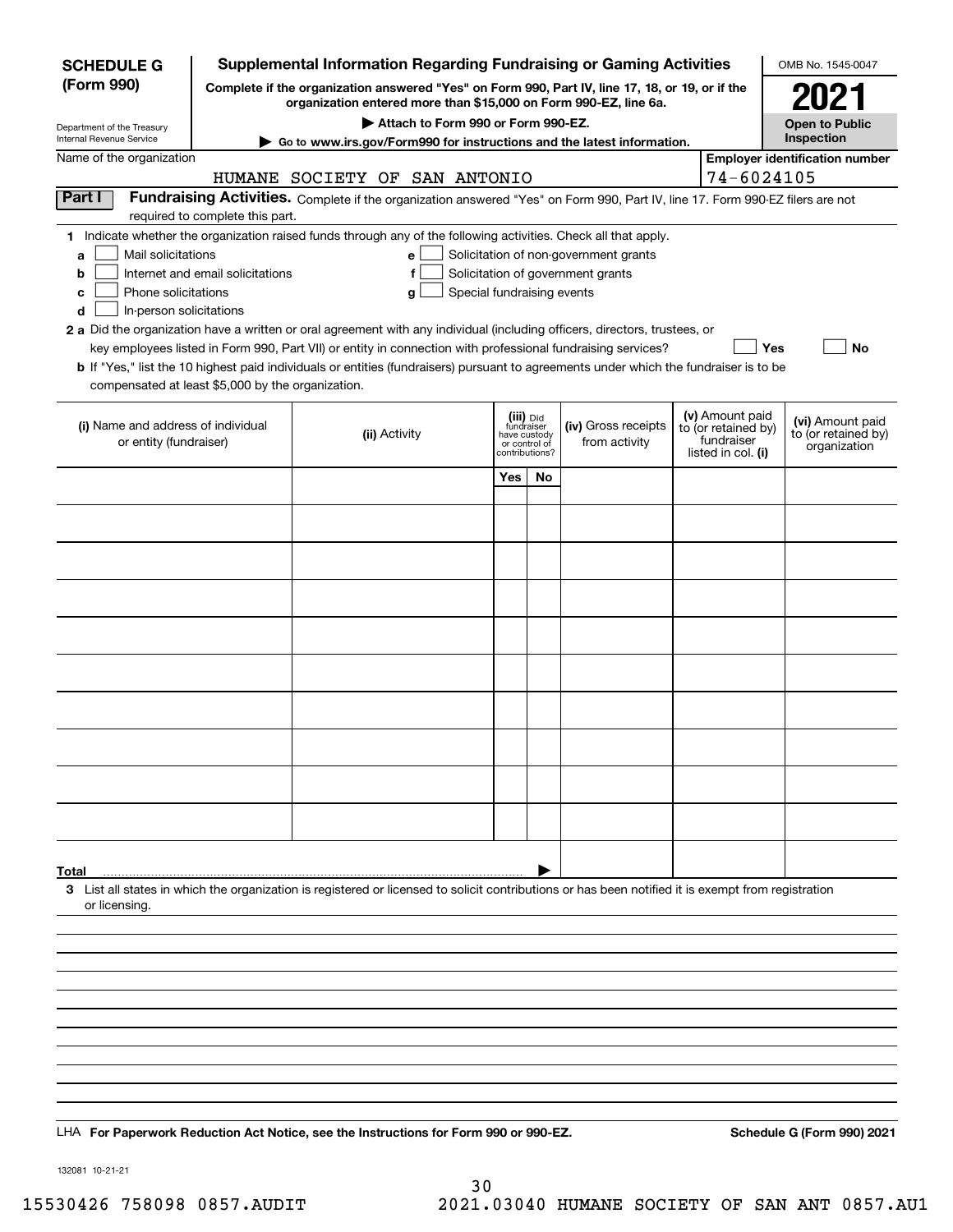**SCHEDULE G (Form 990)**

Department of the Treasury
Internal Revenue Service

# Supplemental Information Regarding Fundraising or Gaming Activities

**Complete if the organization answered "Yes" on Form 990, Part IV, line 17, 18, or 19, or if the organization entered more than $15,000 on Form 990-EZ, line 6a.**

**▶ Attach to Form 990 or Form 990-EZ.**

**▶ Go to www.irs.gov/Form990 for instructions and the latest information.**

OMB No. 1545-0047

**2021**

**Open to Public Inspection**

Name of the organization: HUMANE SOCIETY OF SAN ANTONIO

**Employer identification number:** 74-6024105

**Part I — Fundraising Activities.** Complete if the organization answered "Yes" on Form 990, Part IV, line 17. Form 990-EZ filers are not required to complete this part.

**1** Indicate whether the organization raised funds through any of the following activities. Check all that apply.

- **a** ☐ Mail solicitations
- **b** ☐ Internet and email solicitations
- **c** ☐ Phone solicitations
- **d** ☐ In-person solicitations
- **e** ☐ Solicitation of non-government grants
- **f** ☐ Solicitation of government grants
- **g** ☐ Special fundraising events

**2 a** Did the organization have a written or oral agreement with any individual (including officers, directors, trustees, or key employees listed in Form 990, Part VII) or entity in connection with professional fundraising services? ☐ **Yes** ☐ **No**

**b** If "Yes," list the 10 highest paid individuals or entities (fundraisers) pursuant to agreements under which the fundraiser is to be compensated at least $5,000 by the organization.

| (i) Name and address of individual or entity (fundraiser) | (ii) Activity | (iii) Did fundraiser have custody or control of contributions? Yes | No | (iv) Gross receipts from activity | (v) Amount paid to (or retained by) fundraiser listed in col. (i) | (vi) Amount paid to (or retained by) organization |
|---|---|---|---|---|---|---|
| | | | | | | |
| | | | | | | |
| | | | | | | |
| | | | | | | |
| | | | | | | |
| | | | | | | |
| | | | | | | |
| | | | | | | |
| | | | | | | |
| | | | | | | |
| **Total** ▶ | | | | | | |

**3** List all states in which the organization is registered or licensed to solicit contributions or has been notified it is exempt from registration or licensing.

LHA **For Paperwork Reduction Act Notice, see the Instructions for Form 990 or 990-EZ.**

**Schedule G (Form 990) 2021**

132081 10-21-21

15530426 758098 0857.AUDIT 2021.03040 HUMANE SOCIETY OF SAN ANT 0857.AU1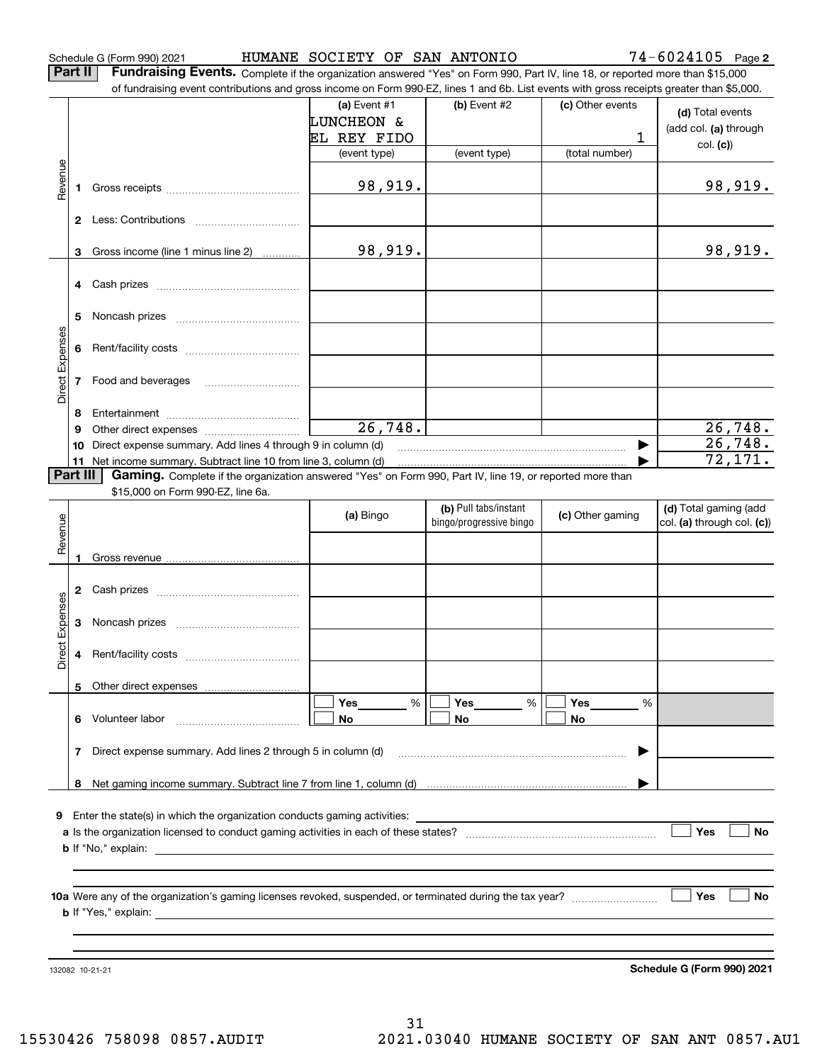Schedule G (Form 990) 2021 HUMANE SOCIETY OF SAN ANTONIO 74-6024105 Page **2**

**Part II** **Fundraising Events.** Complete if the organization answered "Yes" on Form 990, Part IV, line 18, or reported more than $15,000 of fundraising event contributions and gross income on Form 990-EZ, lines 1 and 6b. List events with gross receipts greater than $5,000.

| | | (a) Event #1 LUNCHEON & EL REY FIDO (event type) | (b) Event #2 (event type) | (c) Other events 1 (total number) | (d) Total events (add col. (a) through col. (c)) |
|---|---|---|---|---|---|
| Revenue | 1 Gross receipts | 98,919. | | | 98,919. |
| | 2 Less: Contributions | | | | |
| | 3 Gross income (line 1 minus line 2) | 98,919. | | | 98,919. |
| Direct Expenses | 4 Cash prizes | | | | |
| | 5 Noncash prizes | | | | |
| | 6 Rent/facility costs | | | | |
| | 7 Food and beverages | | | | |
| | 8 Entertainment | | | | |
| | 9 Other direct expenses | 26,748. | | | 26,748. |
| | 10 Direct expense summary. Add lines 4 through 9 in column (d) | | | ▶ | 26,748. |
| | 11 Net income summary. Subtract line 10 from line 3, column (d) | | | ▶ | 72,171. |

**Part III** **Gaming.** Complete if the organization answered "Yes" on Form 990, Part IV, line 19, or reported more than $15,000 on Form 990-EZ, line 6a.

| | | (a) Bingo | (b) Pull tabs/instant bingo/progressive bingo | (c) Other gaming | (d) Total gaming (add col. (a) through col. (c)) |
|---|---|---|---|---|---|
| Revenue | 1 Gross revenue | | | | |
| Direct Expenses | 2 Cash prizes | | | | |
| | 3 Noncash prizes | | | | |
| | 4 Rent/facility costs | | | | |
| | 5 Other direct expenses | | | | |
| | 6 Volunteer labor | ☐ Yes ___ % ☐ No | ☐ Yes ___ % ☐ No | ☐ Yes ___ % ☐ No | |
| | 7 Direct expense summary. Add lines 2 through 5 in column (d) | | | ▶ | |
| | 8 Net gaming income summary. Subtract line 7 from line 1, column (d) | | | ▶ | |

**9** Enter the state(s) in which the organization conducts gaming activities: ____________

**a** Is the organization licensed to conduct gaming activities in each of these states? ☐ Yes ☐ No

**b** If "No," explain: ____________

**10a** Were any of the organization's gaming licenses revoked, suspended, or terminated during the tax year? ☐ Yes ☐ No

**b** If "Yes," explain: ____________

132082 10-21-21 **Schedule G (Form 990) 2021**

15530426 758098 0857.AUDIT 2021.03040 HUMANE SOCIETY OF SAN ANT 0857.AU1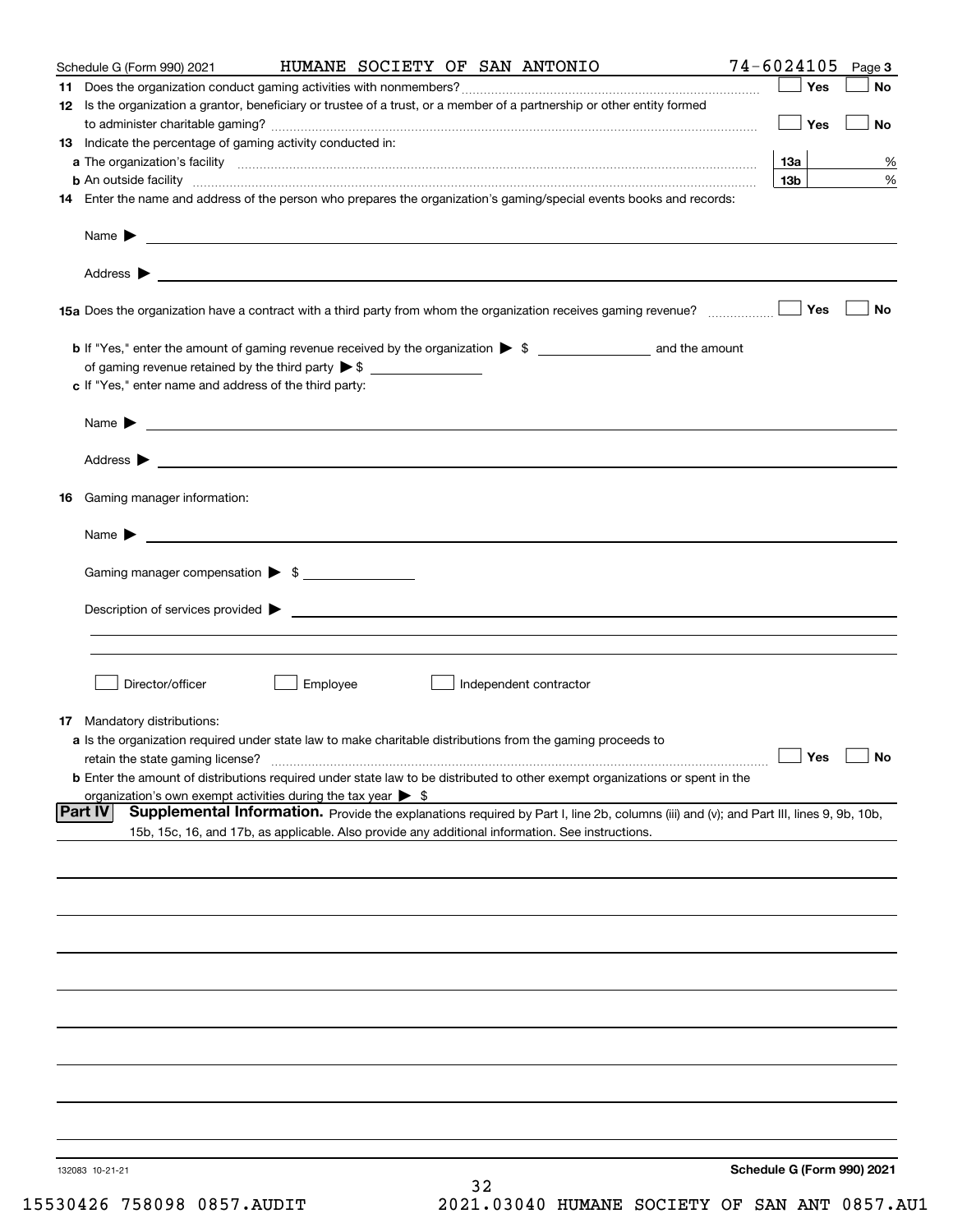Schedule G (Form 990) 2021 HUMANE SOCIETY OF SAN ANTONIO 74-6024105 Page 3

**11** Does the organization conduct gaming activities with nonmembers? ☐ Yes ☐ No

**12** Is the organization a grantor, beneficiary or trustee of a trust, or a member of a partnership or other entity formed to administer charitable gaming? ☐ Yes ☐ No

**13** Indicate the percentage of gaming activity conducted in:

**a** The organization's facility **13a** %

**b** An outside facility **13b** %

**14** Enter the name and address of the person who prepares the organization's gaming/special events books and records:

Name ▶

Address ▶

**15a** Does the organization have a contract with a third party from whom the organization receives gaming revenue? ☐ Yes ☐ No

**b** If "Yes," enter the amount of gaming revenue received by the organization ▶ $ ________ and the amount of gaming revenue retained by the third party ▶ $ ________

**c** If "Yes," enter name and address of the third party:

Name ▶

Address ▶

**16** Gaming manager information:

Name ▶

Gaming manager compensation ▶ $ ________

Description of services provided ▶

☐ Director/officer ☐ Employee ☐ Independent contractor

**17** Mandatory distributions:

**a** Is the organization required under state law to make charitable distributions from the gaming proceeds to retain the state gaming license? ☐ Yes ☐ No

**b** Enter the amount of distributions required under state law to be distributed to other exempt organizations or spent in the organization's own exempt activities during the tax year ▶ $

**Part IV** **Supplemental Information.** Provide the explanations required by Part I, line 2b, columns (iii) and (v); and Part III, lines 9, 9b, 10b, 15b, 15c, 16, and 17b, as applicable. Also provide any additional information. See instructions.

132083 10-21-21 **Schedule G (Form 990) 2021**

15530426 758098 0857.AUDIT 2021.03040 HUMANE SOCIETY OF SAN ANT 0857.AU1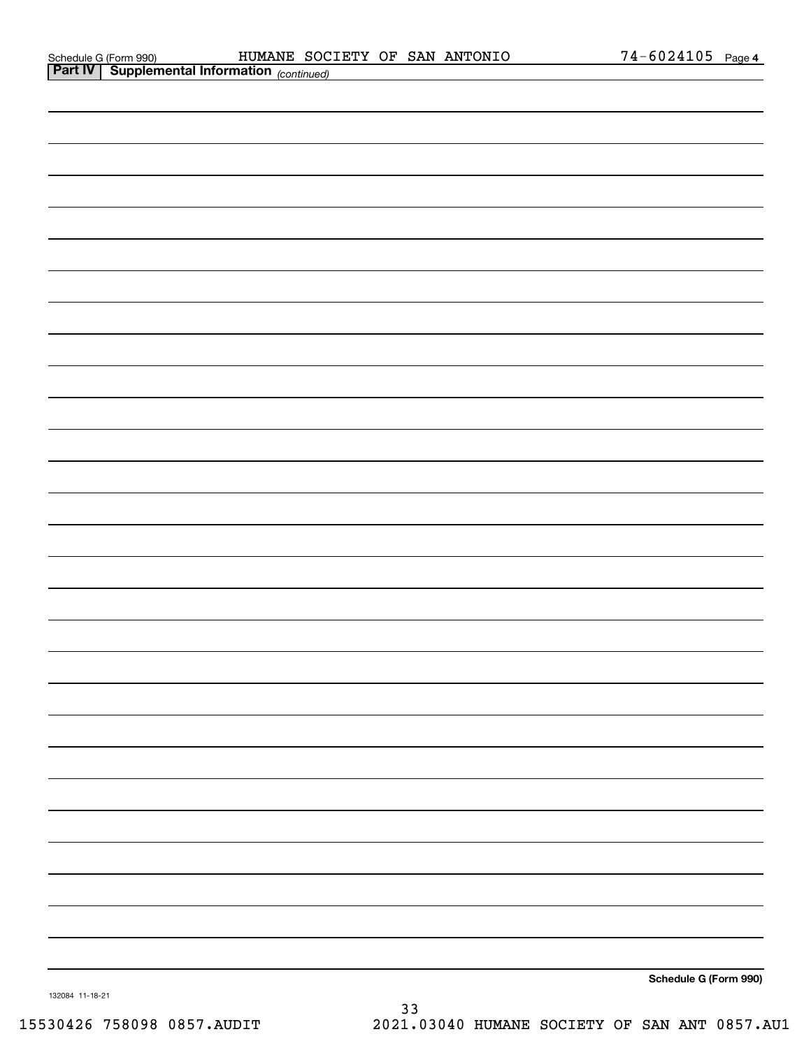Schedule G (Form 990) HUMANE SOCIETY OF SAN ANTONIO 74-6024105 Page 4

**Part IV | Supplemental Information** *(continued)*

**Schedule G (Form 990)**

132084 11-18-21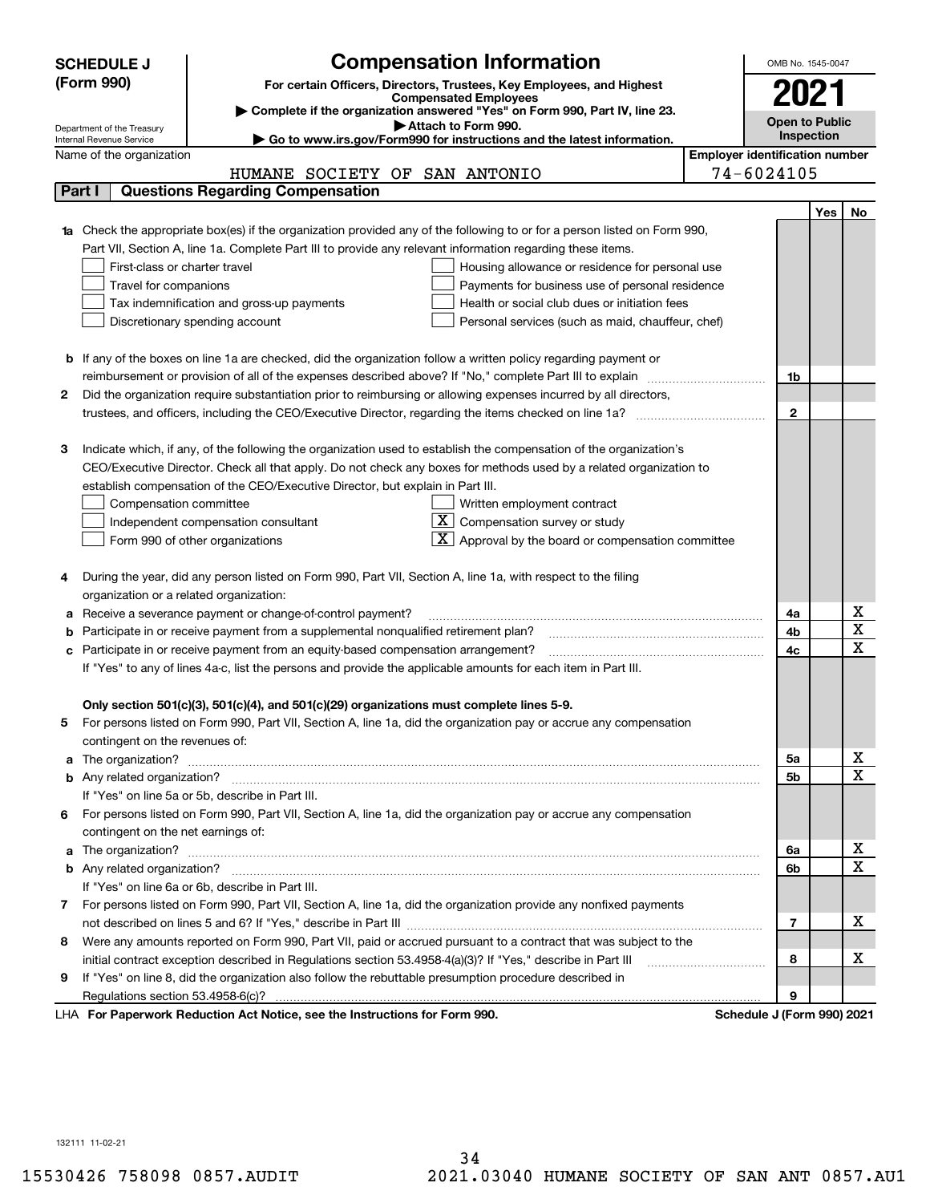**SCHEDULE J (Form 990)**

Department of the Treasury
Internal Revenue Service

# Compensation Information

**For certain Officers, Directors, Trustees, Key Employees, and Highest Compensated Employees**

▶ Complete if the organization answered "Yes" on Form 990, Part IV, line 23.
▶ Attach to Form 990.
▶ Go to www.irs.gov/Form990 for instructions and the latest information.

OMB No. 1545-0047

**2021**

**Open to Public Inspection**

Name of the organization: HUMANE SOCIETY OF SAN ANTONIO

Employer identification number: 74-6024105

## Part I — Questions Regarding Compensation

| | | | Yes | No |
|---|---|---|---|---|
| **1a** | Check the appropriate box(es) if the organization provided any of the following to or for a person listed on Form 990, Part VII, Section A, line 1a. Complete Part III to provide any relevant information regarding these items. | | | |
| | ☐ First-class or charter travel ☐ Housing allowance or residence for personal use | | | |
| | ☐ Travel for companions ☐ Payments for business use of personal residence | | | |
| | ☐ Tax indemnification and gross-up payments ☐ Health or social club dues or initiation fees | | | |
| | ☐ Discretionary spending account ☐ Personal services (such as maid, chauffeur, chef) | | | |
| **b** | If any of the boxes on line 1a are checked, did the organization follow a written policy regarding payment or reimbursement or provision of all of the expenses described above? If "No," complete Part III to explain | 1b | | |
| **2** | Did the organization require substantiation prior to reimbursing or allowing expenses incurred by all directors, trustees, and officers, including the CEO/Executive Director, regarding the items checked on line 1a? | 2 | | |
| **3** | Indicate which, if any, of the following the organization used to establish the compensation of the organization's CEO/Executive Director. Check all that apply. Do not check any boxes for methods used by a related organization to establish compensation of the CEO/Executive Director, but explain in Part III. | | | |
| | ☐ Compensation committee ☐ Written employment contract | | | |
| | ☐ Independent compensation consultant ☒ Compensation survey or study | | | |
| | ☐ Form 990 of other organizations ☒ Approval by the board or compensation committee | | | |
| **4** | During the year, did any person listed on Form 990, Part VII, Section A, line 1a, with respect to the filing organization or a related organization: | | | |
| **a** | Receive a severance payment or change-of-control payment? | 4a | | X |
| **b** | Participate in or receive payment from a supplemental nonqualified retirement plan? | 4b | | X |
| **c** | Participate in or receive payment from an equity-based compensation arrangement? | 4c | | X |
| | If "Yes" to any of lines 4a-c, list the persons and provide the applicable amounts for each item in Part III. | | | |
| | **Only section 501(c)(3), 501(c)(4), and 501(c)(29) organizations must complete lines 5-9.** | | | |
| **5** | For persons listed on Form 990, Part VII, Section A, line 1a, did the organization pay or accrue any compensation contingent on the revenues of: | | | |
| **a** | The organization? | 5a | | X |
| **b** | Any related organization? | 5b | | X |
| | If "Yes" on line 5a or 5b, describe in Part III. | | | |
| **6** | For persons listed on Form 990, Part VII, Section A, line 1a, did the organization pay or accrue any compensation contingent on the net earnings of: | | | |
| **a** | The organization? | 6a | | X |
| **b** | Any related organization? | 6b | | X |
| | If "Yes" on line 6a or 6b, describe in Part III. | | | |
| **7** | For persons listed on Form 990, Part VII, Section A, line 1a, did the organization provide any nonfixed payments not described on lines 5 and 6? If "Yes," describe in Part III | 7 | | X |
| **8** | Were any amounts reported on Form 990, Part VII, paid or accrued pursuant to a contract that was subject to the initial contract exception described in Regulations section 53.4958-4(a)(3)? If "Yes," describe in Part III | 8 | | X |
| **9** | If "Yes" on line 8, did the organization also follow the rebuttable presumption procedure described in Regulations section 53.4958-6(c)? | 9 | | |

LHA **For Paperwork Reduction Act Notice, see the Instructions for Form 990.** **Schedule J (Form 990) 2021**

132111 11-02-21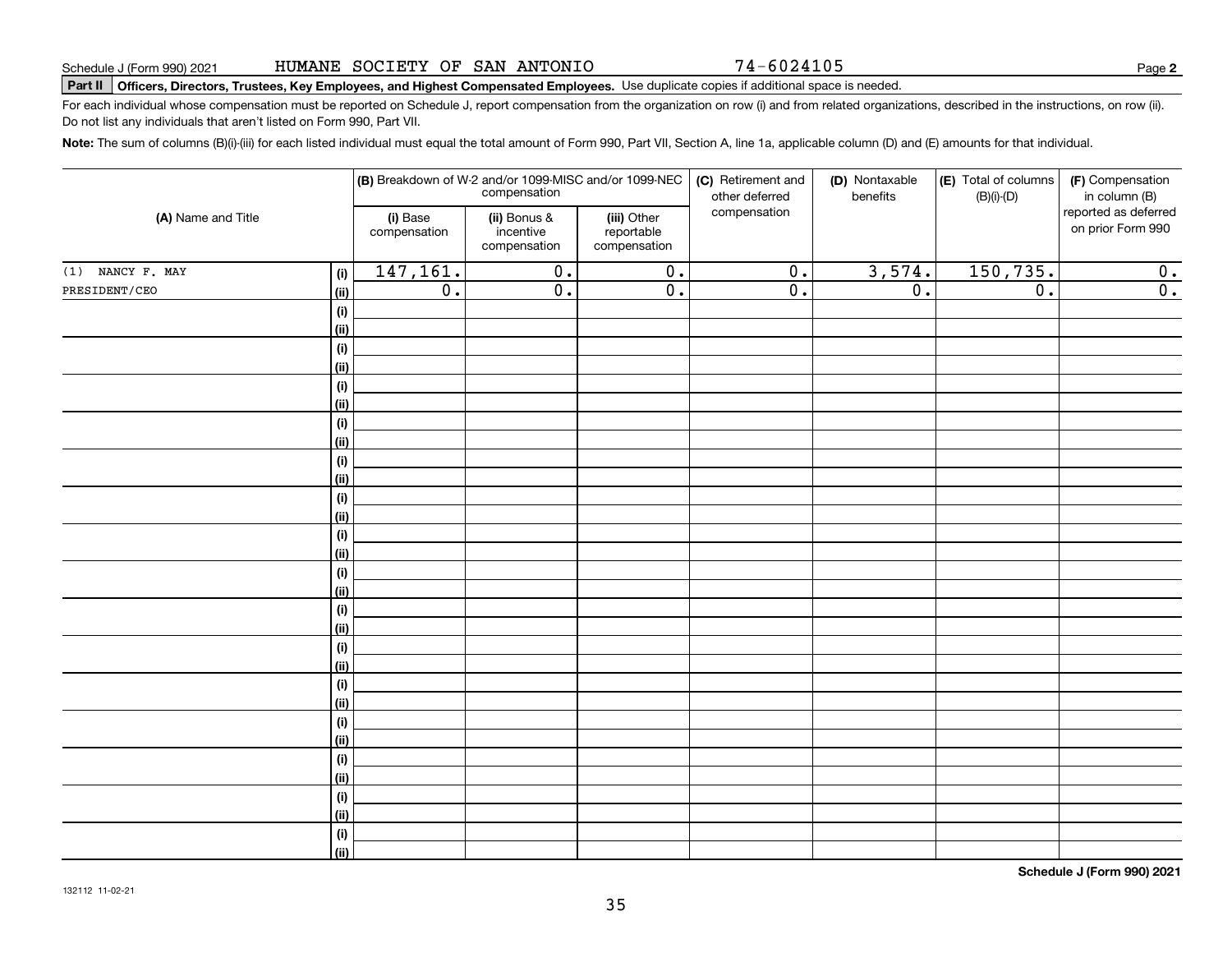Schedule J (Form 990) 2021 HUMANE SOCIETY OF SAN ANTONIO 74-6024105 Page **2**

**Part II** **Officers, Directors, Trustees, Key Employees, and Highest Compensated Employees.** Use duplicate copies if additional space is needed.

For each individual whose compensation must be reported on Schedule J, report compensation from the organization on row (i) and from related organizations, described in the instructions, on row (ii). Do not list any individuals that aren't listed on Form 990, Part VII.

**Note:** The sum of columns (B)(i)-(iii) for each listed individual must equal the total amount of Form 990, Part VII, Section A, line 1a, applicable column (D) and (E) amounts for that individual.

| (A) Name and Title | | (B) Breakdown of W-2 and/or 1099-MISC and/or 1099-NEC compensation | | | (C) Retirement and other deferred compensation | (D) Nontaxable benefits | (E) Total of columns (B)(i)-(D) | (F) Compensation in column (B) reported as deferred on prior Form 990 |
|---|---|---|---|---|---|---|---|---|
| | | (i) Base compensation | (ii) Bonus & incentive compensation | (iii) Other reportable compensation | | | | |
| (1) NANCY F. MAY | (i) | 147,161. | 0. | 0. | 0. | 3,574. | 150,735. | 0. |
| PRESIDENT/CEO | (ii) | 0. | 0. | 0. | 0. | 0. | 0. | 0. |
| | (i) | | | | | | | |
| | (ii) | | | | | | | |
| | (i) | | | | | | | |
| | (ii) | | | | | | | |
| | (i) | | | | | | | |
| | (ii) | | | | | | | |
| | (i) | | | | | | | |
| | (ii) | | | | | | | |
| | (i) | | | | | | | |
| | (ii) | | | | | | | |
| | (i) | | | | | | | |
| | (ii) | | | | | | | |
| | (i) | | | | | | | |
| | (ii) | | | | | | | |
| | (i) | | | | | | | |
| | (ii) | | | | | | | |
| | (i) | | | | | | | |
| | (ii) | | | | | | | |
| | (i) | | | | | | | |
| | (ii) | | | | | | | |
| | (i) | | | | | | | |
| | (ii) | | | | | | | |
| | (i) | | | | | | | |
| | (ii) | | | | | | | |
| | (i) | | | | | | | |
| | (ii) | | | | | | | |
| | (i) | | | | | | | |
| | (ii) | | | | | | | |
| | (i) | | | | | | | |
| | (ii) | | | | | | | |

**Schedule J (Form 990) 2021**

132112 11-02-21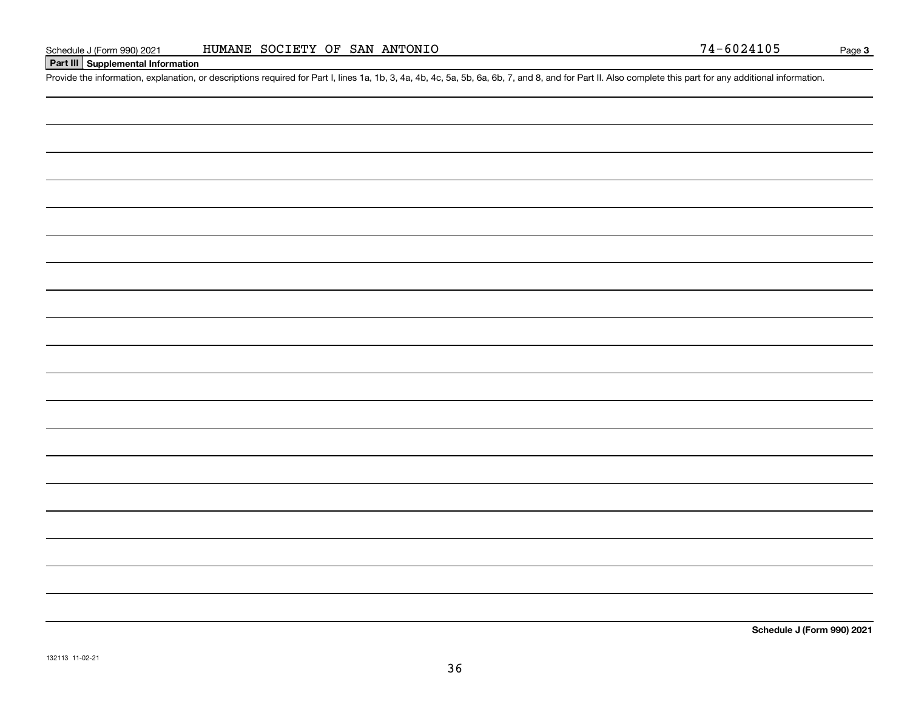Schedule J (Form 990) 2021 HUMANE SOCIETY OF SAN ANTONIO 74-6024105

## Part III Supplemental Information

Provide the information, explanation, or descriptions required for Part I, lines 1a, 1b, 3, 4a, 4b, 4c, 5a, 5b, 6a, 6b, 7, and 8, and for Part II. Also complete this part for any additional information.

Schedule J (Form 990) 2021

132113 11-02-21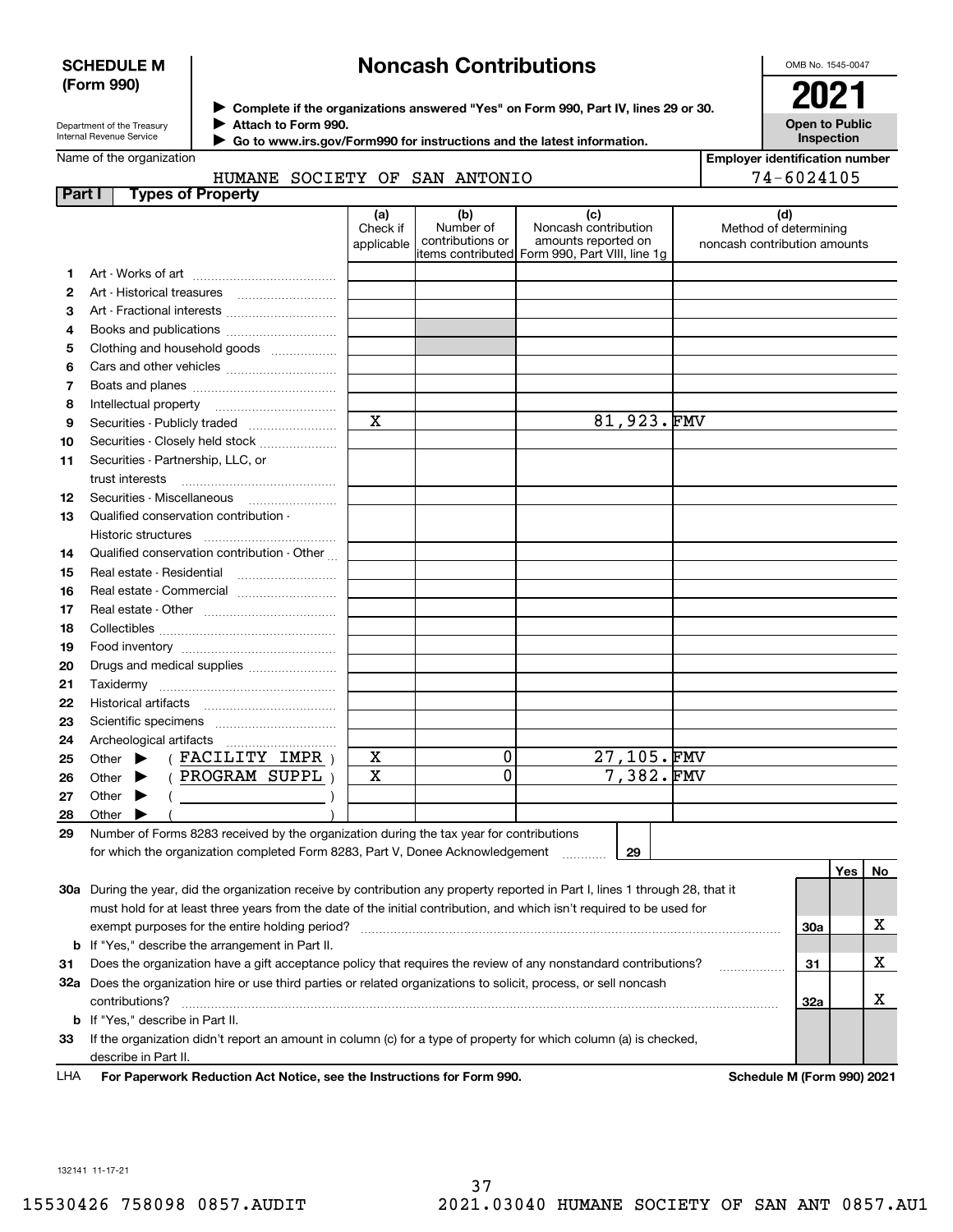**SCHEDULE M (Form 990)**

Department of the Treasury
Internal Revenue Service

# Noncash Contributions

▶ Complete if the organizations answered "Yes" on Form 990, Part IV, lines 29 or 30.
▶ Attach to Form 990.
▶ Go to www.irs.gov/Form990 for instructions and the latest information.

OMB No. 1545-0047

**2021**

**Open to Public Inspection**

Name of the organization: HUMANE SOCIETY OF SAN ANTONIO

Employer identification number: 74-6024105

## Part I Types of Property

| | | (a) Check if applicable | (b) Number of contributions or items contributed | (c) Noncash contribution amounts reported on Form 990, Part VIII, line 1g | (d) Method of determining noncash contribution amounts |
|---|---|---|---|---|---|
| 1 | Art - Works of art | | | | |
| 2 | Art - Historical treasures | | | | |
| 3 | Art - Fractional interests | | | | |
| 4 | Books and publications | | | | |
| 5 | Clothing and household goods | | | | |
| 6 | Cars and other vehicles | | | | |
| 7 | Boats and planes | | | | |
| 8 | Intellectual property | | | | |
| 9 | Securities - Publicly traded | X | | 81,923. | FMV |
| 10 | Securities - Closely held stock | | | | |
| 11 | Securities - Partnership, LLC, or trust interests | | | | |
| 12 | Securities - Miscellaneous | | | | |
| 13 | Qualified conservation contribution - Historic structures | | | | |
| 14 | Qualified conservation contribution - Other | | | | |
| 15 | Real estate - Residential | | | | |
| 16 | Real estate - Commercial | | | | |
| 17 | Real estate - Other | | | | |
| 18 | Collectibles | | | | |
| 19 | Food inventory | | | | |
| 20 | Drugs and medical supplies | | | | |
| 21 | Taxidermy | | | | |
| 22 | Historical artifacts | | | | |
| 23 | Scientific specimens | | | | |
| 24 | Archeological artifacts | | | | |
| 25 | Other ▶ ( FACILITY IMPR ) | X | 0 | 27,105. | FMV |
| 26 | Other ▶ ( PROGRAM SUPPL ) | X | 0 | 7,382. | FMV |
| 27 | Other ▶ ( ) | | | | |
| 28 | Other ▶ ( ) | | | | |

29 Number of Forms 8283 received by the organization during the tax year for contributions for which the organization completed Form 8283, Part V, Donee Acknowledgement ..... 29

| | | | Yes | No |
|---|---|---|---|---|
| 30a | During the year, did the organization receive by contribution any property reported in Part I, lines 1 through 28, that it must hold for at least three years from the date of the initial contribution, and which isn't required to be used for exempt purposes for the entire holding period? | 30a | | X |
| b | If "Yes," describe the arrangement in Part II. | | | |
| 31 | Does the organization have a gift acceptance policy that requires the review of any nonstandard contributions? | 31 | | X |
| 32a | Does the organization hire or use third parties or related organizations to solicit, process, or sell noncash contributions? | 32a | | X |
| b | If "Yes," describe in Part II. | | | |
| 33 | If the organization didn't report an amount in column (c) for a type of property for which column (a) is checked, describe in Part II. | | | |

LHA **For Paperwork Reduction Act Notice, see the Instructions for Form 990.** **Schedule M (Form 990) 2021**

132141 11-17-21

15530426 758098 0857.AUDIT 2021.03040 HUMANE SOCIETY OF SAN ANT 0857.AU1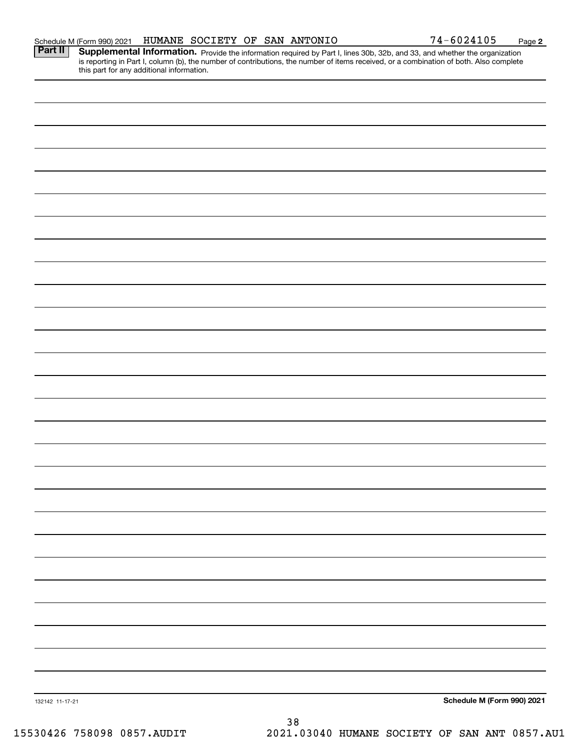Schedule M (Form 990) 2021 HUMANE SOCIETY OF SAN ANTONIO 74-6024105 Page 2

**Part II** **Supplemental Information.** Provide the information required by Part I, lines 30b, 32b, and 33, and whether the organization is reporting in Part I, column (b), the number of contributions, the number of items received, or a combination of both. Also complete this part for any additional information.

132142 11-17-21

**Schedule M (Form 990) 2021**

15530426 758098 0857.AUDIT 2021.03040 HUMANE SOCIETY OF SAN ANT 0857.AU1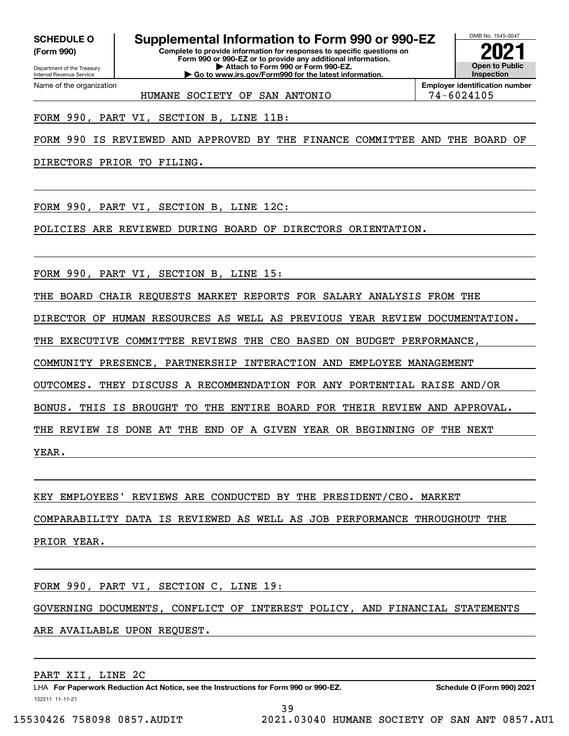**SCHEDULE O (Form 990)**

Department of the Treasury
Internal Revenue Service

# Supplemental Information to Form 990 or 990-EZ

**Complete to provide information for responses to specific questions on Form 990 or 990-EZ or to provide any additional information.**
**▶ Attach to Form 990 or Form 990-EZ.**
**▶ Go to www.irs.gov/Form990 for the latest information.**

OMB No. 1545-0047

**2021**

**Open to Public Inspection**

Name of the organization: HUMANE SOCIETY OF SAN ANTONIO

**Employer identification number** 74-6024105

FORM 990, PART VI, SECTION B, LINE 11B:

FORM 990 IS REVIEWED AND APPROVED BY THE FINANCE COMMITTEE AND THE BOARD OF DIRECTORS PRIOR TO FILING.

FORM 990, PART VI, SECTION B, LINE 12C:

POLICIES ARE REVIEWED DURING BOARD OF DIRECTORS ORIENTATION.

FORM 990, PART VI, SECTION B, LINE 15:

THE BOARD CHAIR REQUESTS MARKET REPORTS FOR SALARY ANALYSIS FROM THE DIRECTOR OF HUMAN RESOURCES AS WELL AS PREVIOUS YEAR REVIEW DOCUMENTATION. THE EXECUTIVE COMMITTEE REVIEWS THE CEO BASED ON BUDGET PERFORMANCE, COMMUNITY PRESENCE, PARTNERSHIP INTERACTION AND EMPLOYEE MANAGEMENT OUTCOMES. THEY DISCUSS A RECOMMENDATION FOR ANY PORTENTIAL RAISE AND/OR BONUS. THIS IS BROUGHT TO THE ENTIRE BOARD FOR THEIR REVIEW AND APPROVAL. THE REVIEW IS DONE AT THE END OF A GIVEN YEAR OR BEGINNING OF THE NEXT YEAR.

KEY EMPLOYEES' REVIEWS ARE CONDUCTED BY THE PRESIDENT/CEO. MARKET COMPARABILITY DATA IS REVIEWED AS WELL AS JOB PERFORMANCE THROUGHOUT THE PRIOR YEAR.

FORM 990, PART VI, SECTION C, LINE 19:

GOVERNING DOCUMENTS, CONFLICT OF INTEREST POLICY, AND FINANCIAL STATEMENTS ARE AVAILABLE UPON REQUEST.

PART XII, LINE 2C

LHA **For Paperwork Reduction Act Notice, see the Instructions for Form 990 or 990-EZ.** **Schedule O (Form 990) 2021**

132211 11-11-21

15530426 758098 0857.AUDIT 2021.03040 HUMANE SOCIETY OF SAN ANT 0857.AU1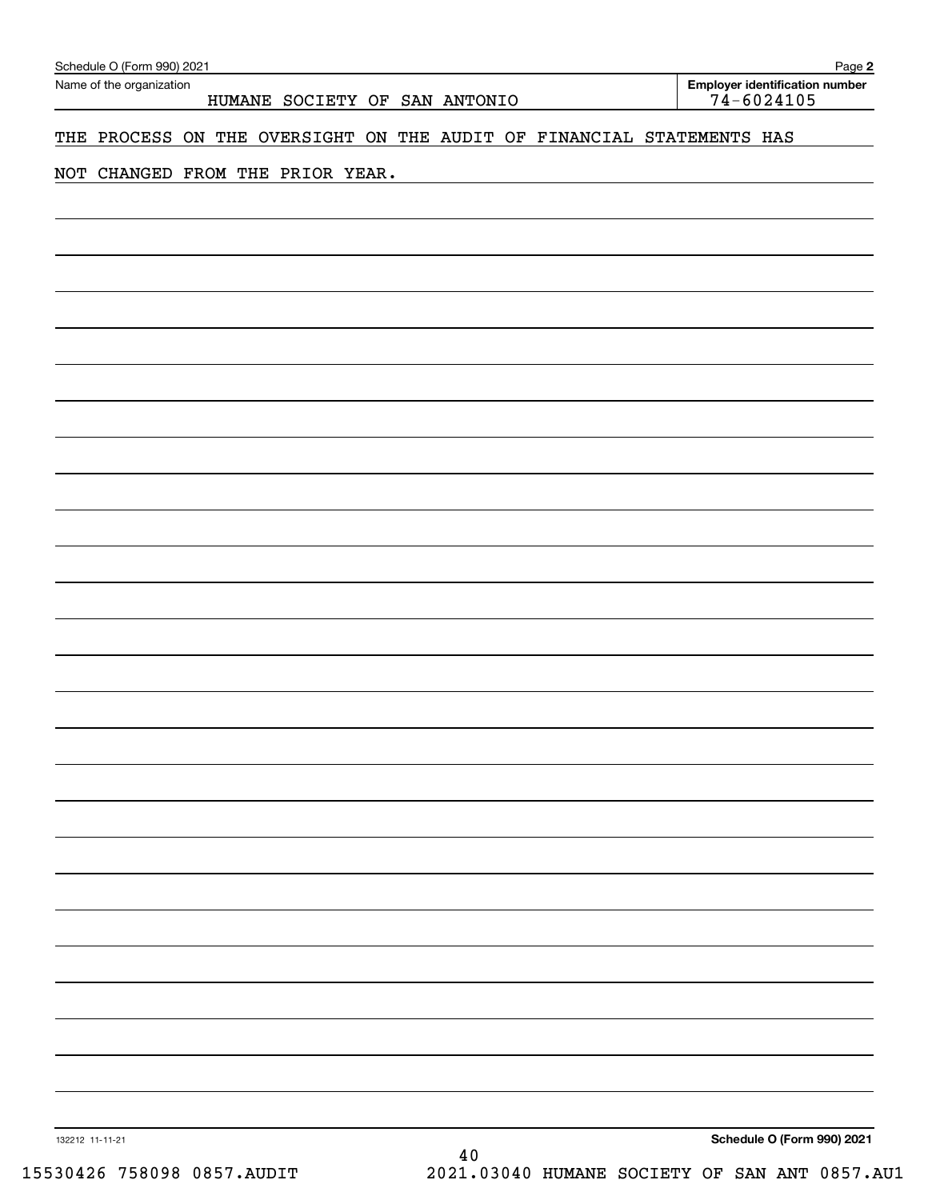Schedule O (Form 990) 2021

Name of the organization: HUMANE SOCIETY OF SAN ANTONIO

**Employer identification number** 74-6024105

THE PROCESS ON THE OVERSIGHT ON THE AUDIT OF FINANCIAL STATEMENTS HAS NOT CHANGED FROM THE PRIOR YEAR.